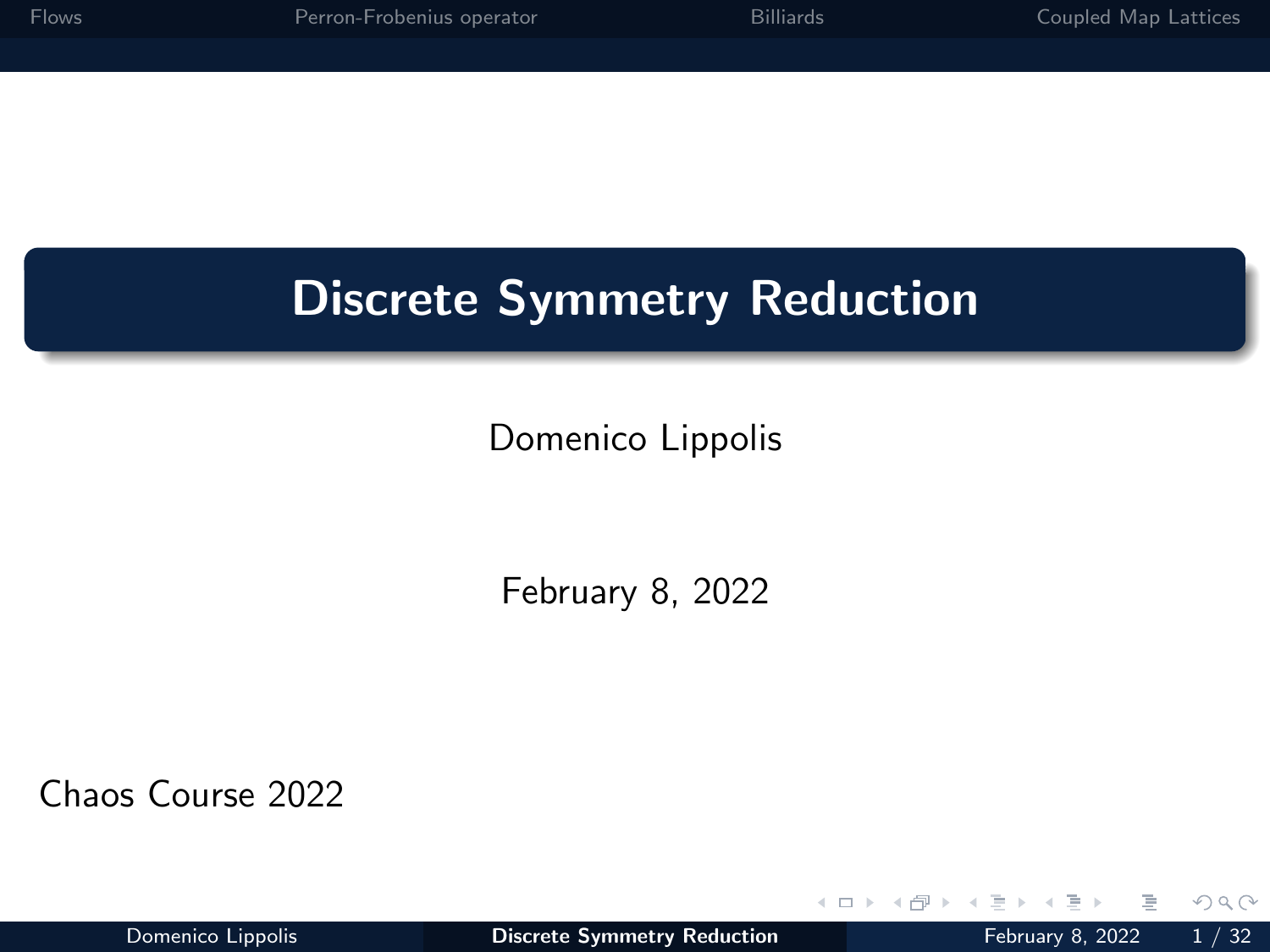# Discrete Symmetry Reduction

Domenico Lippolis

February 8, 2022

Chaos Course 2022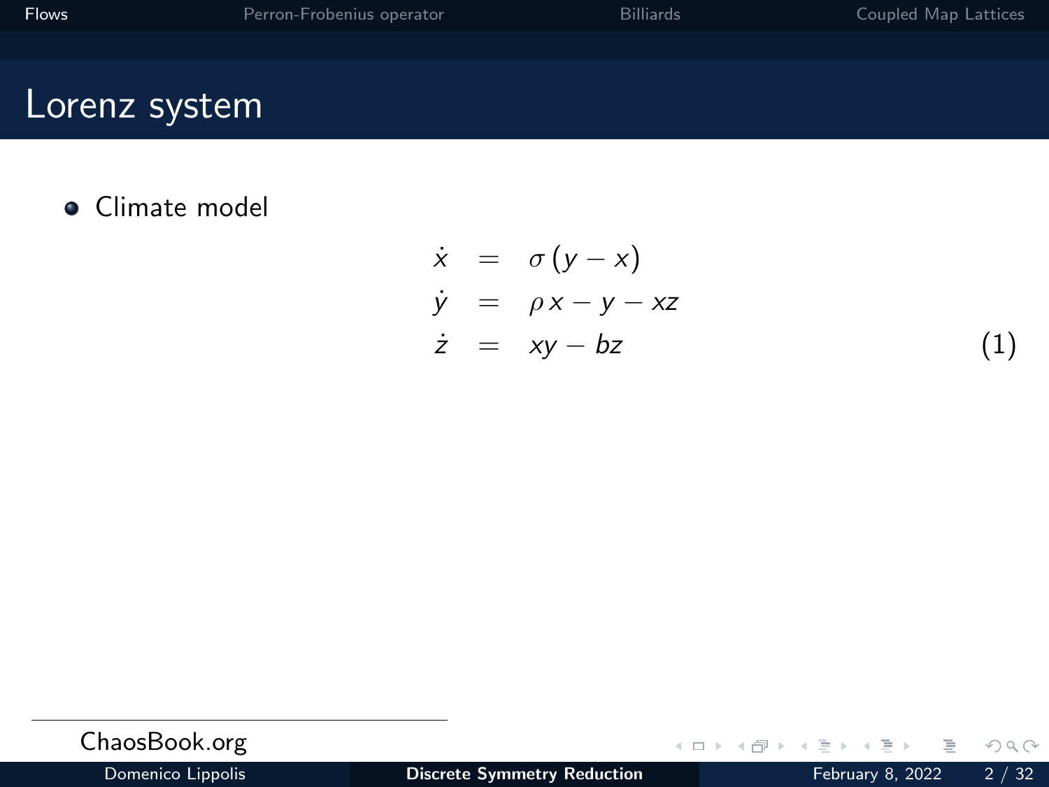# Lorenz system

- Climate model

$$
\begin{aligned}
\dot{x} &= \sigma\,(y - x) \\
\dot{y} &= \rho\,x - y - xz \\
\dot{z} &= xy - bz
\end{aligned}
\tag{1}
$$

ChaosBook.org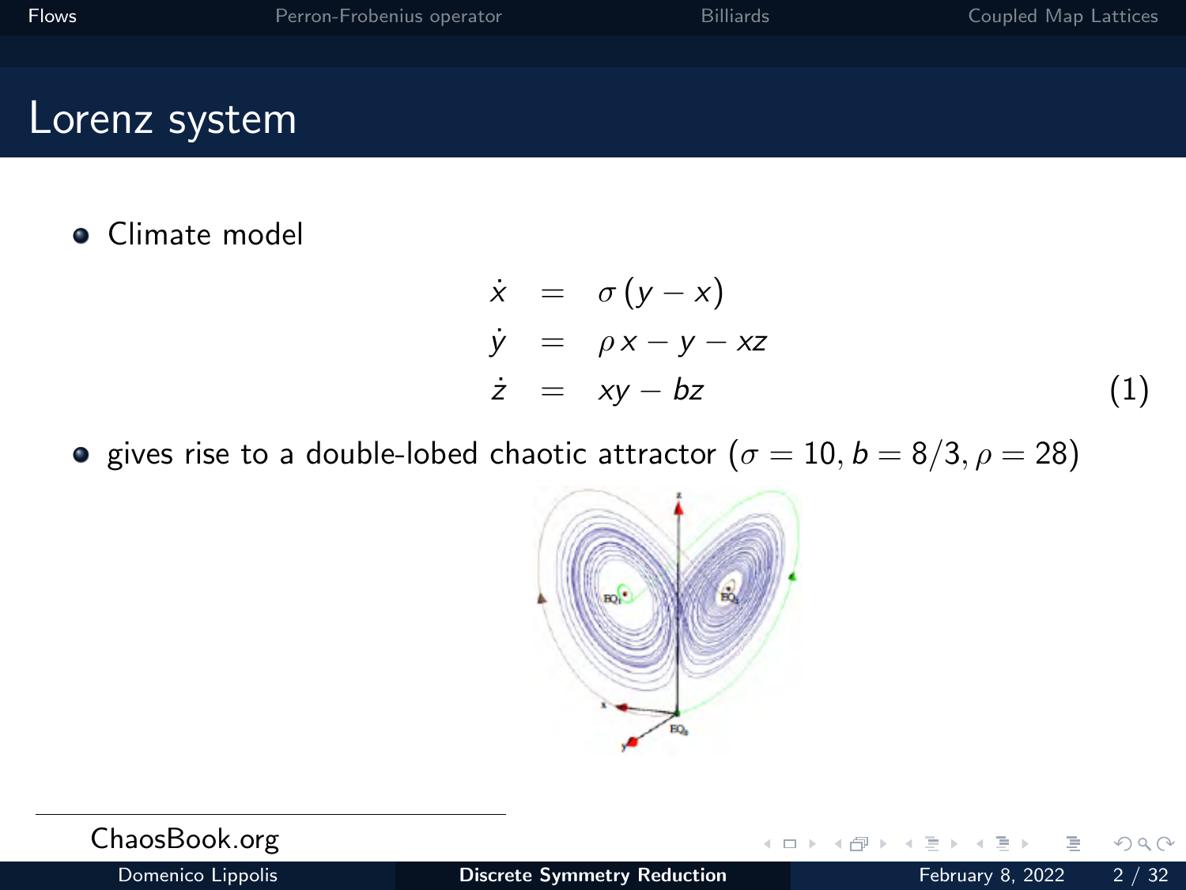# Lorenz system

- Climate model

$$
\begin{aligned}
\dot{x} &= \sigma\,(y - x) \\
\dot{y} &= \rho\,x - y - xz \\
\dot{z} &= xy - bz
\end{aligned}
\tag{1}
$$

- gives rise to a double-lobed chaotic attractor ($\sigma = 10, b = 8/3, \rho = 28$)

ChaosBook.org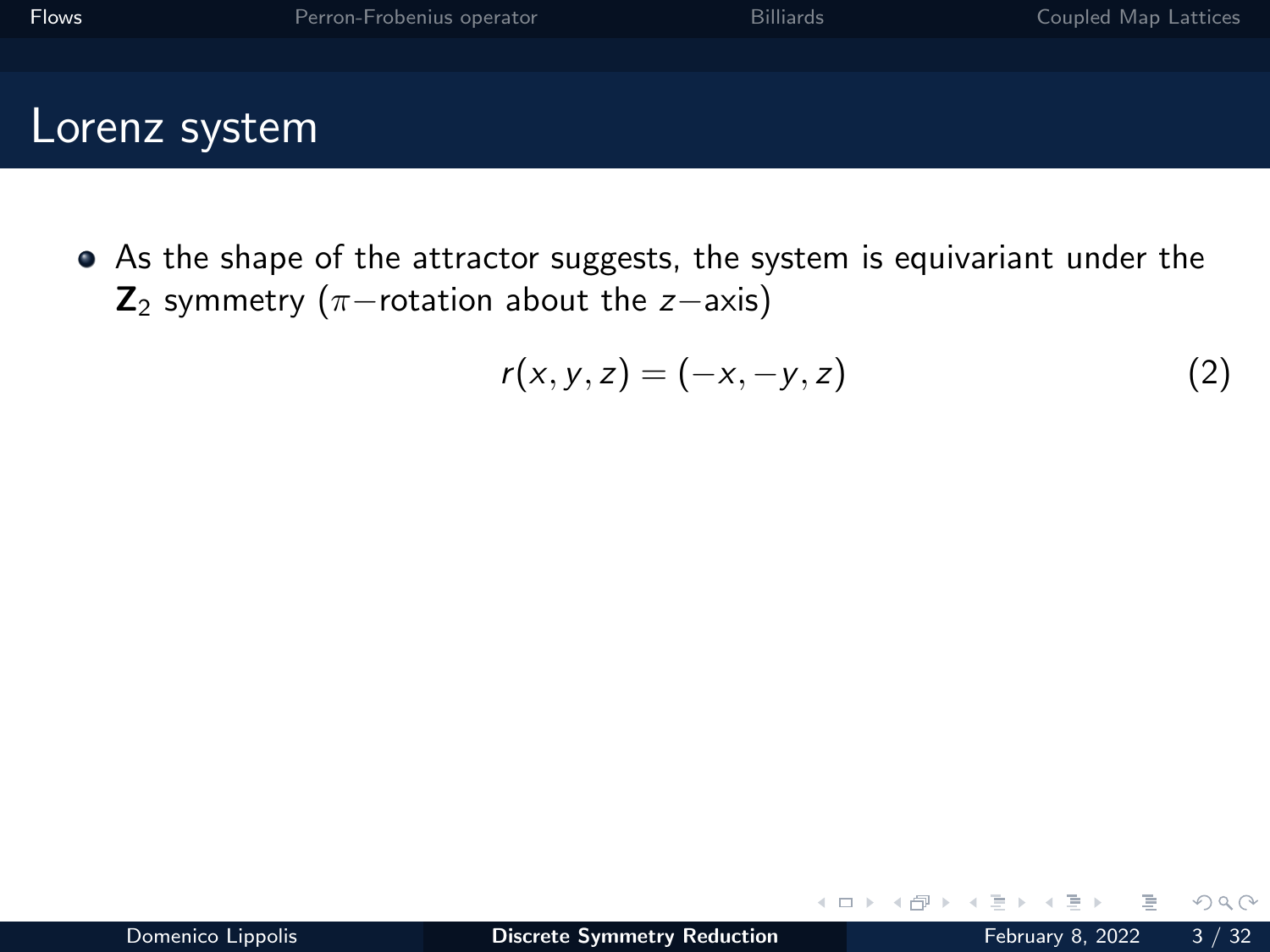## Lorenz system

- As the shape of the attractor suggests, the system is equivariant under the $\mathbf{Z}_2$ symmetry ($\pi-$rotation about the $z-$axis)

$$r(x, y, z) = (-x, -y, z) \tag{2}$$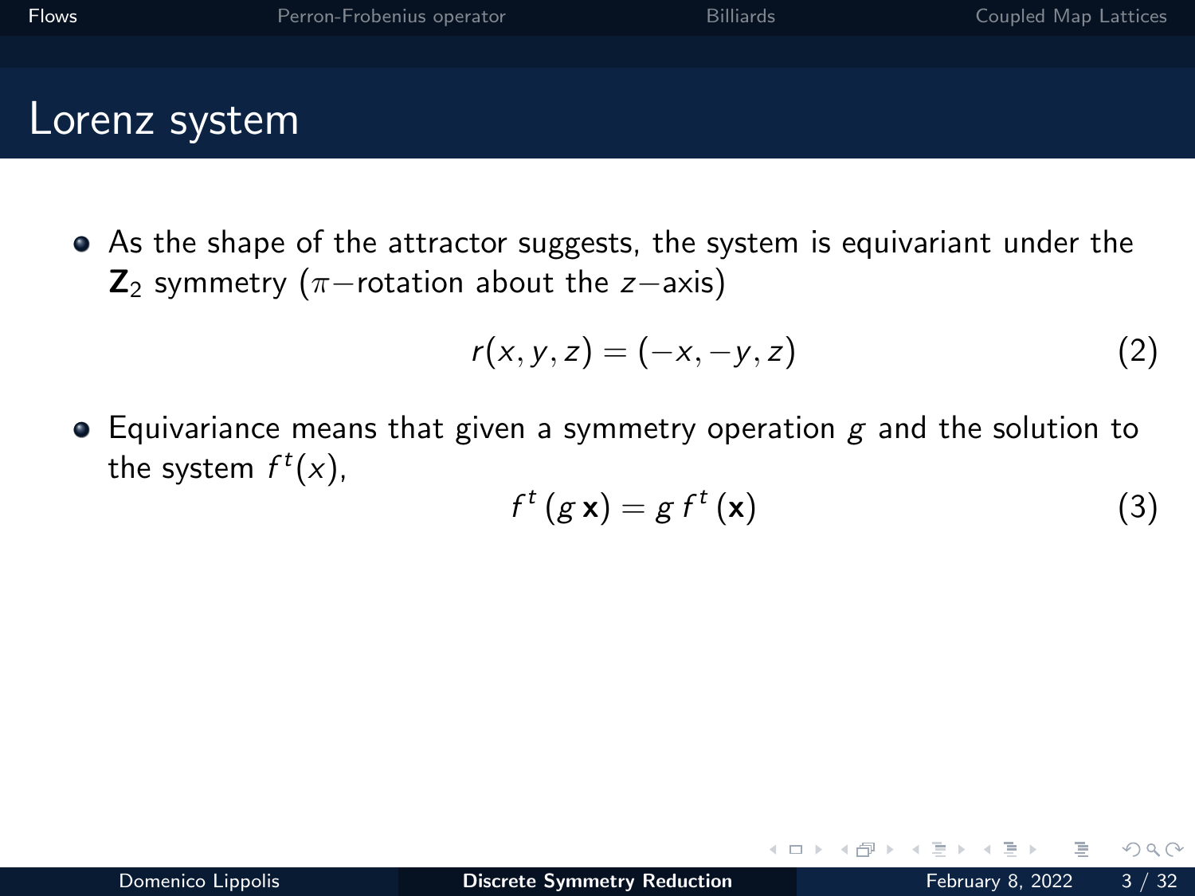# Lorenz system

- As the shape of the attractor suggests, the system is equivariant under the $\mathbf{Z}_2$ symmetry ($\pi-$rotation about the $z-$axis)

$$r(x, y, z) = (-x, -y, z) \tag{2}$$

- Equivariance means that given a symmetry operation $g$ and the solution to the system $f^t(x)$,

$$f^t\left(g\,\mathbf{x}\right) = g\,f^t\left(\mathbf{x}\right) \tag{3}$$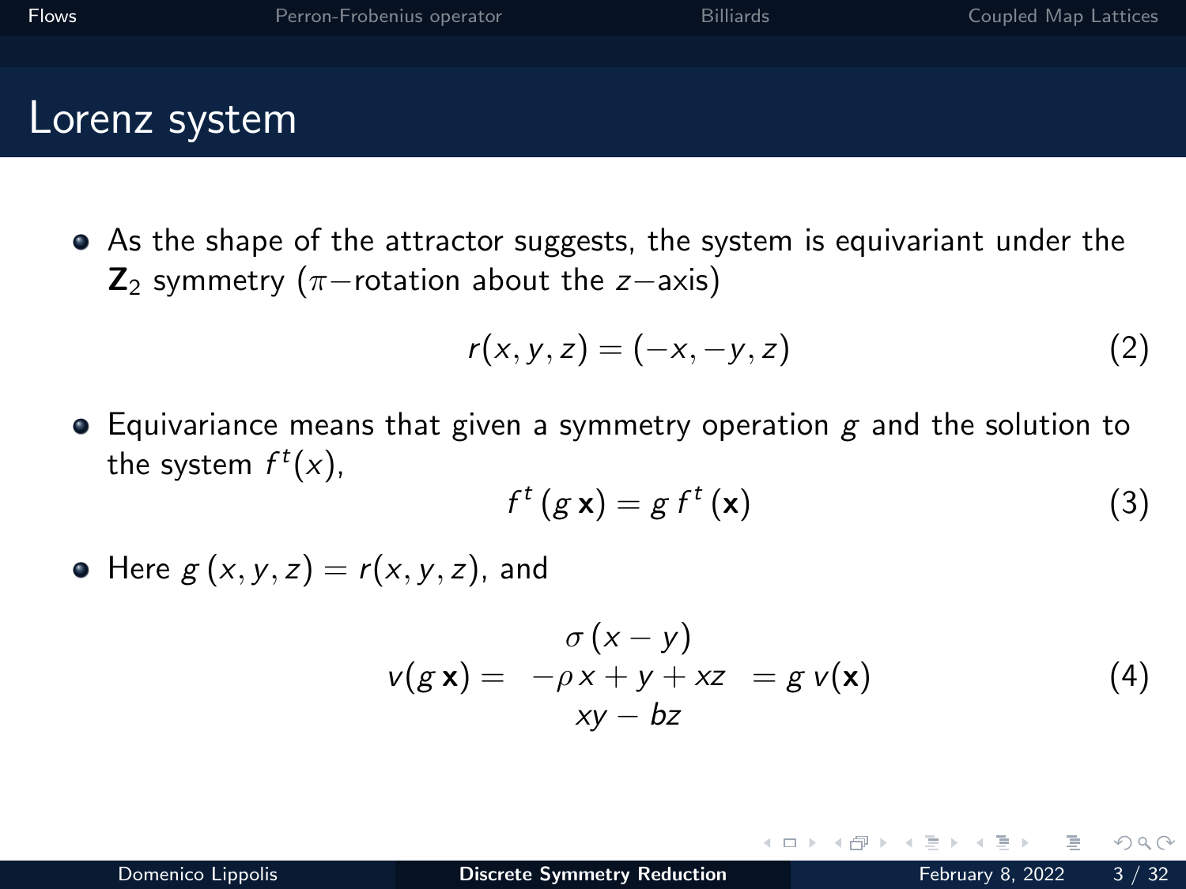# Lorenz system

- As the shape of the attractor suggests, the system is equivariant under the $\mathbf{Z}_2$ symmetry ($\pi-$rotation about the $z-$axis)

$$r(x, y, z) = (-x, -y, z) \tag{2}$$

- Equivariance means that given a symmetry operation $g$ and the solution to the system $f^t(x)$,

$$f^t\,(g\,\mathbf{x}) = g\,f^t\,(\mathbf{x}) \tag{3}$$

- Here $g\,(x, y, z) = r(x, y, z)$, and

$$v(g\,\mathbf{x}) = \begin{matrix} \sigma\,(x-y) \\ -\rho\,x + y + xz \\ xy - bz \end{matrix} = g\,v(\mathbf{x}) \tag{4}$$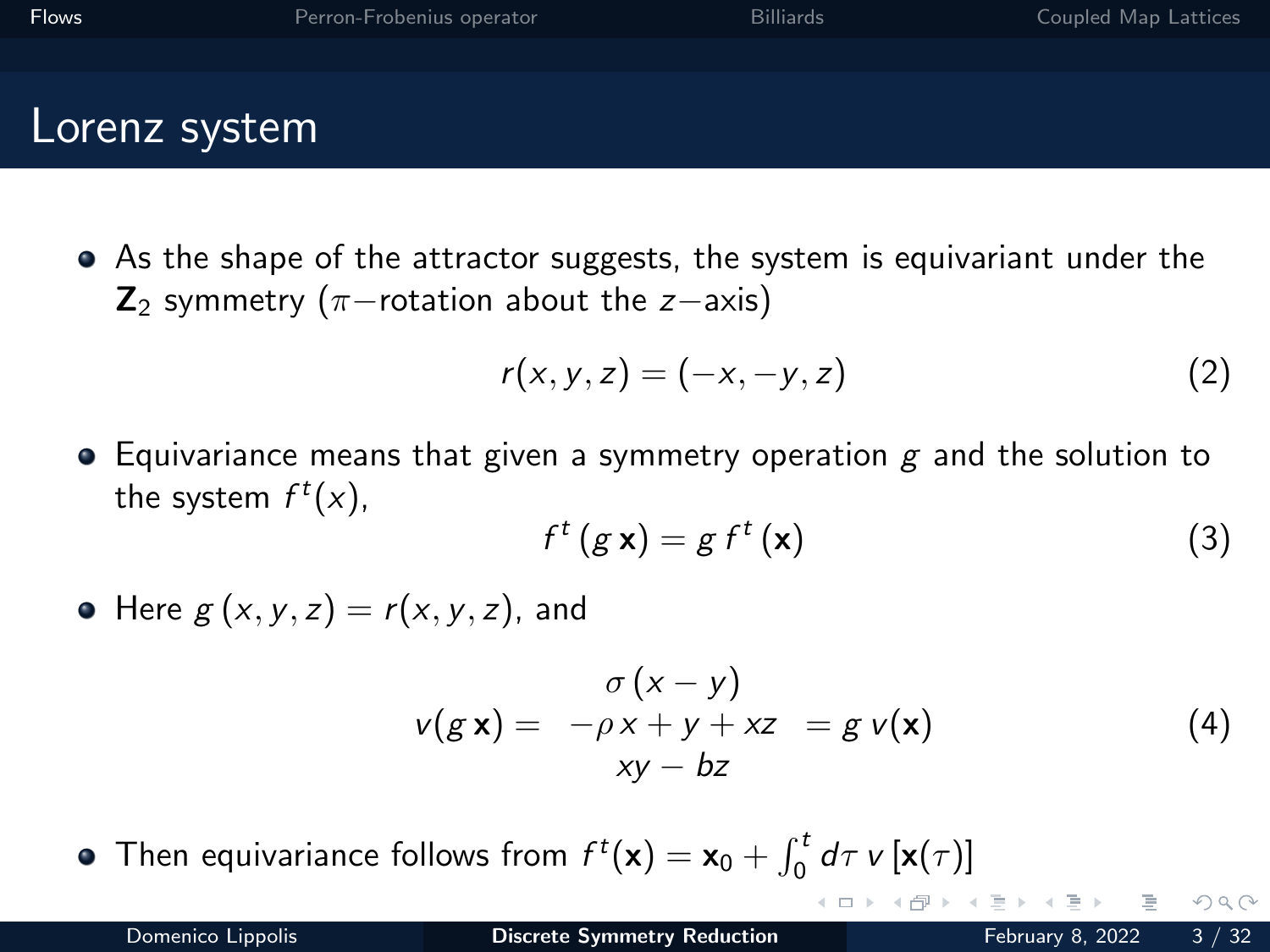# Lorenz system

- As the shape of the attractor suggests, the system is equivariant under the $\mathbf{Z}_2$ symmetry ($\pi-$rotation about the $z-$axis)

$$r(x, y, z) = (-x, -y, z) \tag{2}$$

- Equivariance means that given a symmetry operation $g$ and the solution to the system $f^t(x)$,

$$f^t\,(g\,\mathbf{x}) = g\,f^t\,(\mathbf{x}) \tag{3}$$

- Here $g\,(x, y, z) = r(x, y, z)$, and

$$v(g\,\mathbf{x}) = \begin{matrix} \sigma\,(x-y) \\ -\rho\,x + y + xz \\ xy - bz \end{matrix} = g\,v(\mathbf{x}) \tag{4}$$

- Then equivariance follows from $f^t(\mathbf{x}) = \mathbf{x}_0 + \int_0^t d\tau\; v\,[\mathbf{x}(\tau)]$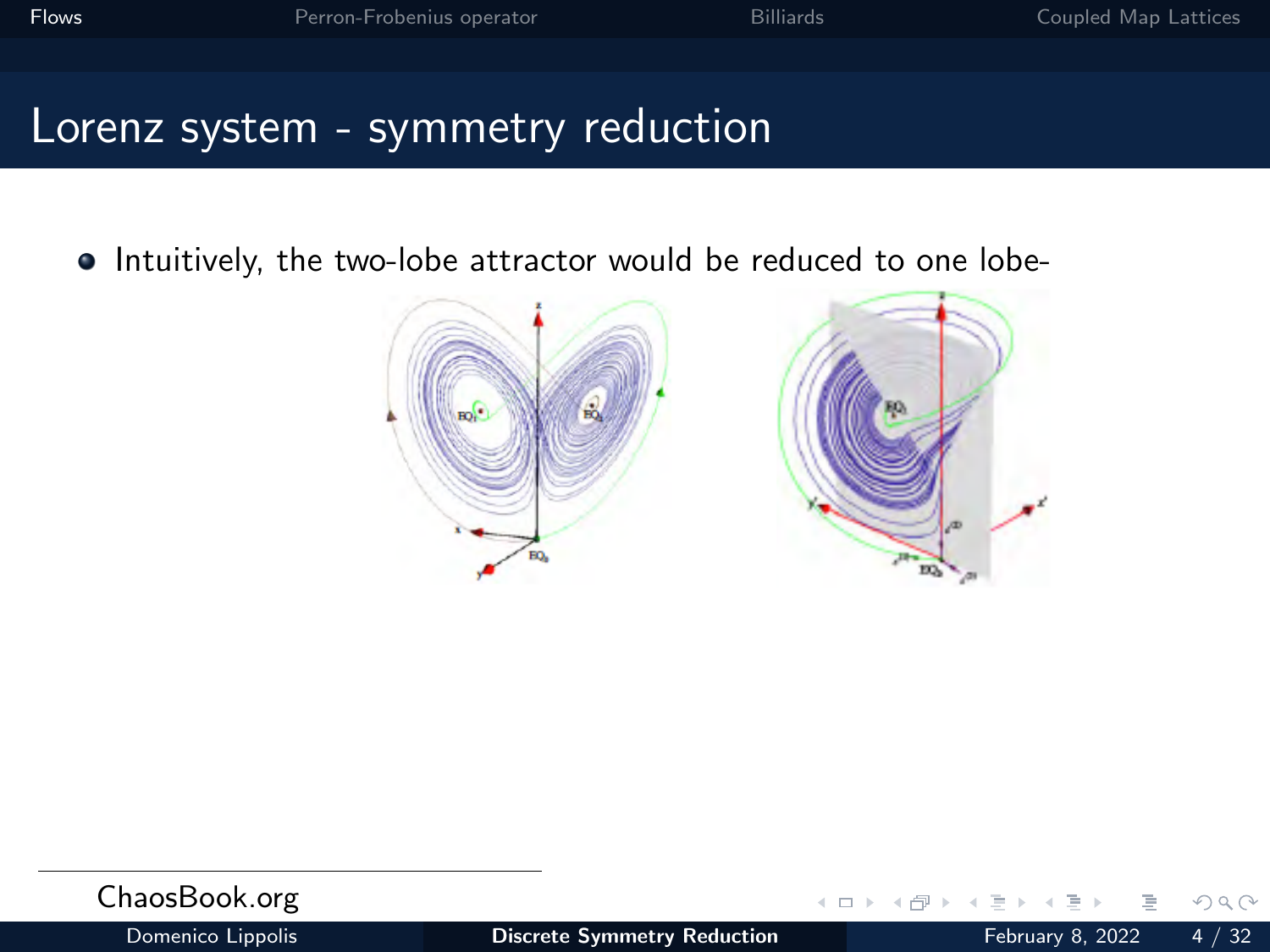# Lorenz system - symmetry reduction

- Intuitively, the two-lobe attractor would be reduced to one lobe-

ChaosBook.org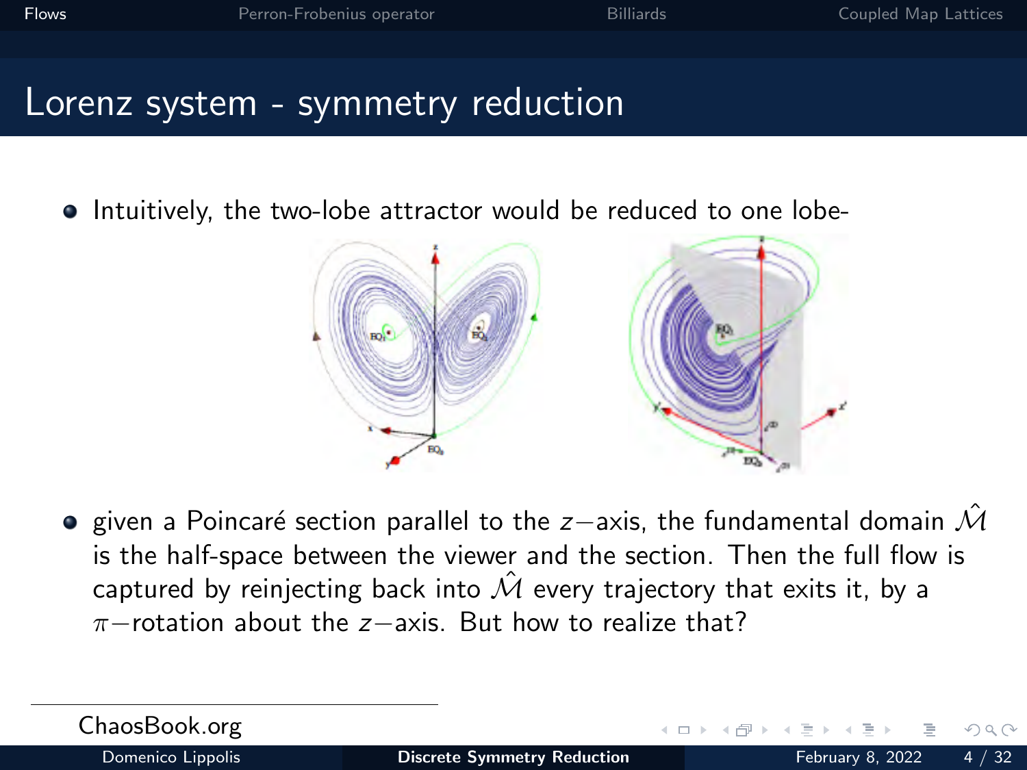# Lorenz system - symmetry reduction

- Intuitively, the two-lobe attractor would be reduced to one lobe-

- given a Poincaré section parallel to the $z-$axis, the fundamental domain $\hat{\mathcal{M}}$ is the half-space between the viewer and the section. Then the full flow is captured by reinjecting back into $\hat{\mathcal{M}}$ every trajectory that exits it, by a $\pi-$rotation about the $z-$axis. But how to realize that?

ChaosBook.org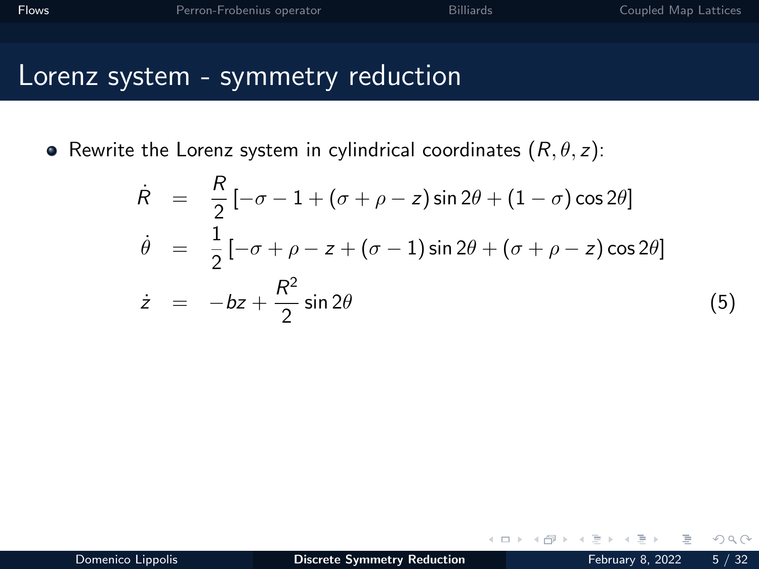# Lorenz system - symmetry reduction

- Rewrite the Lorenz system in cylindrical coordinates $(R, \theta, z)$:

$$
\begin{aligned}
\dot{R} &= \frac{R}{2}\left[-\sigma - 1 + (\sigma + \rho - z)\sin 2\theta + (1 - \sigma)\cos 2\theta\right] \\
\dot{\theta} &= \frac{1}{2}\left[-\sigma + \rho - z + (\sigma - 1)\sin 2\theta + (\sigma + \rho - z)\cos 2\theta\right] \\
\dot{z} &= -bz + \frac{R^2}{2}\sin 2\theta
\end{aligned}
\tag{5}
$$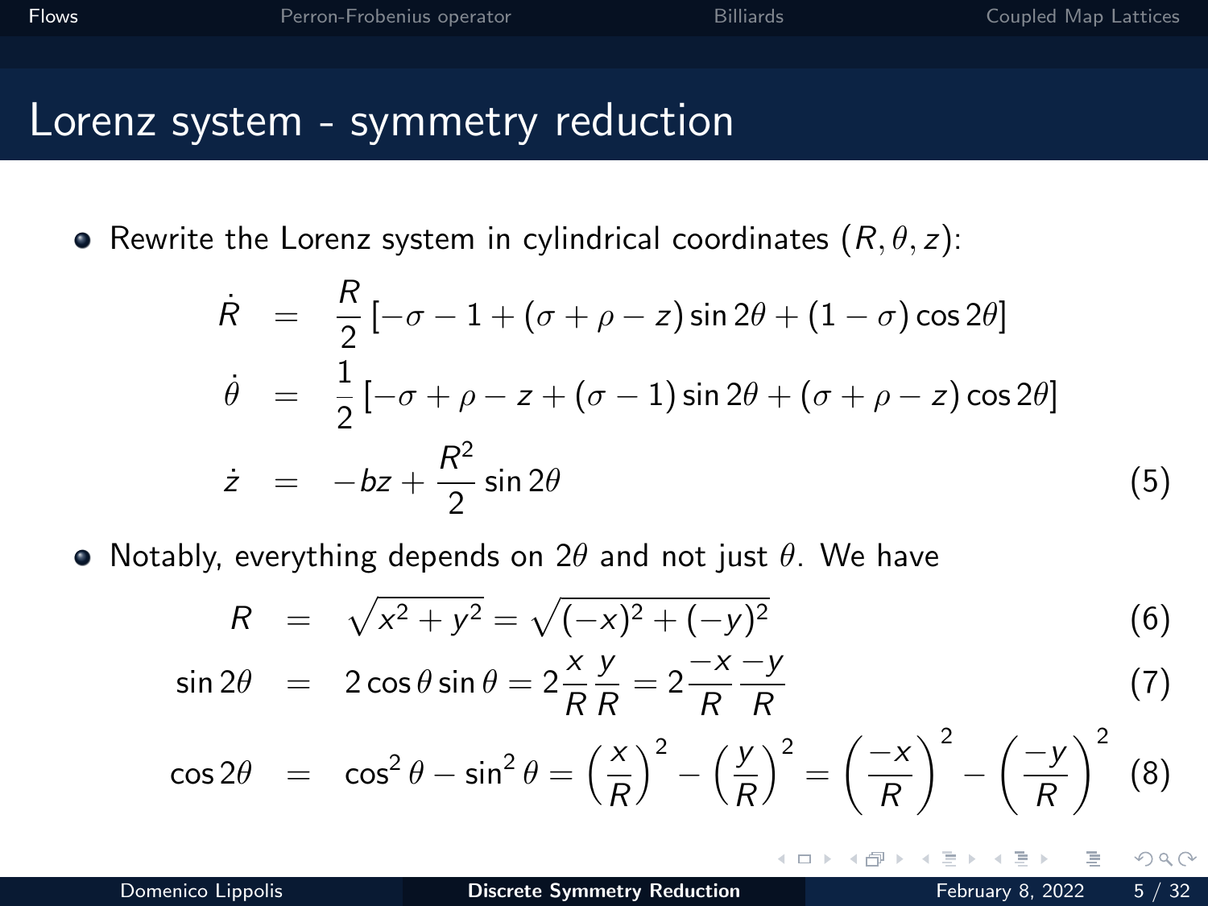# Lorenz system - symmetry reduction

- Rewrite the Lorenz system in cylindrical coordinates $(R, \theta, z)$:

$$
\begin{aligned}
\dot{R} &= \frac{R}{2}\left[-\sigma - 1 + (\sigma + \rho - z)\sin 2\theta + (1-\sigma)\cos 2\theta\right] \\
\dot{\theta} &= \frac{1}{2}\left[-\sigma + \rho - z + (\sigma - 1)\sin 2\theta + (\sigma + \rho - z)\cos 2\theta\right] \\
\dot{z} &= -bz + \frac{R^2}{2}\sin 2\theta
\end{aligned}
\tag{5}
$$

- Notably, everything depends on $2\theta$ and not just $\theta$. We have

$$
R = \sqrt{x^2 + y^2} = \sqrt{(-x)^2 + (-y)^2} \tag{6}
$$

$$
\sin 2\theta = 2\cos\theta\sin\theta = 2\frac{x}{R}\frac{y}{R} = 2\frac{-x}{R}\frac{-y}{R} \tag{7}
$$

$$
\cos 2\theta = \cos^2\theta - \sin^2\theta = \left(\frac{x}{R}\right)^2 - \left(\frac{y}{R}\right)^2 = \left(\frac{-x}{R}\right)^2 - \left(\frac{-y}{R}\right)^2 \tag{8}
$$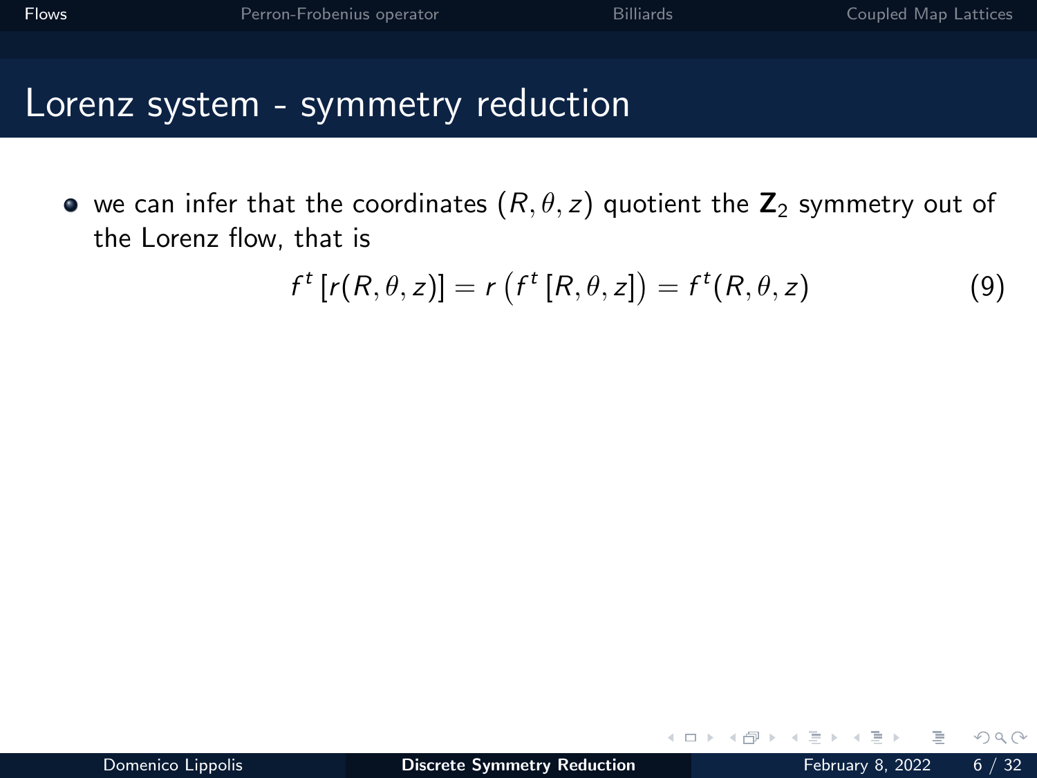# Lorenz system - symmetry reduction

- we can infer that the coordinates $(R, \theta, z)$ quotient the $\mathbf{Z}_2$ symmetry out of the Lorenz flow, that is

$$f^t\left[r(R,\theta,z)\right] = r\left(f^t\left[R,\theta,z\right]\right) = f^t(R,\theta,z) \tag{9}$$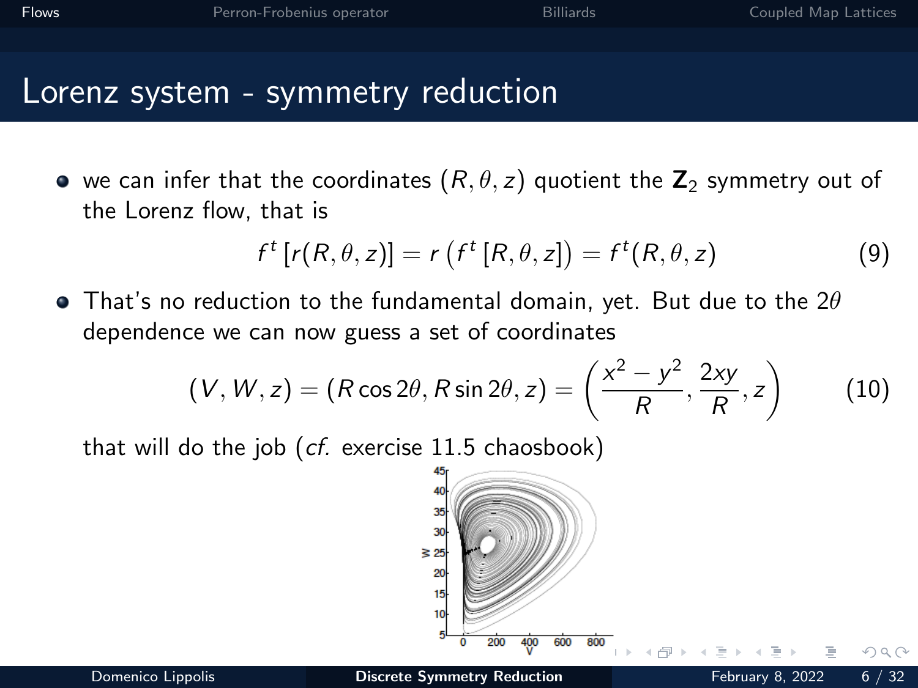# Lorenz system - symmetry reduction

- we can infer that the coordinates $(R, \theta, z)$ quotient the $\mathbf{Z}_2$ symmetry out of the Lorenz flow, that is

$$f^t[r(R,\theta,z)] = r\left(f^t[R,\theta,z]\right) = f^t(R,\theta,z) \tag{9}$$

- That's no reduction to the fundamental domain, yet. But due to the $2\theta$ dependence we can now guess a set of coordinates

$$(V, W, z) = (R\cos 2\theta, R\sin 2\theta, z) = \left(\frac{x^2 - y^2}{R}, \frac{2xy}{R}, z\right) \tag{10}$$

that will do the job (*cf.* exercise 11.5 chaosbook)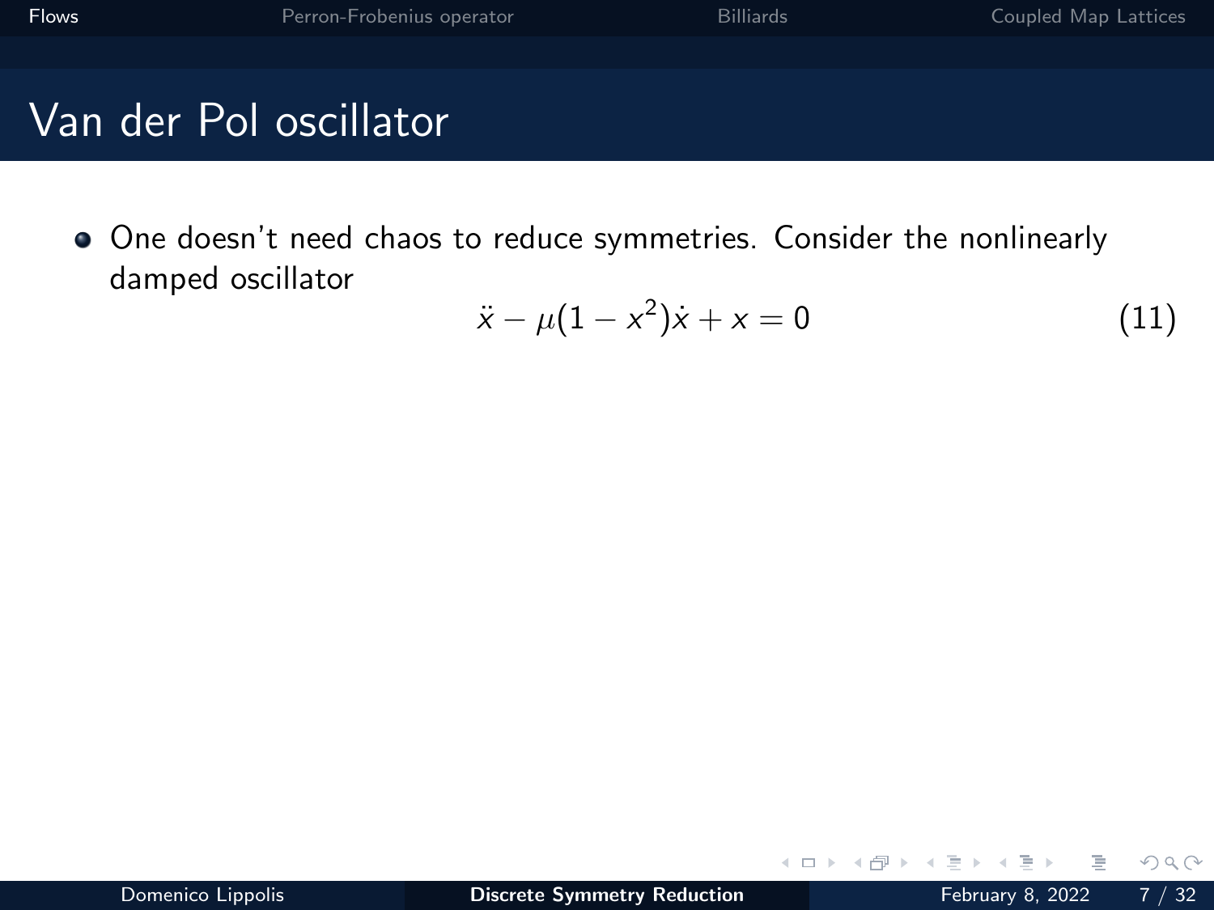# Van der Pol oscillator

- One doesn't need chaos to reduce symmetries. Consider the nonlinearly damped oscillator

$$\ddot{x} - \mu(1 - x^2)\dot{x} + x = 0 \tag{11}$$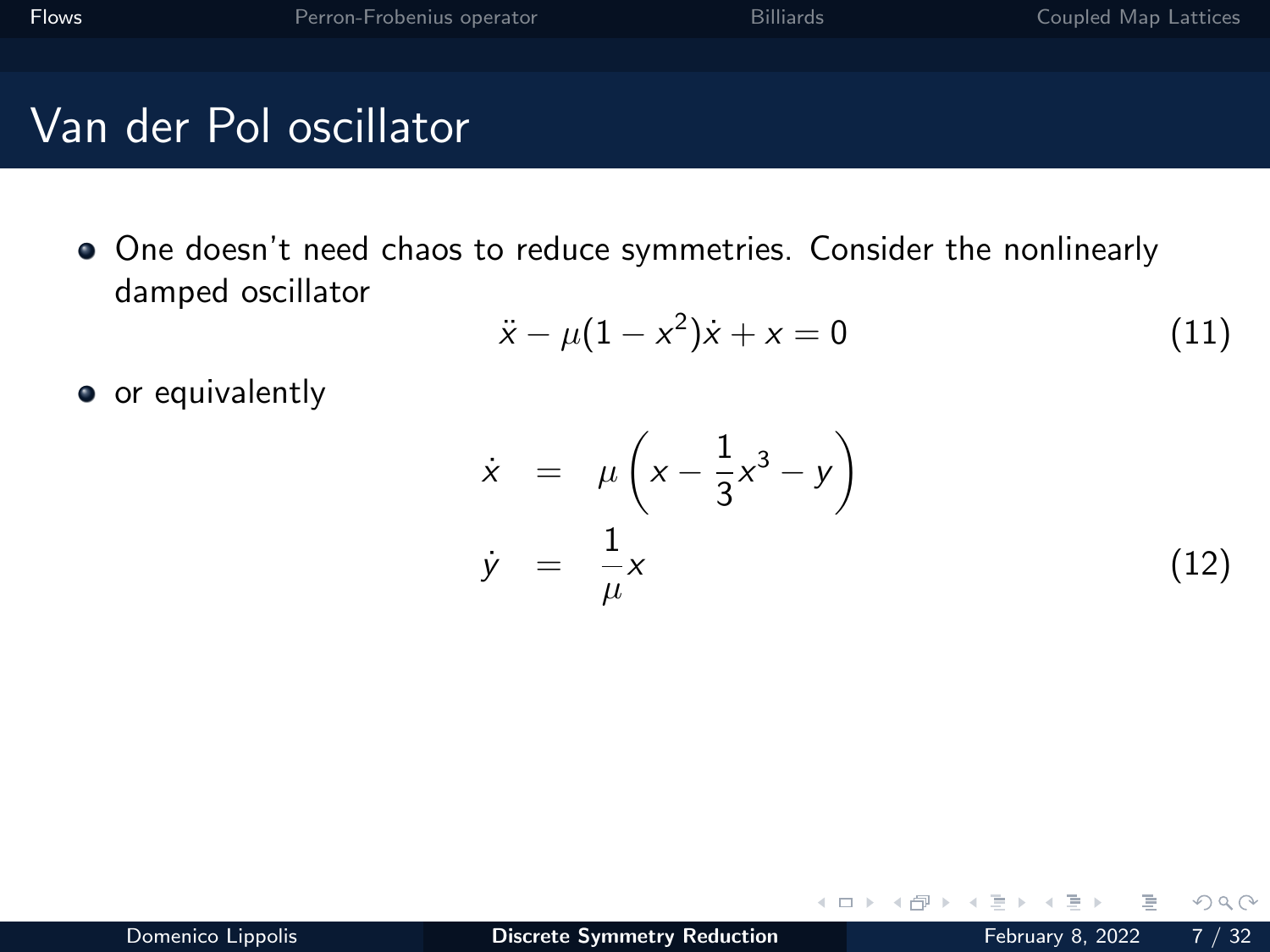# Van der Pol oscillator

- One doesn't need chaos to reduce symmetries. Consider the nonlinearly damped oscillator

$$\ddot{x} - \mu(1 - x^2)\dot{x} + x = 0 \tag{11}$$

- or equivalently

$$\begin{aligned} \dot{x} &= \mu\left(x - \frac{1}{3}x^3 - y\right) \\ \dot{y} &= \frac{1}{\mu}x \end{aligned} \tag{12}$$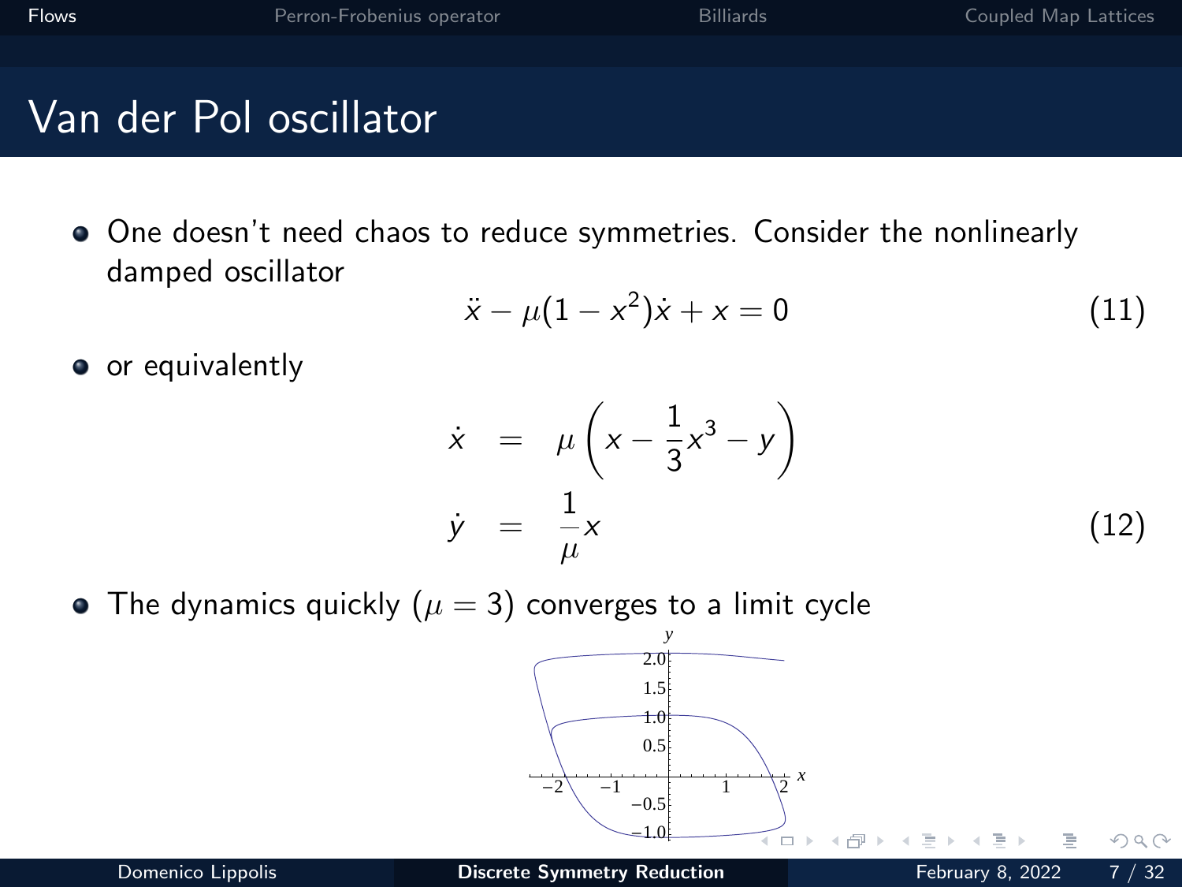# Van der Pol oscillator

- One doesn't need chaos to reduce symmetries. Consider the nonlinearly damped oscillator

$$\ddot{x} - \mu(1 - x^2)\dot{x} + x = 0 \tag{11}$$

- or equivalently

$$\begin{aligned} \dot{x} &= \mu\left(x - \frac{1}{3}x^3 - y\right) \\ \dot{y} &= \frac{1}{\mu}x \end{aligned} \tag{12}$$

- The dynamics quickly ($\mu = 3$) converges to a limit cycle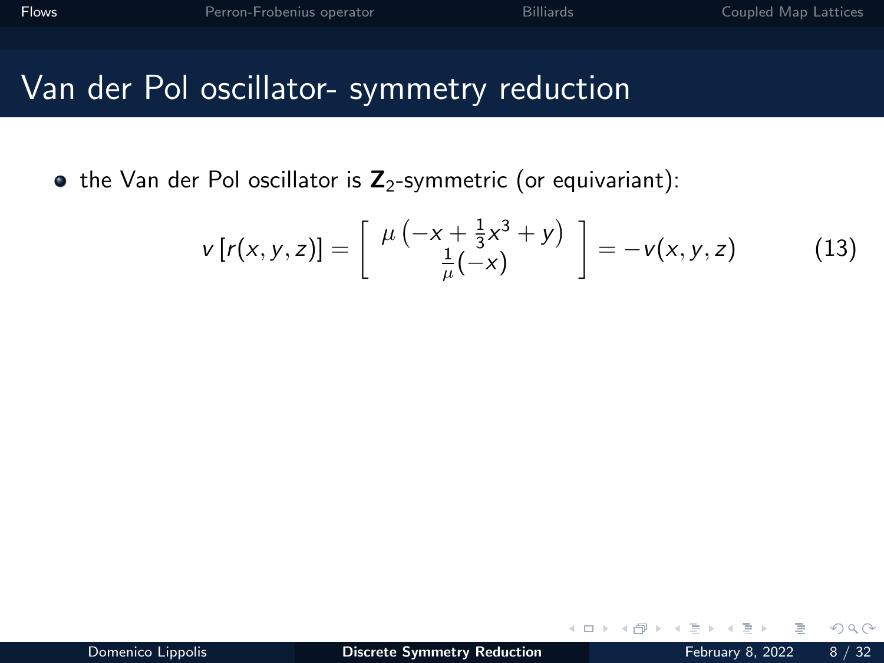# Van der Pol oscillator- symmetry reduction

- the Van der Pol oscillator is $\mathbf{Z}_2$-symmetric (or equivariant):

$$v\left[r(x,y,z)\right] = \begin{bmatrix} \mu\left(-x + \frac{1}{3}x^3 + y\right) \\ \frac{1}{\mu}(-x) \end{bmatrix} = -v(x,y,z) \tag{13}$$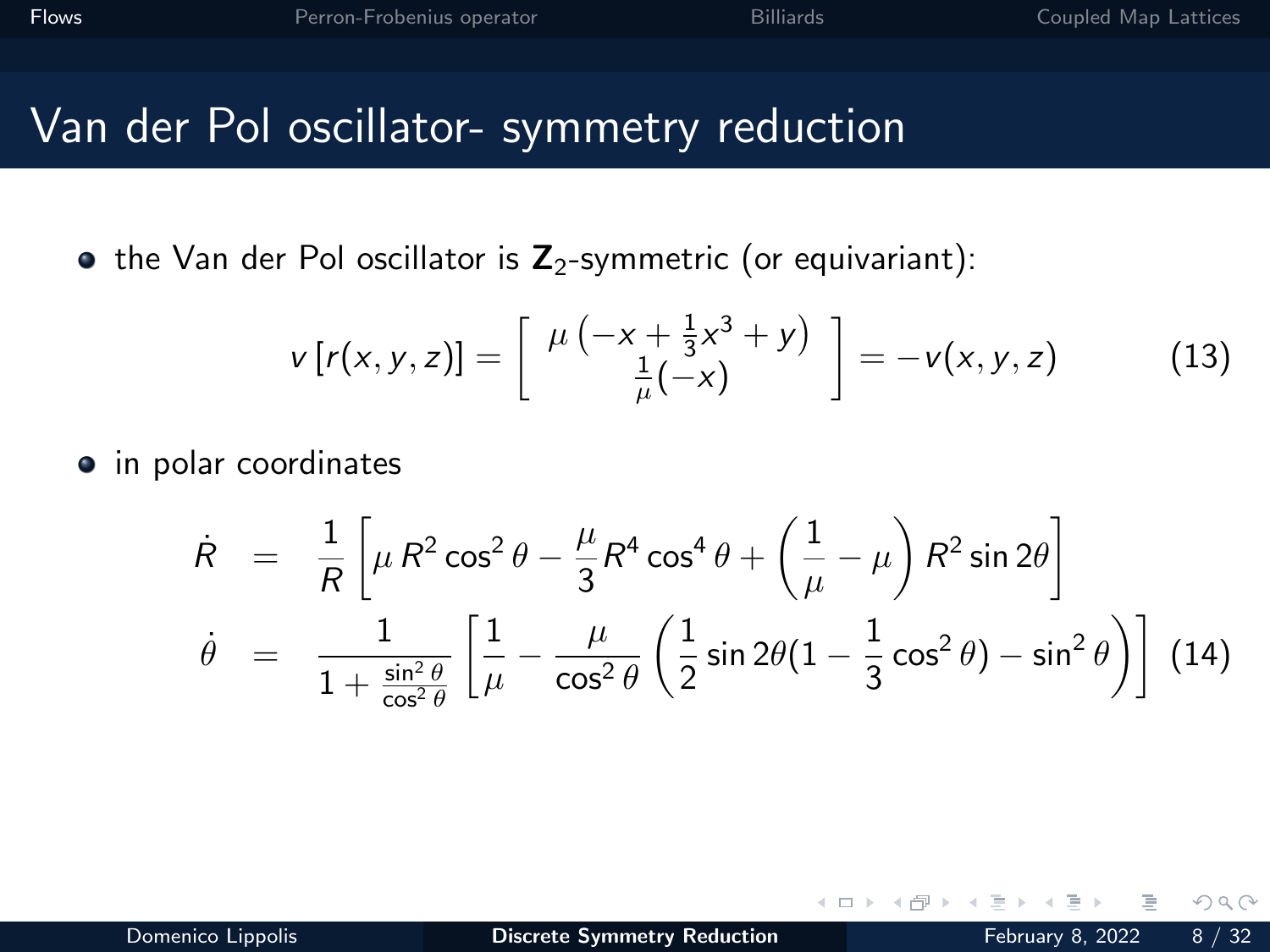# Van der Pol oscillator- symmetry reduction

- the Van der Pol oscillator is $\mathbf{Z}_2$-symmetric (or equivariant):

$$v\left[r(x,y,z)\right] = \left[\begin{array}{c} \mu\left(-x+\frac{1}{3}x^3+y\right) \\ \frac{1}{\mu}(-x) \end{array}\right] = -v(x,y,z) \tag{13}$$

- in polar coordinates

$$\begin{aligned}
\dot{R} &= \frac{1}{R}\left[\mu\, R^2\cos^2\theta - \frac{\mu}{3}R^4\cos^4\theta + \left(\frac{1}{\mu}-\mu\right)R^2\sin 2\theta\right] \\
\dot{\theta} &= \frac{1}{1+\frac{\sin^2\theta}{\cos^2\theta}}\left[\frac{1}{\mu} - \frac{\mu}{\cos^2\theta}\left(\frac{1}{2}\sin 2\theta(1-\frac{1}{3}\cos^2\theta) - \sin^2\theta\right)\right]
\end{aligned} \tag{14}$$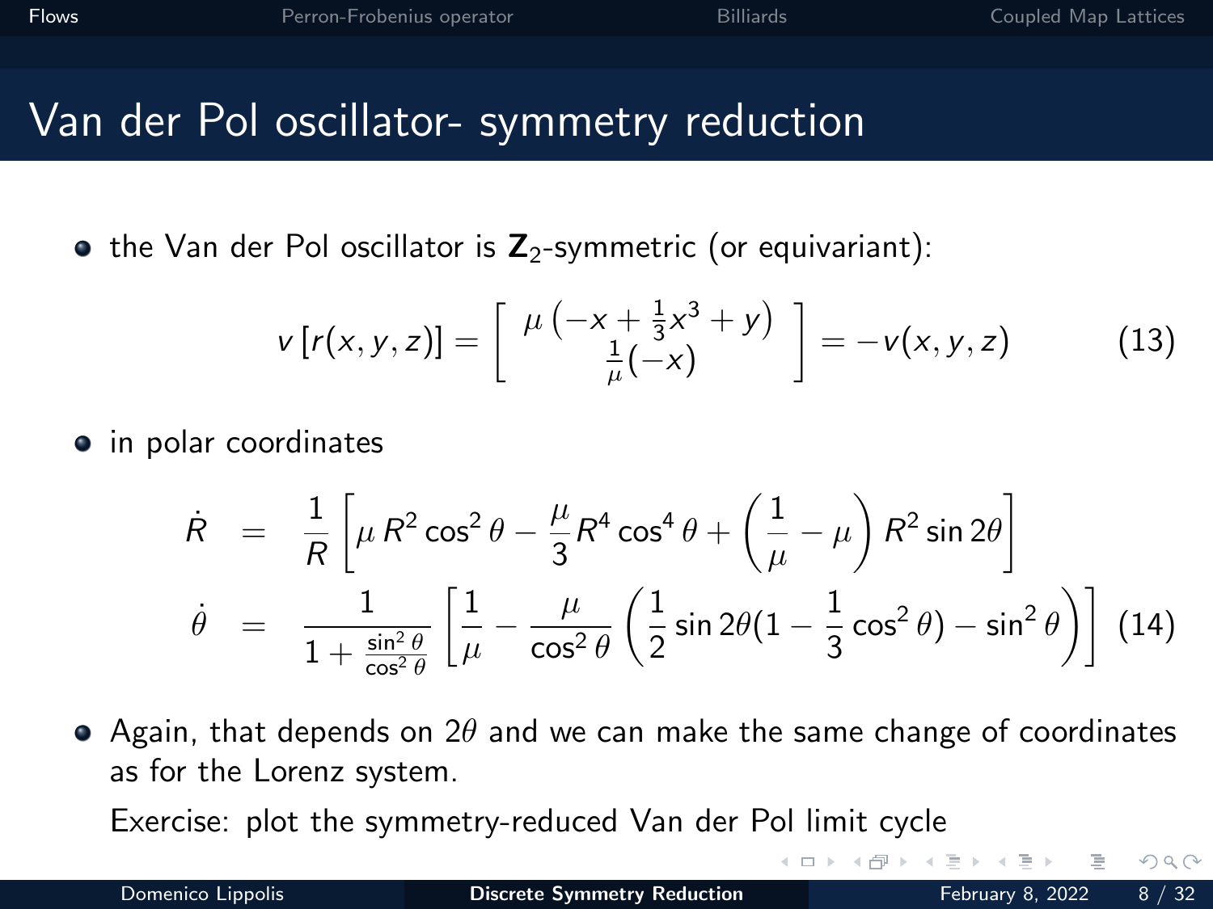# Van der Pol oscillator- symmetry reduction

- the Van der Pol oscillator is $\mathbf{Z}_2$-symmetric (or equivariant):

$$v\left[r(x,y,z)\right] = \begin{bmatrix} \mu\left(-x+\frac{1}{3}x^3+y\right) \\ \frac{1}{\mu}(-x) \end{bmatrix} = -v(x,y,z) \qquad (13)$$

- in polar coordinates

$$\begin{aligned}
\dot{R} &= \frac{1}{R}\left[\mu\, R^2\cos^2\theta - \frac{\mu}{3}R^4\cos^4\theta + \left(\frac{1}{\mu}-\mu\right)R^2\sin 2\theta\right] \\
\dot{\theta} &= \frac{1}{1+\frac{\sin^2\theta}{\cos^2\theta}}\left[\frac{1}{\mu} - \frac{\mu}{\cos^2\theta}\left(\frac{1}{2}\sin 2\theta(1-\frac{1}{3}\cos^2\theta) - \sin^2\theta\right)\right] \qquad (14)
\end{aligned}$$

- Again, that depends on $2\theta$ and we can make the same change of coordinates as for the Lorenz system.

  Exercise: plot the symmetry-reduced Van der Pol limit cycle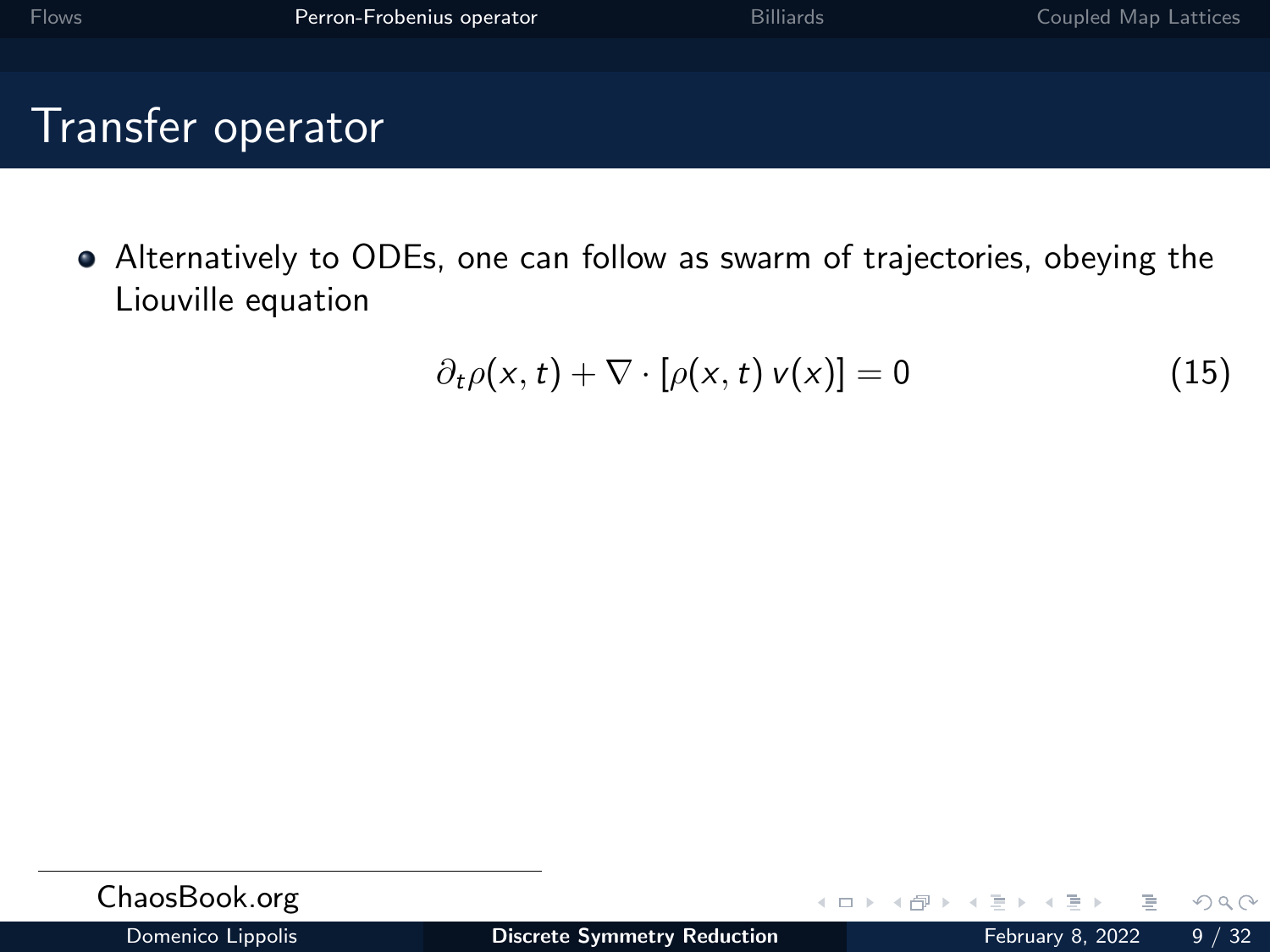# Transfer operator

- Alternatively to ODEs, one can follow as swarm of trajectories, obeying the Liouville equation

$$\partial_t \rho(x,t) + \nabla \cdot [\rho(x,t)\, v(x)] = 0 \tag{15}$$

ChaosBook.org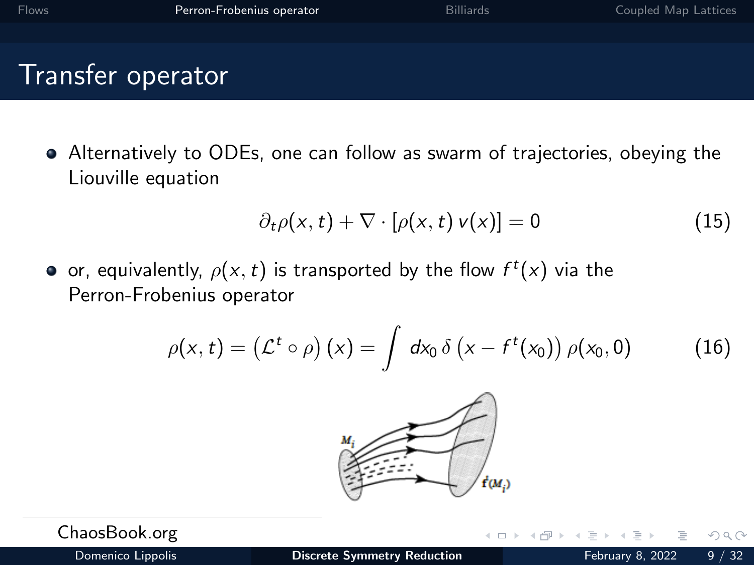# Transfer operator

- Alternatively to ODEs, one can follow as swarm of trajectories, obeying the Liouville equation

$$\partial_t \rho(x,t) + \nabla \cdot [\rho(x,t)\, v(x)] = 0 \tag{15}$$

- or, equivalently, $\rho(x,t)$ is transported by the flow $f^t(x)$ via the Perron-Frobenius operator

$$\rho(x,t) = \left(\mathcal{L}^t \circ \rho\right)(x) = \int dx_0\, \delta\left(x - f^t(x_0)\right) \rho(x_0, 0) \tag{16}$$

ChaosBook.org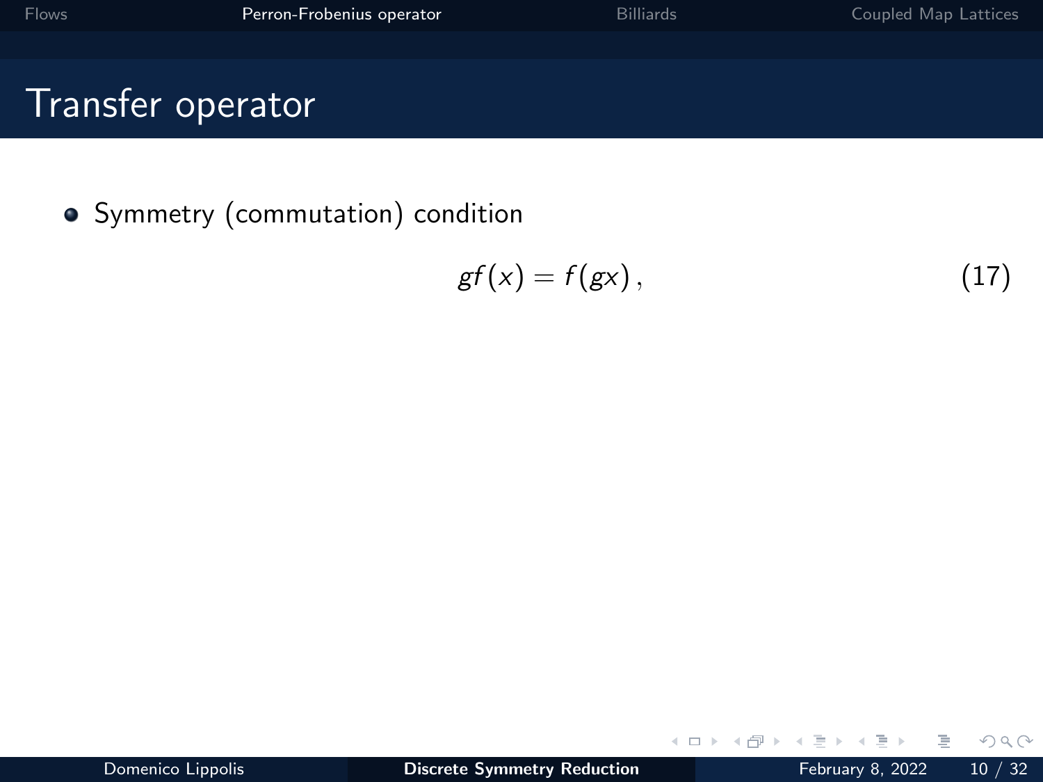# Transfer operator

- Symmetry (commutation) condition

$$gf(x) = f(gx)\,, \tag{17}$$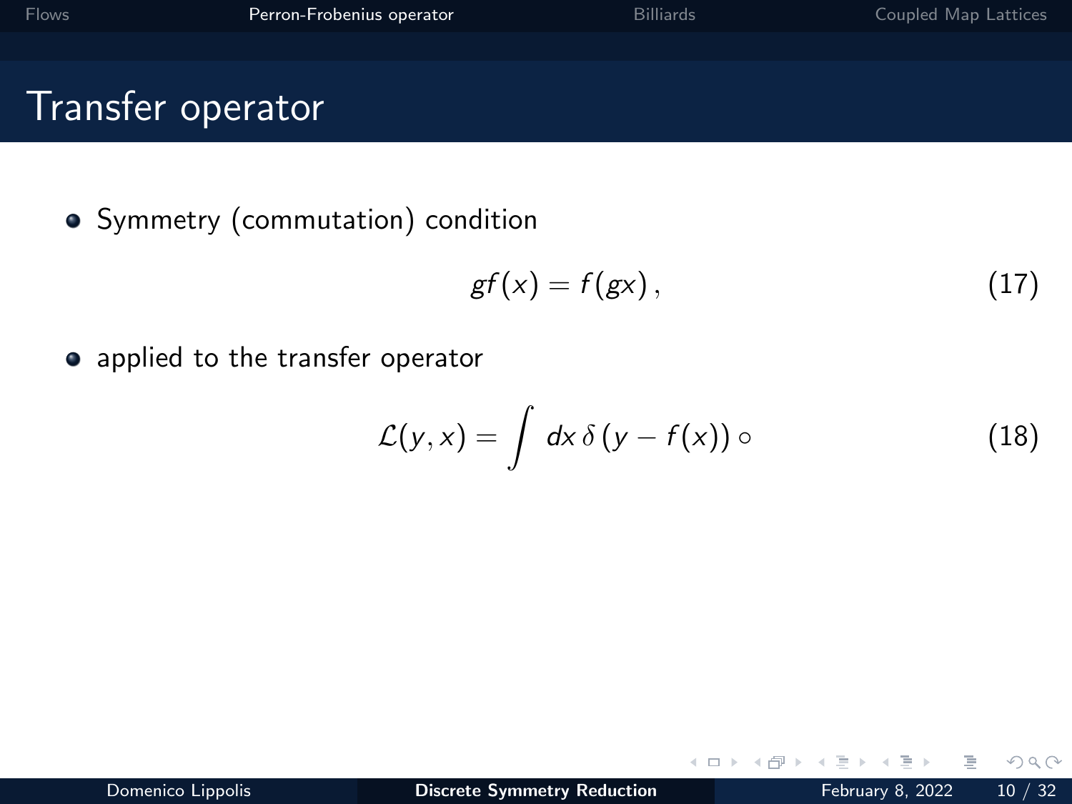# Transfer operator

- Symmetry (commutation) condition

$$gf(x) = f(gx)\,, \tag{17}$$

- applied to the transfer operator

$$\mathcal{L}(y, x) = \int dx\, \delta\,(y - f(x)) \circ \tag{18}$$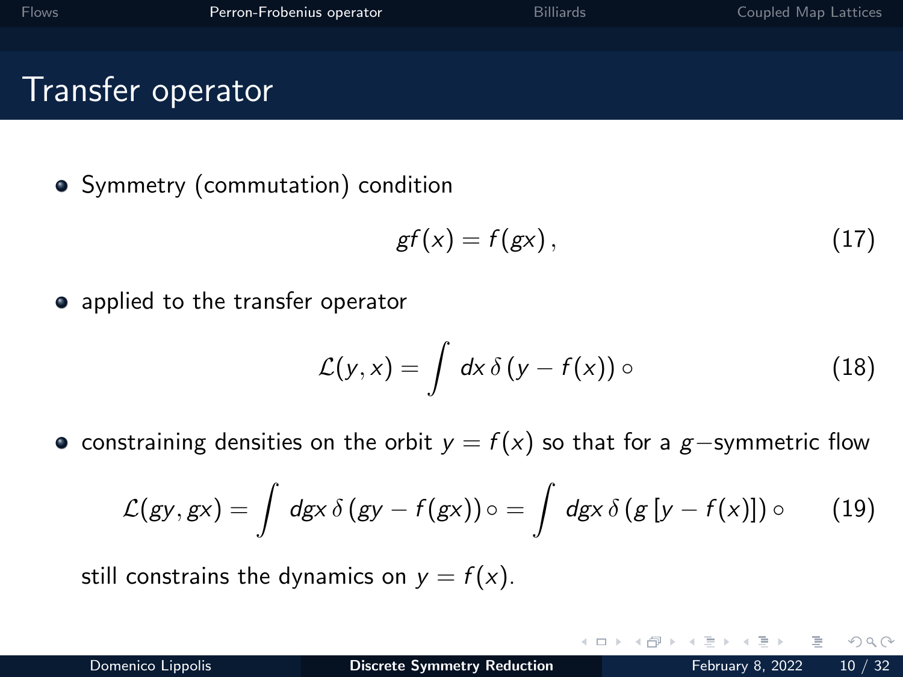# Transfer operator

- Symmetry (commutation) condition

$$g f(x) = f(gx)\,, \tag{17}$$

- applied to the transfer operator

$$\mathcal{L}(y, x) = \int dx\, \delta\left(y - f(x)\right) \circ \tag{18}$$

- constraining densities on the orbit $y = f(x)$ so that for a $g-$symmetric flow

$$\mathcal{L}(gy, gx) = \int dgx\, \delta\left(gy - f(gx)\right) \circ = \int dgx\, \delta\left(g\left[y - f(x)\right]\right) \circ \tag{19}$$

still constrains the dynamics on $y = f(x)$.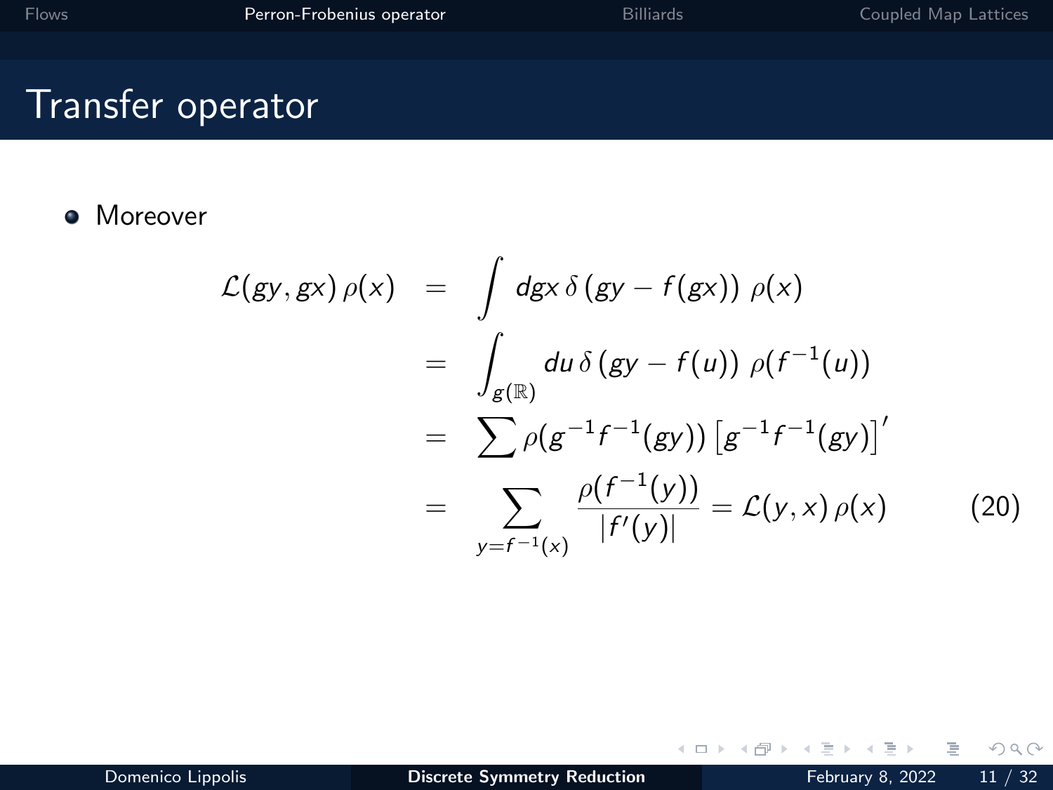# Transfer operator

- Moreover

$$
\begin{aligned}
\mathcal{L}(gy, gx)\,\rho(x) &= \int dgx\,\delta\left(gy - f(gx)\right)\,\rho(x) \\
&= \int_{g(\mathbb{R})} du\,\delta\left(gy - f(u)\right)\,\rho(f^{-1}(u)) \\
&= \sum \rho(g^{-1}f^{-1}(gy))\left[g^{-1}f^{-1}(gy)\right]' \\
&= \sum_{y=f^{-1}(x)} \frac{\rho(f^{-1}(y))}{|f'(y)|} = \mathcal{L}(y, x)\,\rho(x)
\end{aligned}
\tag{20}
$$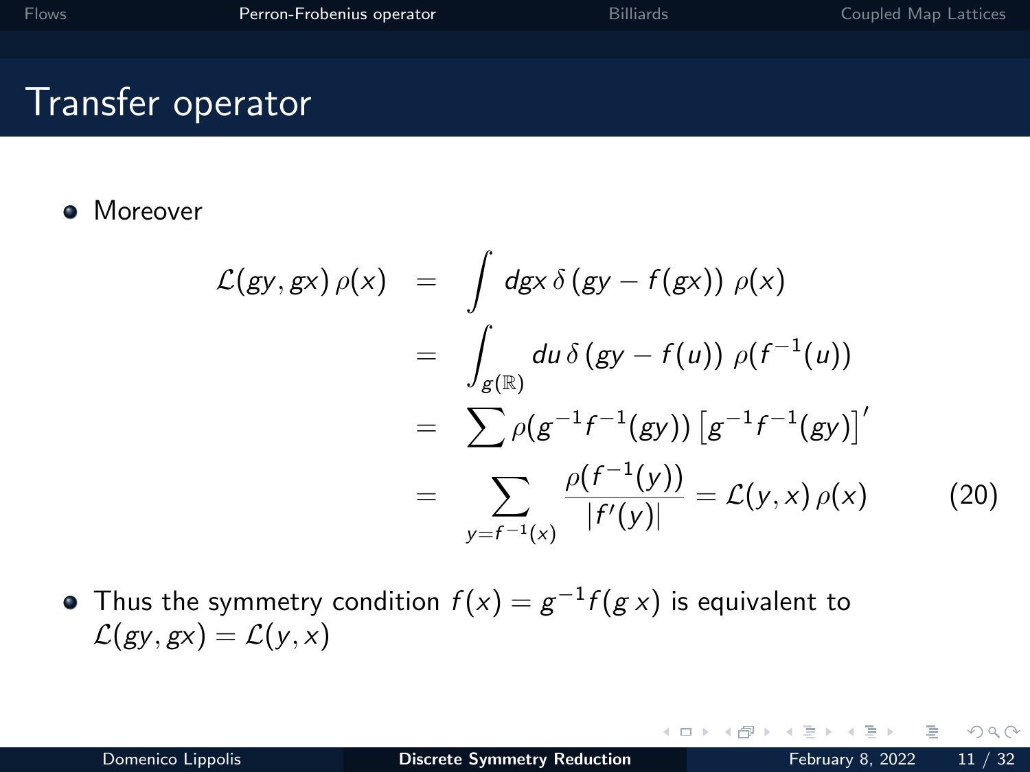# Transfer operator

- Moreover

$$
\begin{aligned}
\mathcal{L}(gy, gx)\,\rho(x) &= \int dgx\,\delta\left(gy - f(gx)\right)\,\rho(x) \\
&= \int_{g(\mathbb{R})} du\,\delta\left(gy - f(u)\right)\,\rho(f^{-1}(u)) \\
&= \sum \rho(g^{-1}f^{-1}(gy))\left[g^{-1}f^{-1}(gy)\right]' \\
&= \sum_{y=f^{-1}(x)} \frac{\rho(f^{-1}(y))}{|f'(y)|} = \mathcal{L}(y, x)\,\rho(x) \qquad (20)
\end{aligned}
$$

- Thus the symmetry condition $f(x) = g^{-1}f(g\,x)$ is equivalent to $\mathcal{L}(gy, gx) = \mathcal{L}(y, x)$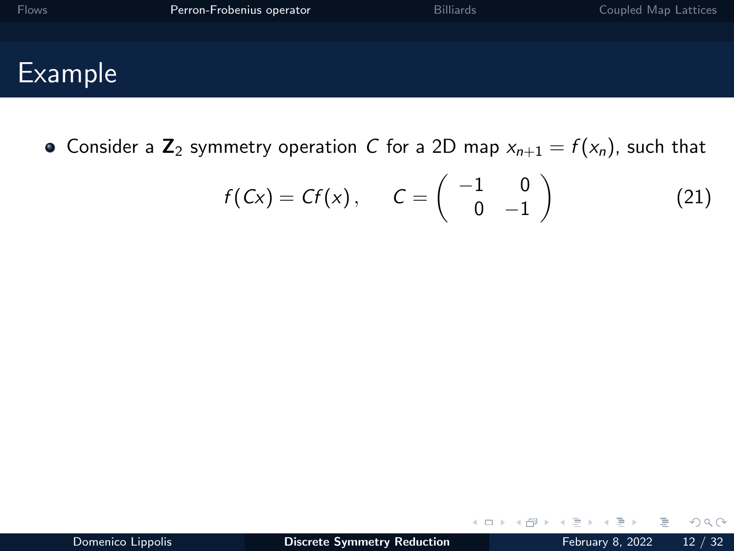# Example

- Consider a $\mathbf{Z}_2$ symmetry operation $C$ for a 2D map $x_{n+1} = f(x_n)$, such that

$$f(Cx) = Cf(x), \qquad C = \begin{pmatrix} -1 & 0 \\ 0 & -1 \end{pmatrix} \tag{21}$$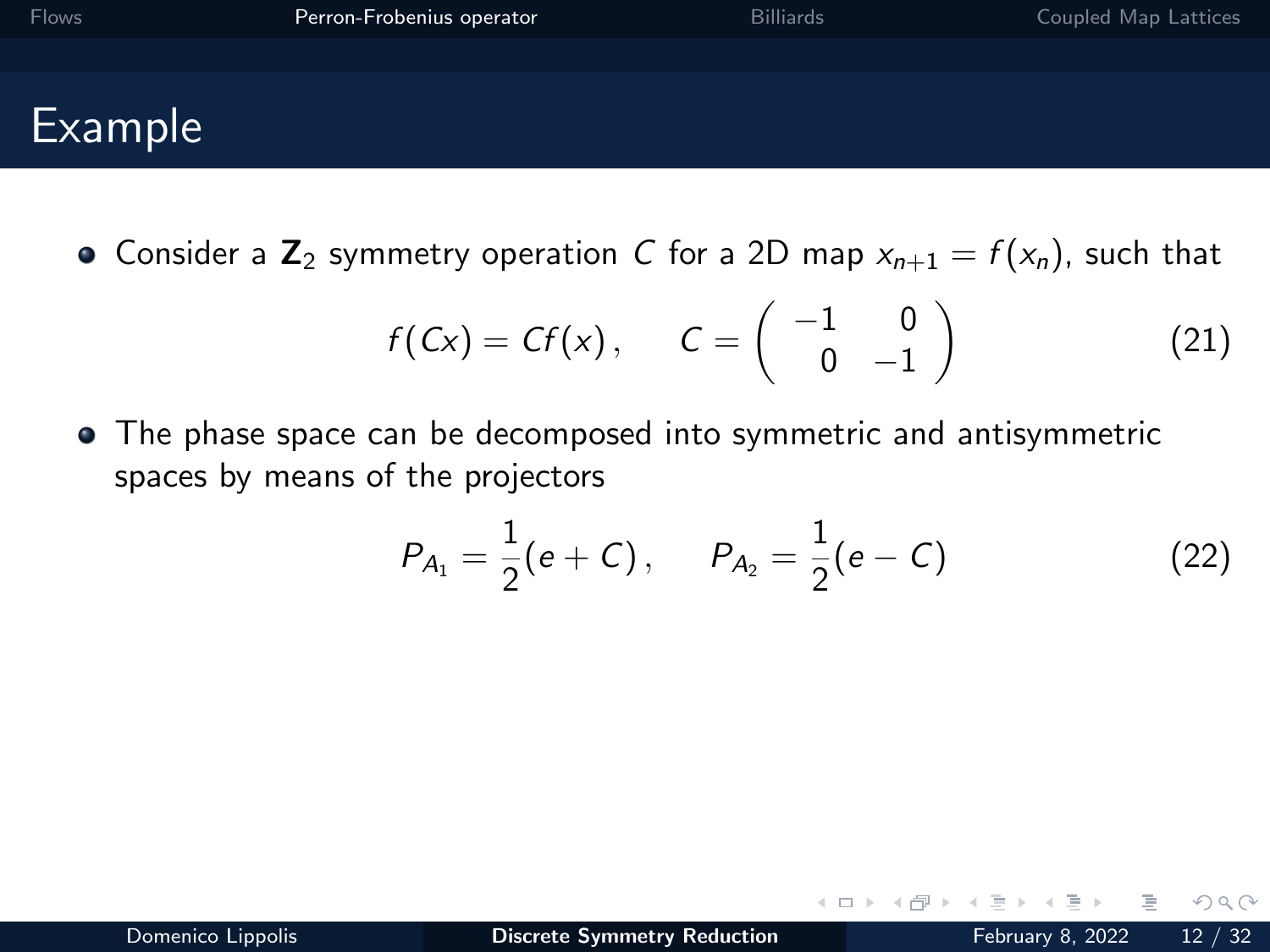# Example

- Consider a $\mathbf{Z}_2$ symmetry operation $C$ for a 2D map $x_{n+1} = f(x_n)$, such that

$$f(Cx) = Cf(x)\,, \qquad C = \begin{pmatrix} -1 & 0 \\ 0 & -1 \end{pmatrix} \tag{21}$$

- The phase space can be decomposed into symmetric and antisymmetric spaces by means of the projectors

$$P_{A_1} = \frac{1}{2}(e + C)\,, \qquad P_{A_2} = \frac{1}{2}(e - C) \tag{22}$$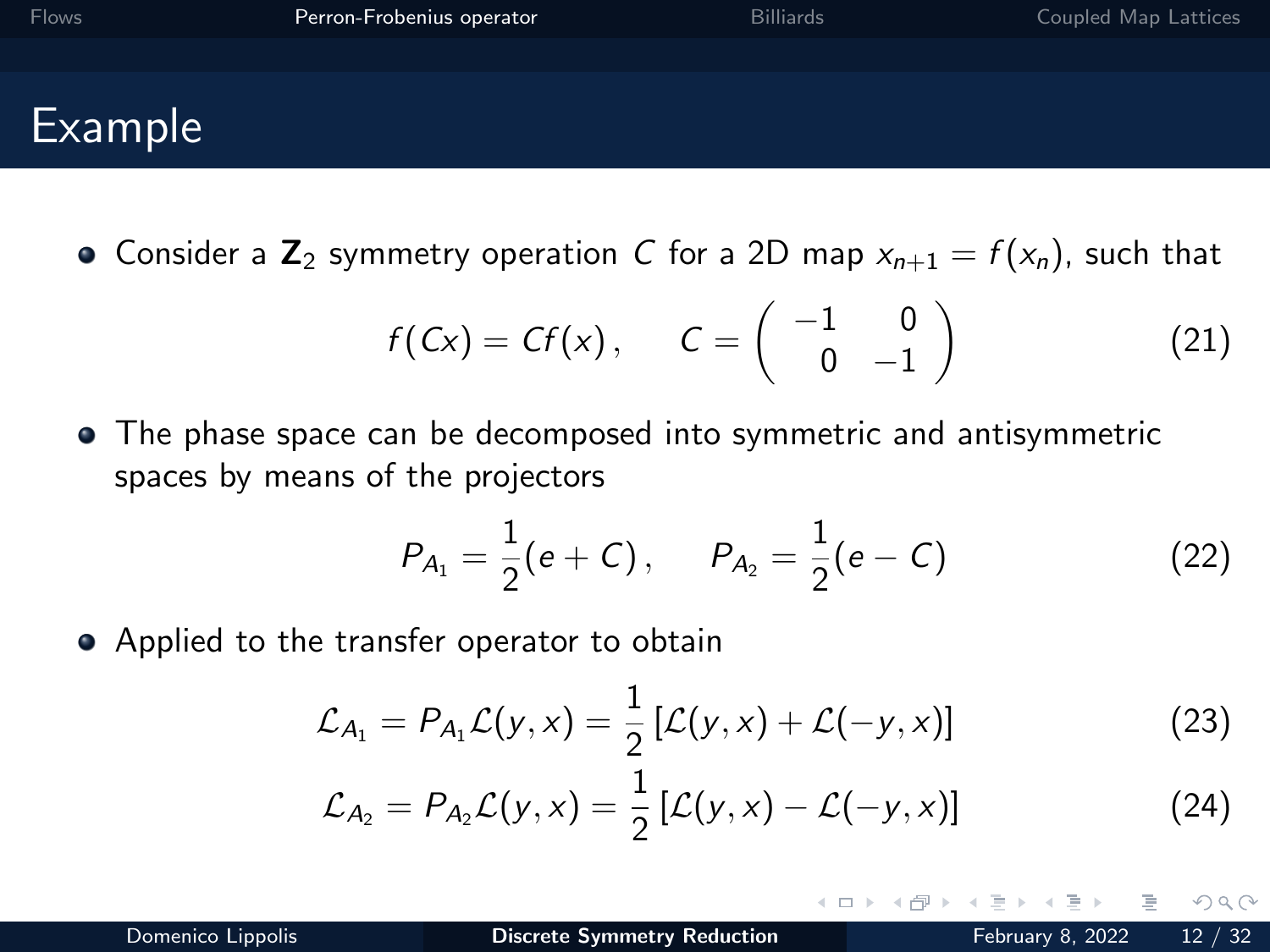# Example

- Consider a $\mathbf{Z}_2$ symmetry operation $C$ for a 2D map $x_{n+1} = f(x_n)$, such that

$$f(Cx) = Cf(x)\,, \qquad C = \begin{pmatrix} -1 & 0 \\ 0 & -1 \end{pmatrix} \tag{21}$$

- The phase space can be decomposed into symmetric and antisymmetric spaces by means of the projectors

$$P_{A_1} = \frac{1}{2}(e + C)\,, \qquad P_{A_2} = \frac{1}{2}(e - C) \tag{22}$$

- Applied to the transfer operator to obtain

$$\mathcal{L}_{A_1} = P_{A_1}\mathcal{L}(y, x) = \frac{1}{2}\left[\mathcal{L}(y, x) + \mathcal{L}(-y, x)\right] \tag{23}$$

$$\mathcal{L}_{A_2} = P_{A_2}\mathcal{L}(y, x) = \frac{1}{2}\left[\mathcal{L}(y, x) - \mathcal{L}(-y, x)\right] \tag{24}$$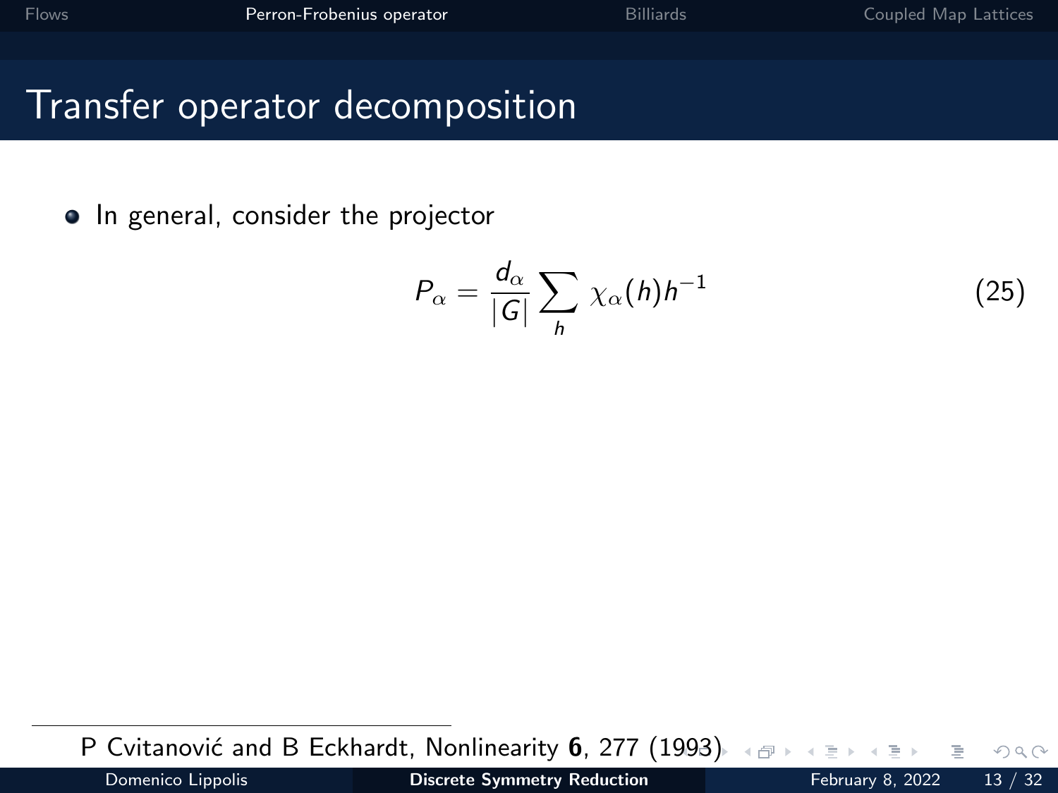# Transfer operator decomposition

- In general, consider the projector

$$P_\alpha = \frac{d_\alpha}{|G|} \sum_h \chi_\alpha(h) h^{-1} \tag{25}$$

P Cvitanović and B Eckhardt, Nonlinearity **6**, 277 (1993)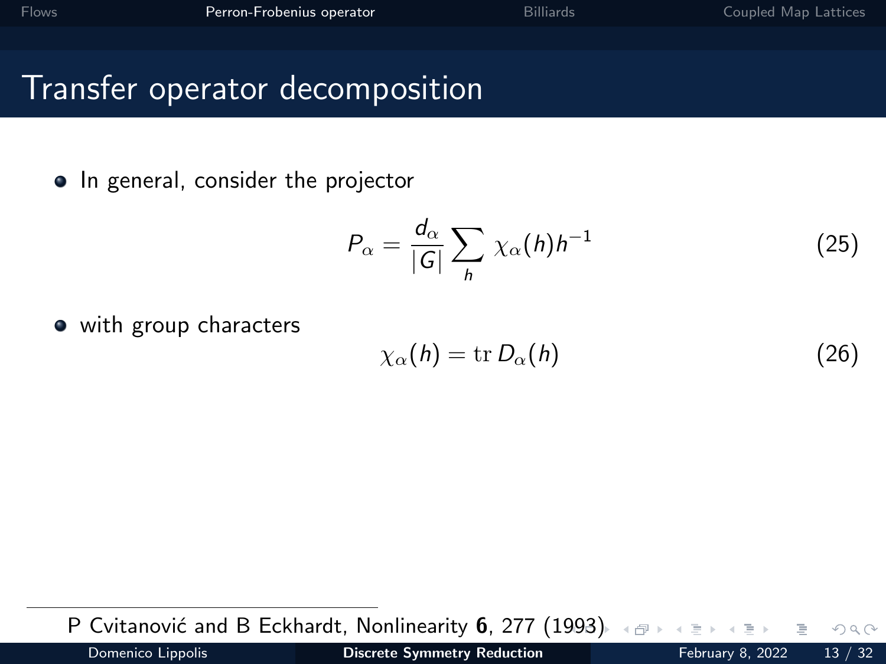# Transfer operator decomposition

- In general, consider the projector

$$P_\alpha = \frac{d_\alpha}{|G|} \sum_h \chi_\alpha(h) h^{-1} \tag{25}$$

- with group characters

$$\chi_\alpha(h) = \mathrm{tr}\, D_\alpha(h) \tag{26}$$

---

P Cvitanović and B Eckhardt, Nonlinearity **6**, 277 (1993)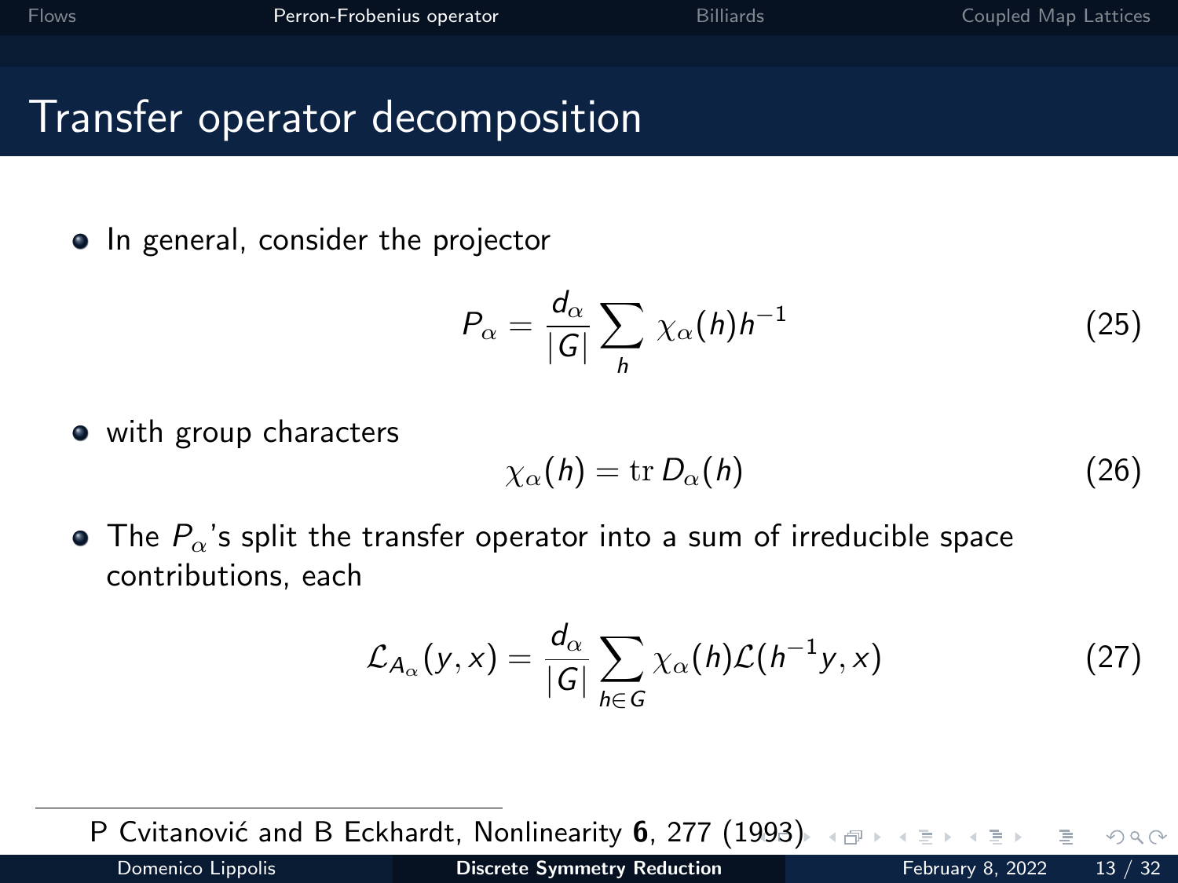# Transfer operator decomposition

- In general, consider the projector

$$P_\alpha = \frac{d_\alpha}{|G|} \sum_h \chi_\alpha(h) h^{-1} \tag{25}$$

- with group characters

$$\chi_\alpha(h) = \mathrm{tr}\, D_\alpha(h) \tag{26}$$

- The $P_\alpha$'s split the transfer operator into a sum of irreducible space contributions, each

$$\mathcal{L}_{A_\alpha}(y, x) = \frac{d_\alpha}{|G|} \sum_{h \in G} \chi_\alpha(h) \mathcal{L}(h^{-1} y, x) \tag{27}$$

---

P Cvitanović and B Eckhardt, Nonlinearity **6**, 277 (1993)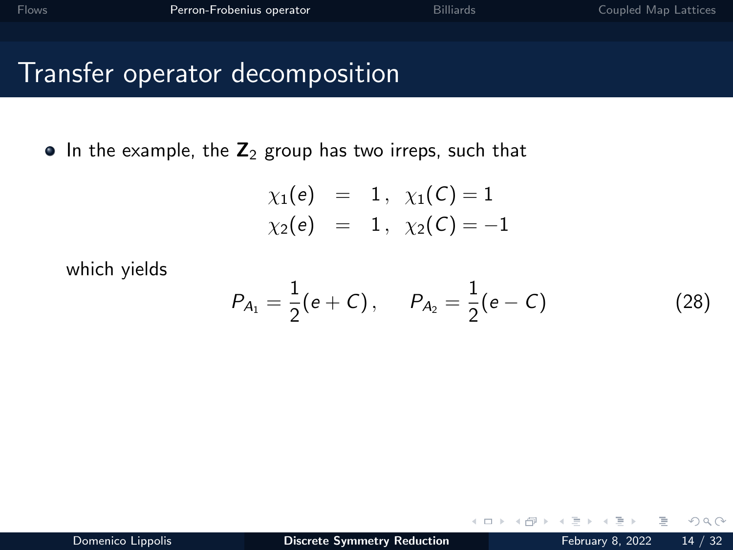# Transfer operator decomposition

- In the example, the $\mathbf{Z}_2$ group has two irreps, such that

$$
\begin{aligned}
\chi_1(e) &= 1\,, \quad \chi_1(C) = 1 \\
\chi_2(e) &= 1\,, \quad \chi_2(C) = -1
\end{aligned}
$$

  which yields

$$
P_{A_1} = \frac{1}{2}(e + C)\,, \qquad P_{A_2} = \frac{1}{2}(e - C) \tag{28}
$$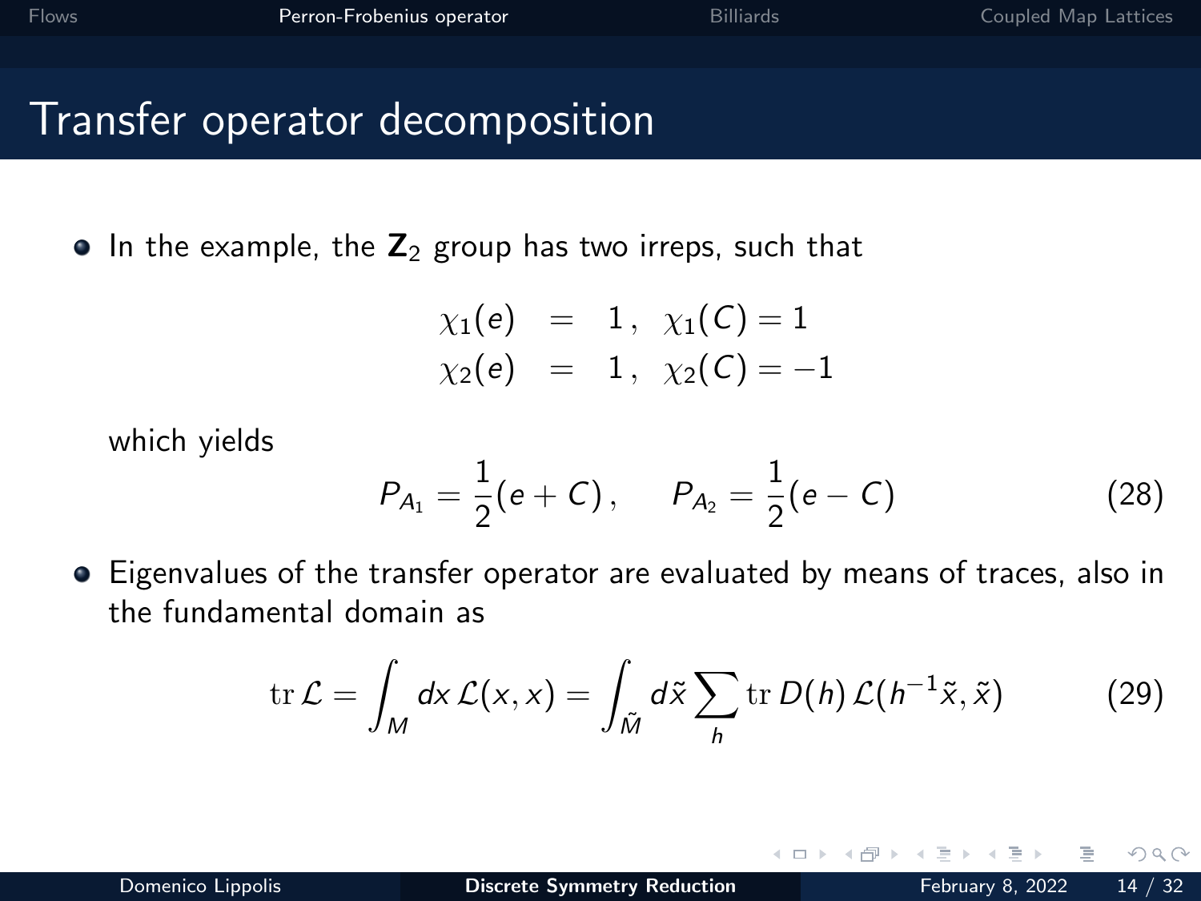# Transfer operator decomposition

- In the example, the $\mathbf{Z}_2$ group has two irreps, such that

$$
\begin{aligned}
\chi_1(e) &= 1\,, \quad \chi_1(C) = 1 \\
\chi_2(e) &= 1\,, \quad \chi_2(C) = -1
\end{aligned}
$$

  which yields

$$
P_{A_1} = \frac{1}{2}(e + C)\,, \qquad P_{A_2} = \frac{1}{2}(e - C) \tag{28}
$$

- Eigenvalues of the transfer operator are evaluated by means of traces, also in the fundamental domain as

$$
\mathrm{tr}\,\mathcal{L} = \int_M dx\,\mathcal{L}(x,x) = \int_{\tilde{M}} d\tilde{x} \sum_h \mathrm{tr}\,D(h)\,\mathcal{L}(h^{-1}\tilde{x},\tilde{x}) \tag{29}
$$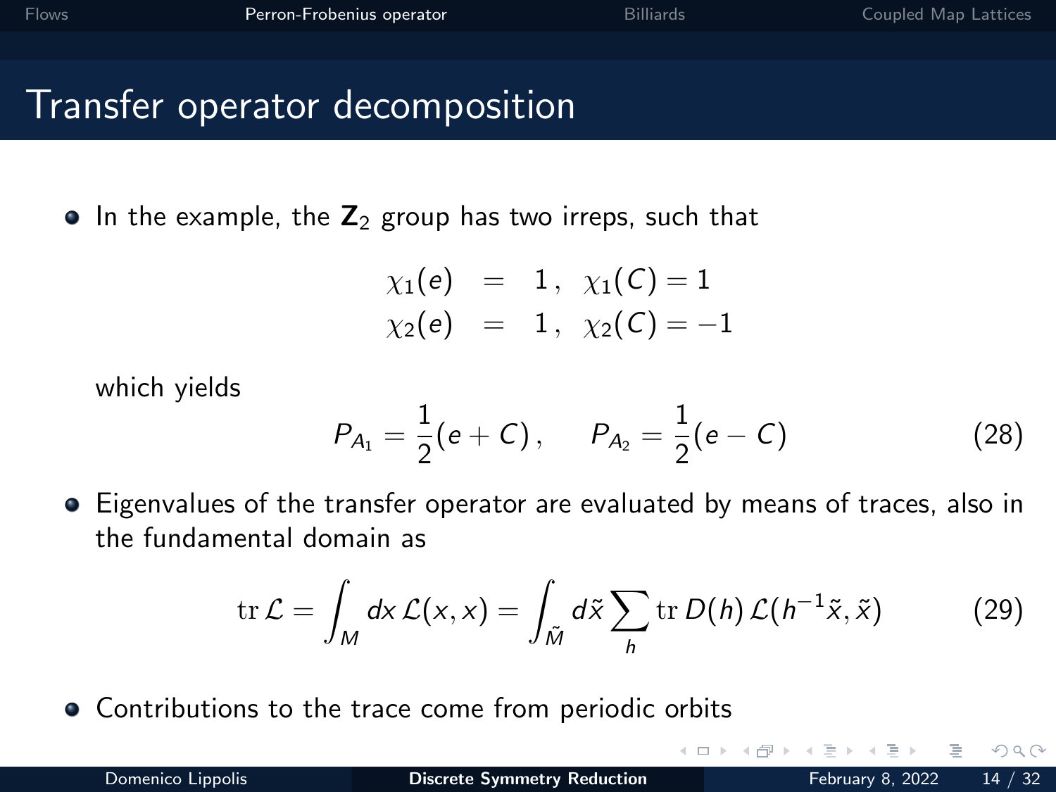# Transfer operator decomposition

- In the example, the $\mathbf{Z}_2$ group has two irreps, such that

$$
\begin{aligned}
\chi_1(e) &= 1\,, \quad \chi_1(C) = 1 \\
\chi_2(e) &= 1\,, \quad \chi_2(C) = -1
\end{aligned}
$$

  which yields

$$
P_{A_1} = \frac{1}{2}(e + C)\,, \qquad P_{A_2} = \frac{1}{2}(e - C) \tag{28}
$$

- Eigenvalues of the transfer operator are evaluated by means of traces, also in the fundamental domain as

$$
\mathrm{tr}\,\mathcal{L} = \int_M dx\,\mathcal{L}(x,x) = \int_{\tilde{M}} d\tilde{x} \sum_h \mathrm{tr}\,D(h)\,\mathcal{L}(h^{-1}\tilde{x},\tilde{x}) \tag{29}
$$

- Contributions to the trace come from periodic orbits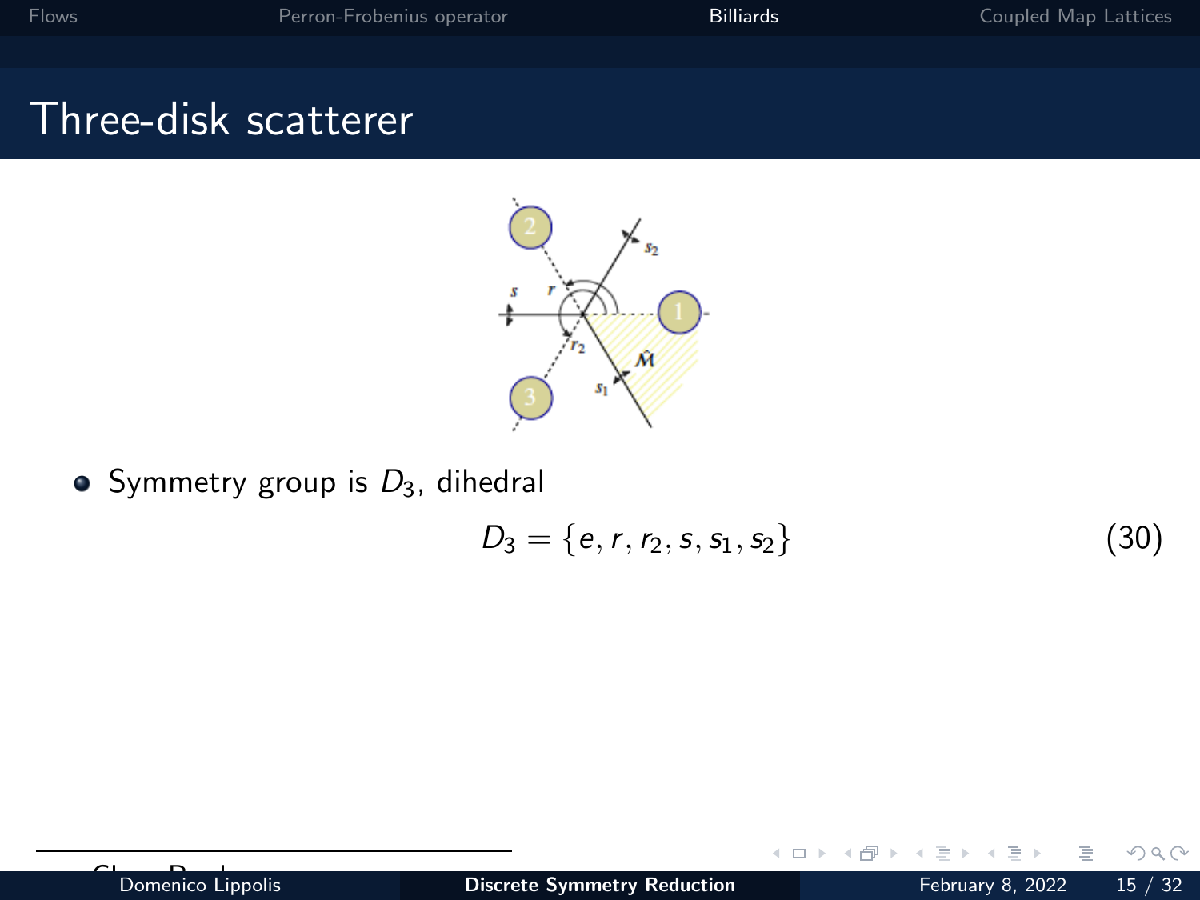# Three-disk scatterer

- Symmetry group is $D_3$, dihedral

$$D_3 = \{e, r, r_2, s, s_1, s_2\} \tag{30}$$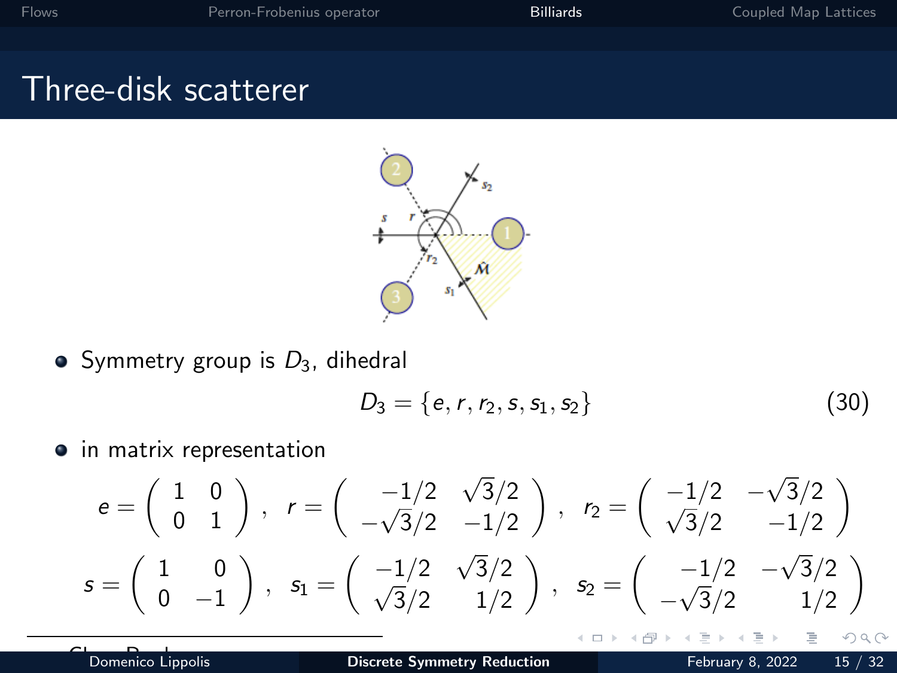# Three-disk scatterer

- Symmetry group is $D_3$, dihedral

$$D_3 = \{e, r, r_2, s, s_1, s_2\} \tag{30}$$

- in matrix representation

$$e = \begin{pmatrix} 1 & 0 \\ 0 & 1 \end{pmatrix}, \quad r = \begin{pmatrix} -1/2 & \sqrt{3}/2 \\ -\sqrt{3}/2 & -1/2 \end{pmatrix}, \quad r_2 = \begin{pmatrix} -1/2 & -\sqrt{3}/2 \\ \sqrt{3}/2 & -1/2 \end{pmatrix}$$

$$s = \begin{pmatrix} 1 & 0 \\ 0 & -1 \end{pmatrix}, \quad s_1 = \begin{pmatrix} -1/2 & \sqrt{3}/2 \\ \sqrt{3}/2 & 1/2 \end{pmatrix}, \quad s_2 = \begin{pmatrix} -1/2 & -\sqrt{3}/2 \\ -\sqrt{3}/2 & 1/2 \end{pmatrix}$$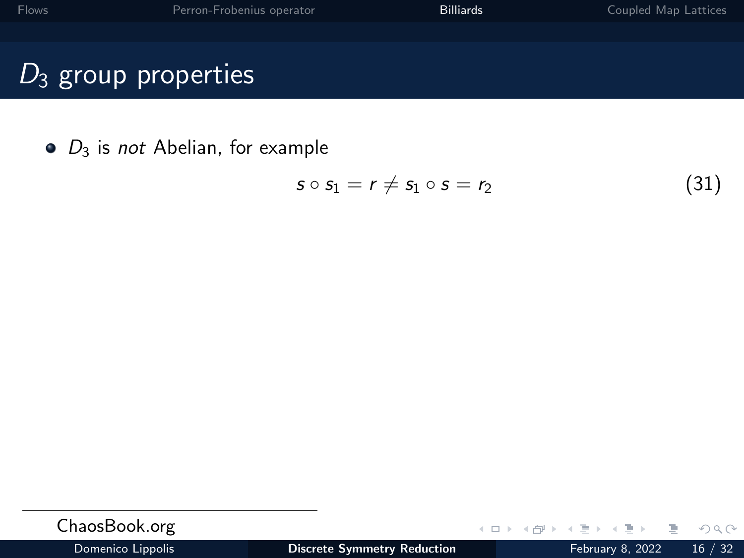# $D_3$ group properties

- $D_3$ is *not* Abelian, for example

$$s \circ s_1 = r \neq s_1 \circ s = r_2 \tag{31}$$

ChaosBook.org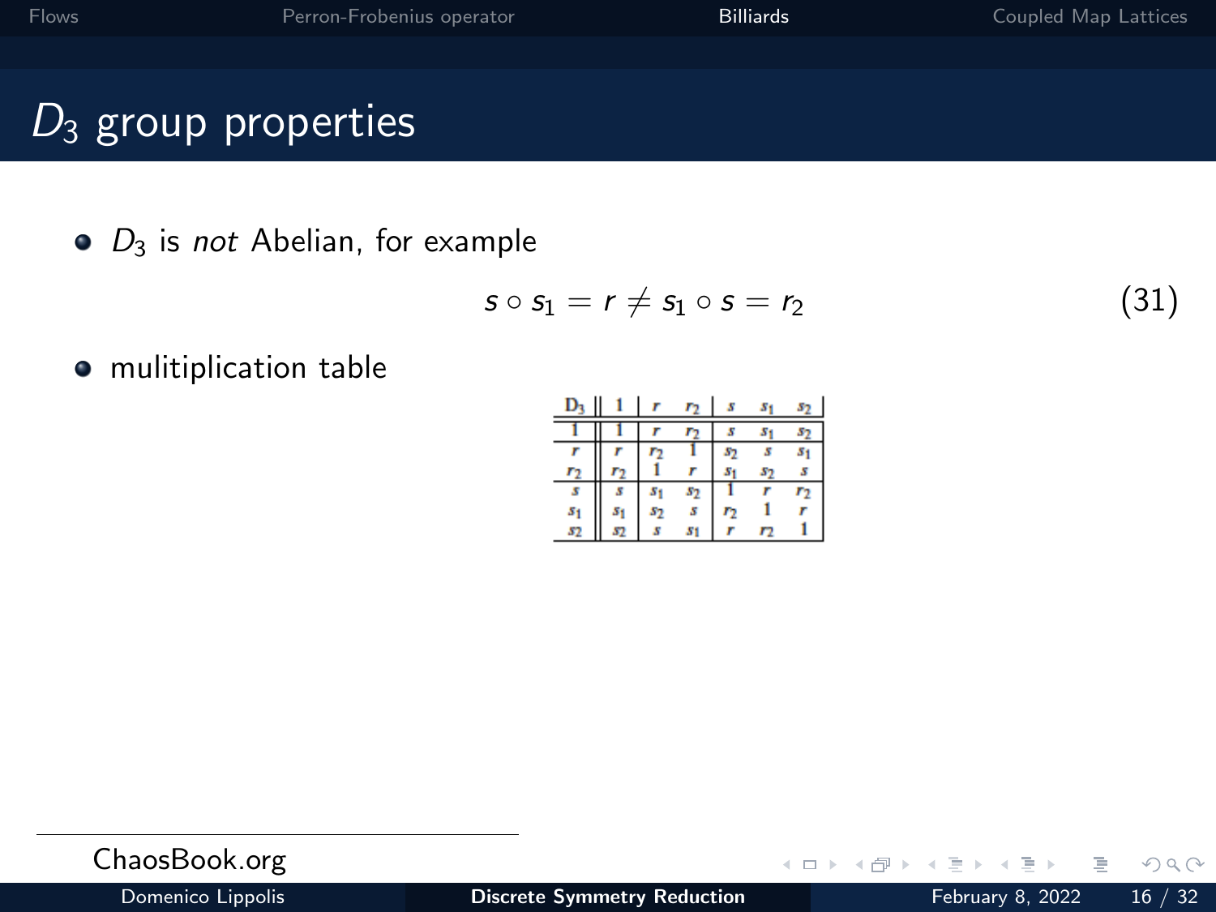# $D_3$ group properties

- $D_3$ is *not* Abelian, for example

$$s \circ s_1 = r \neq s_1 \circ s = r_2 \tag{31}$$

- mulitiplication table

| $D_3$ | $1$ | $r$ | $r_2$ | $s$ | $s_1$ | $s_2$ |
|---|---|---|---|---|---|---|
| $1$ | $1$ | $r$ | $r_2$ | $s$ | $s_1$ | $s_2$ |
| $r$ | $r$ | $r_2$ | $1$ | $s_2$ | $s$ | $s_1$ |
| $r_2$ | $r_2$ | $1$ | $r$ | $s_1$ | $s_2$ | $s$ |
| $s$ | $s$ | $s_1$ | $s_2$ | $1$ | $r$ | $r_2$ |
| $s_1$ | $s_1$ | $s_2$ | $s$ | $r_2$ | $1$ | $r$ |
| $s_2$ | $s_2$ | $s$ | $s_1$ | $r$ | $r_2$ | $1$ |

ChaosBook.org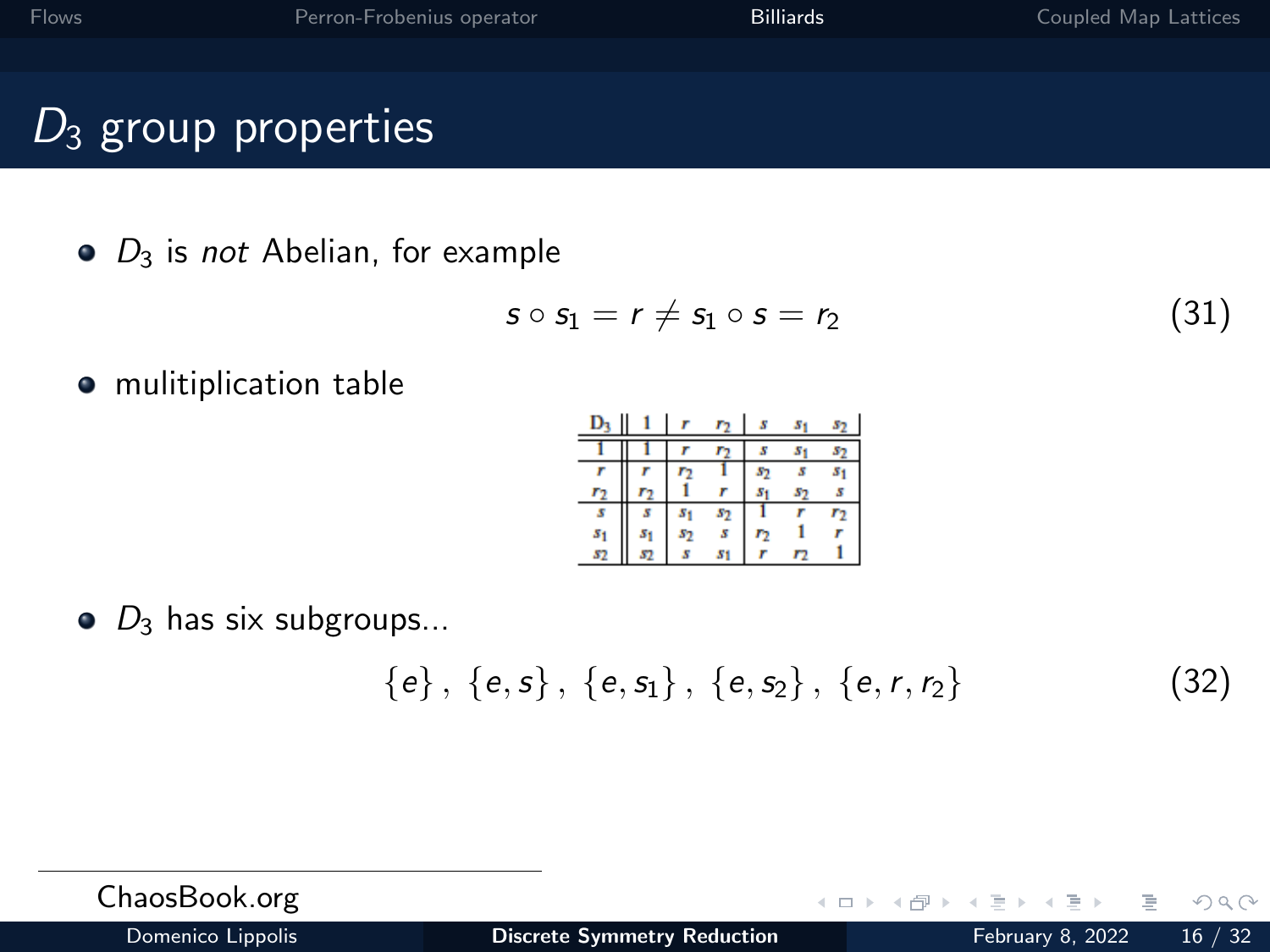# $D_3$ group properties

- $D_3$ is *not* Abelian, for example

$$s \circ s_1 = r \neq s_1 \circ s = r_2 \tag{31}$$

- mulitiplication table

| $D_3$ | $1$ | $r$ | $r_2$ | $s$ | $s_1$ | $s_2$ |
|---|---|---|---|---|---|---|
| $1$ | $1$ | $r$ | $r_2$ | $s$ | $s_1$ | $s_2$ |
| $r$ | $r$ | $r_2$ | $1$ | $s_2$ | $s$ | $s_1$ |
| $r_2$ | $r_2$ | $1$ | $r$ | $s_1$ | $s_2$ | $s$ |
| $s$ | $s$ | $s_1$ | $s_2$ | $1$ | $r$ | $r_2$ |
| $s_1$ | $s_1$ | $s_2$ | $s$ | $r_2$ | $1$ | $r$ |
| $s_2$ | $s_2$ | $s$ | $s_1$ | $r$ | $r_2$ | $1$ |

- $D_3$ has six subgroups...

$$\{e\}\,,\ \{e, s\}\,,\ \{e, s_1\}\,,\ \{e, s_2\}\,,\ \{e, r, r_2\} \tag{32}$$

ChaosBook.org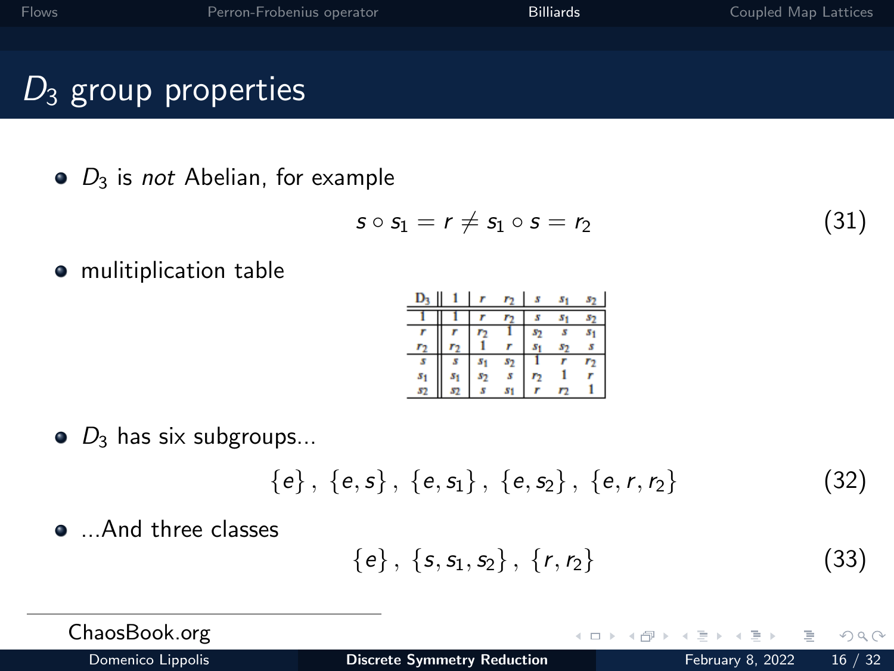# $D_3$ group properties

- $D_3$ is *not* Abelian, for example

$$s \circ s_1 = r \neq s_1 \circ s = r_2 \tag{31}$$

- mulitiplication table

| $D_3$ | $1$ | $r$ | $r_2$ | $s$ | $s_1$ | $s_2$ |
|---|---|---|---|---|---|---|
| $1$ | $1$ | $r$ | $r_2$ | $s$ | $s_1$ | $s_2$ |
| $r$ | $r$ | $r_2$ | $1$ | $s_2$ | $s$ | $s_1$ |
| $r_2$ | $r_2$ | $1$ | $r$ | $s_1$ | $s_2$ | $s$ |
| $s$ | $s$ | $s_1$ | $s_2$ | $1$ | $r$ | $r_2$ |
| $s_1$ | $s_1$ | $s_2$ | $s$ | $r_2$ | $1$ | $r$ |
| $s_2$ | $s_2$ | $s$ | $s_1$ | $r$ | $r_2$ | $1$ |

- $D_3$ has six subgroups...

$$\{e\}\,,\ \{e, s\}\,,\ \{e, s_1\}\,,\ \{e, s_2\}\,,\ \{e, r, r_2\} \tag{32}$$

- ...And three classes

$$\{e\}\,,\ \{s, s_1, s_2\}\,,\ \{r, r_2\} \tag{33}$$

ChaosBook.org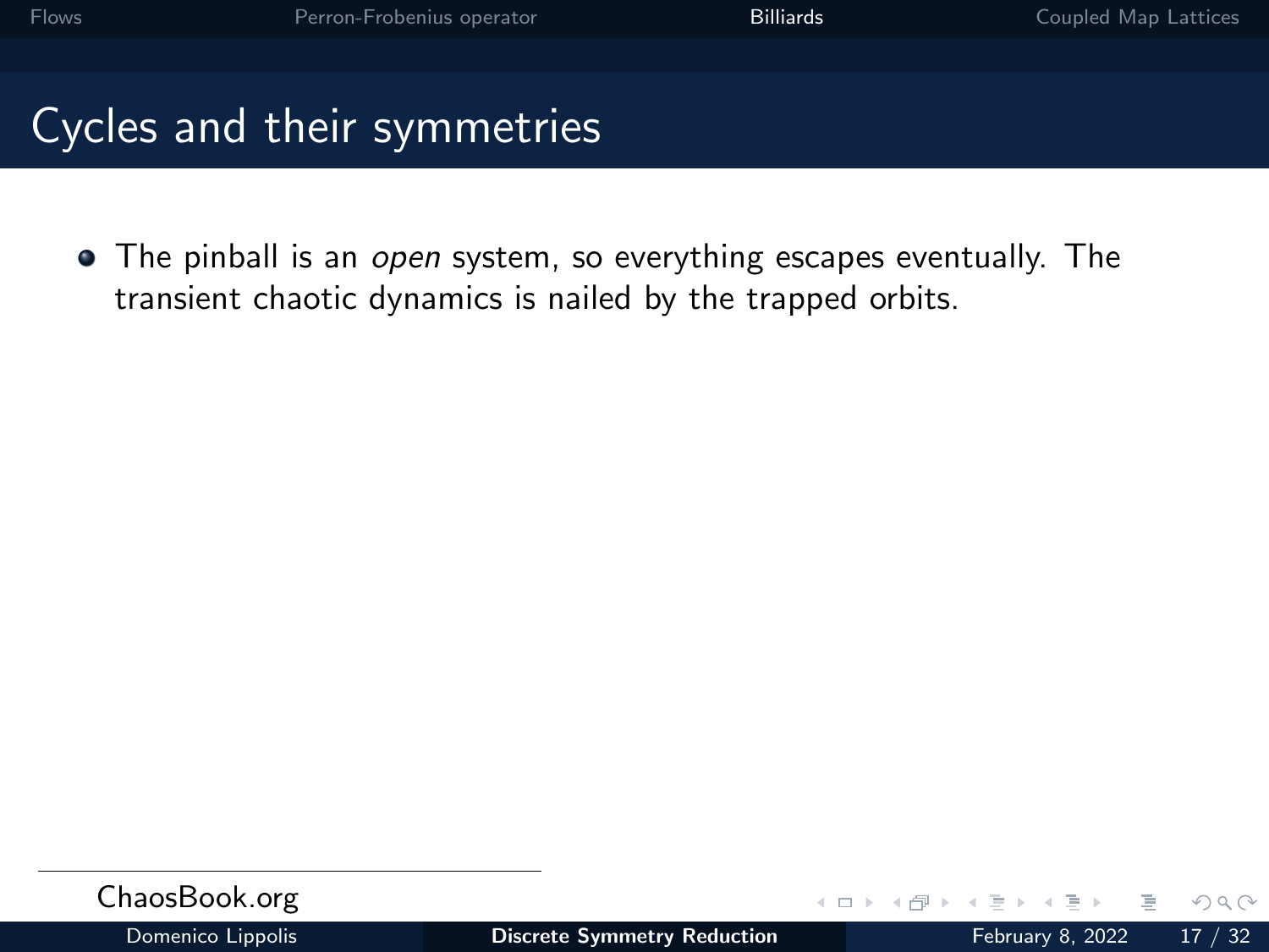## Cycles and their symmetries

- The pinball is an *open* system, so everything escapes eventually. The transient chaotic dynamics is nailed by the trapped orbits.

ChaosBook.org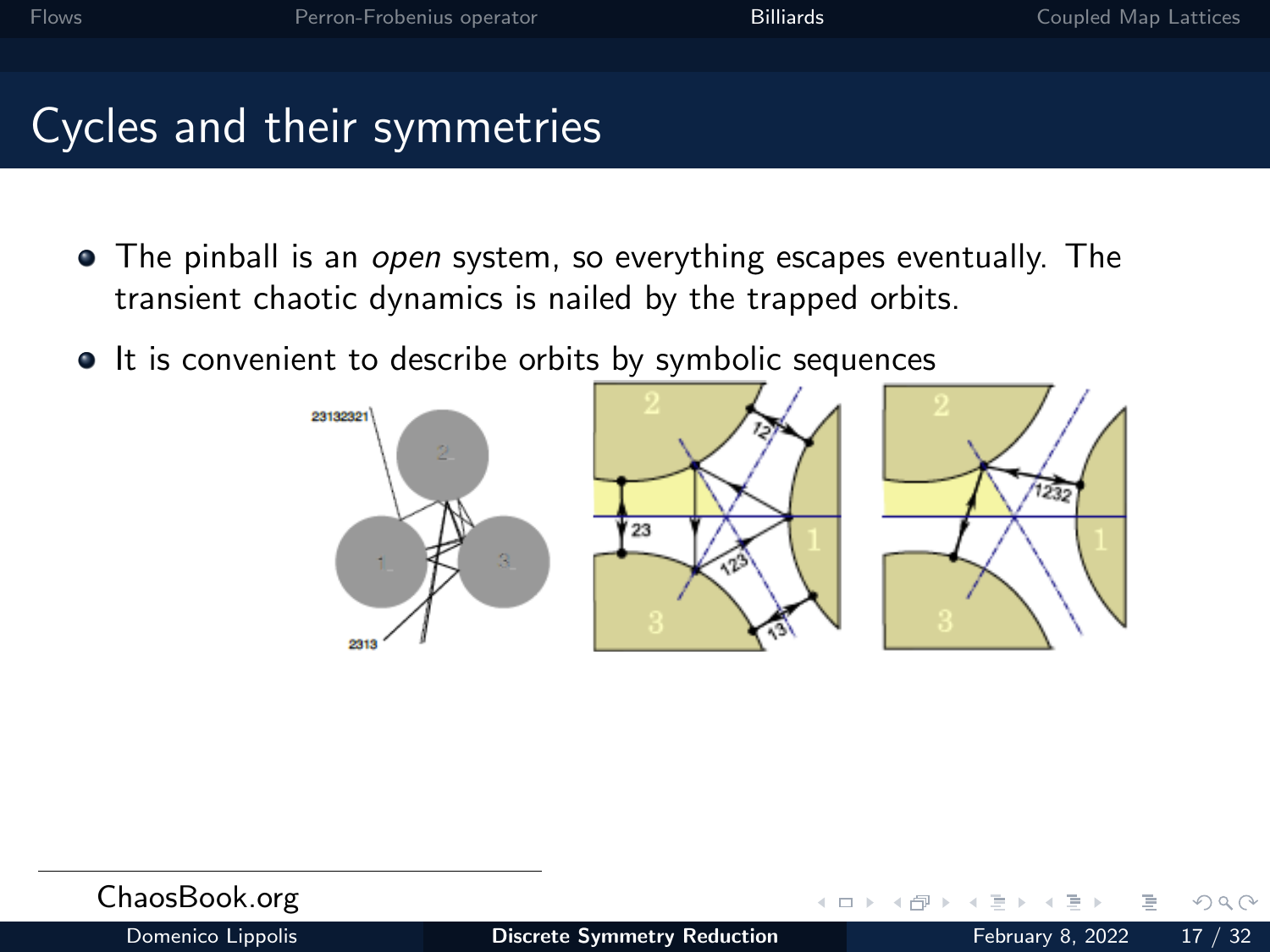# Cycles and their symmetries

- The pinball is an *open* system, so everything escapes eventually. The transient chaotic dynamics is nailed by the trapped orbits.
- It is convenient to describe orbits by symbolic sequences

ChaosBook.org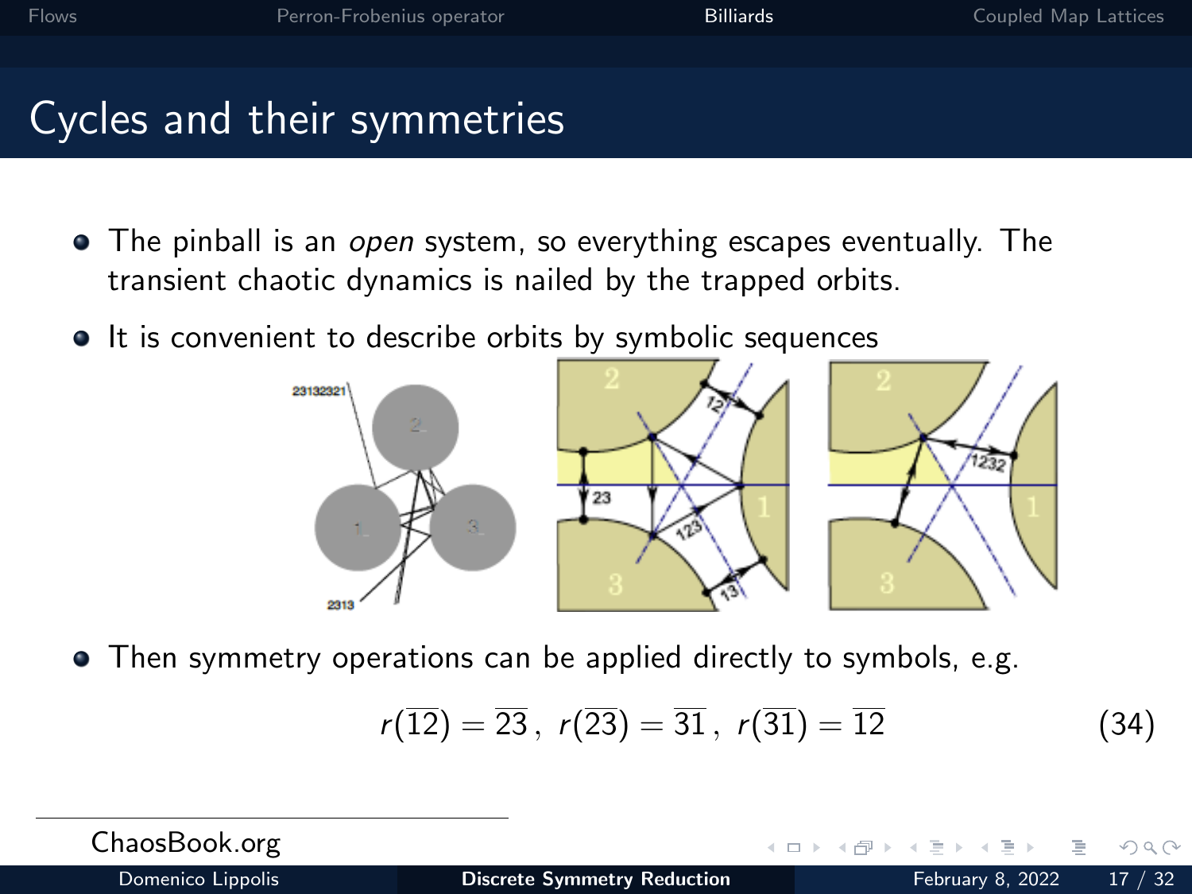# Cycles and their symmetries

- The pinball is an *open* system, so everything escapes eventually. The transient chaotic dynamics is nailed by the trapped orbits.
- It is convenient to describe orbits by symbolic sequences
- Then symmetry operations can be applied directly to symbols, e.g.

$$r(\overline{12}) = \overline{23}\,,\ r(\overline{23}) = \overline{31}\,,\ r(\overline{31}) = \overline{12} \tag{34}$$

ChaosBook.org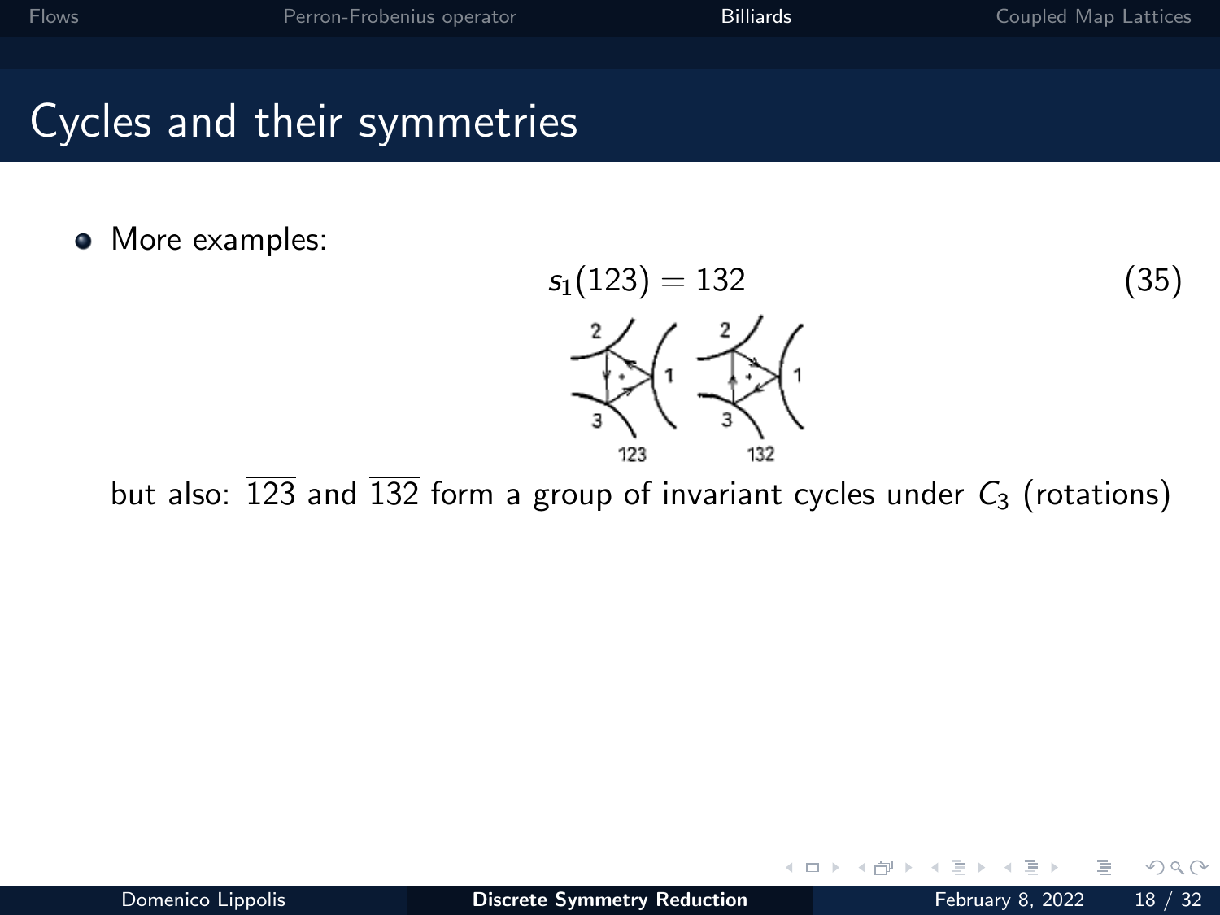# Cycles and their symmetries

- More examples:

$$s_1(\overline{123}) = \overline{132} \tag{35}$$

but also: $\overline{123}$ and $\overline{132}$ form a group of invariant cycles under $C_3$ (rotations)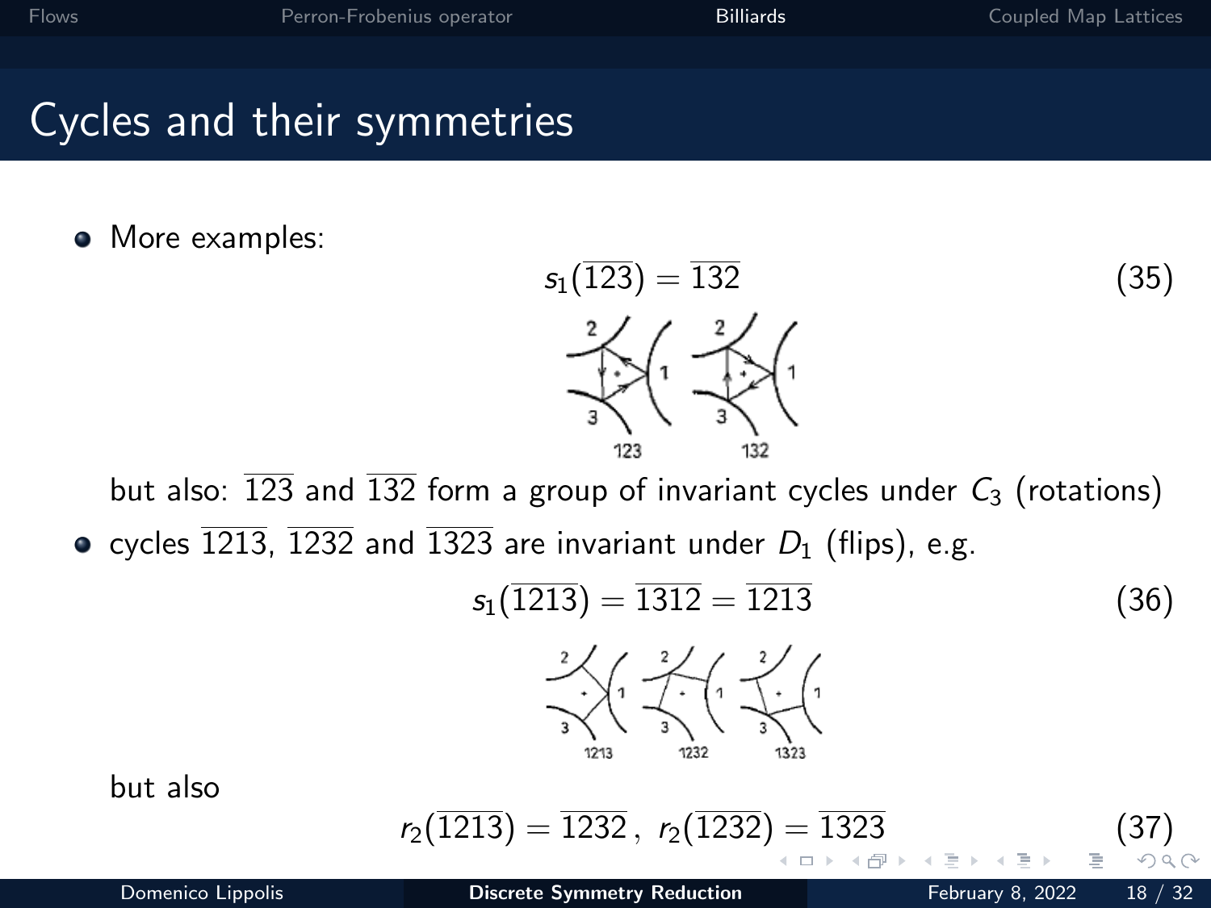# Cycles and their symmetries

- More examples:

$$s_1(\overline{123}) = \overline{132} \tag{35}$$

but also: $\overline{123}$ and $\overline{132}$ form a group of invariant cycles under $C_3$ (rotations)

- cycles $\overline{1213}$, $\overline{1232}$ and $\overline{1323}$ are invariant under $D_1$ (flips), e.g.

$$s_1(\overline{1213}) = \overline{1312} = \overline{1213} \tag{36}$$

but also

$$r_2(\overline{1213}) = \overline{1232}\,,\ r_2(\overline{1232}) = \overline{1323} \tag{37}$$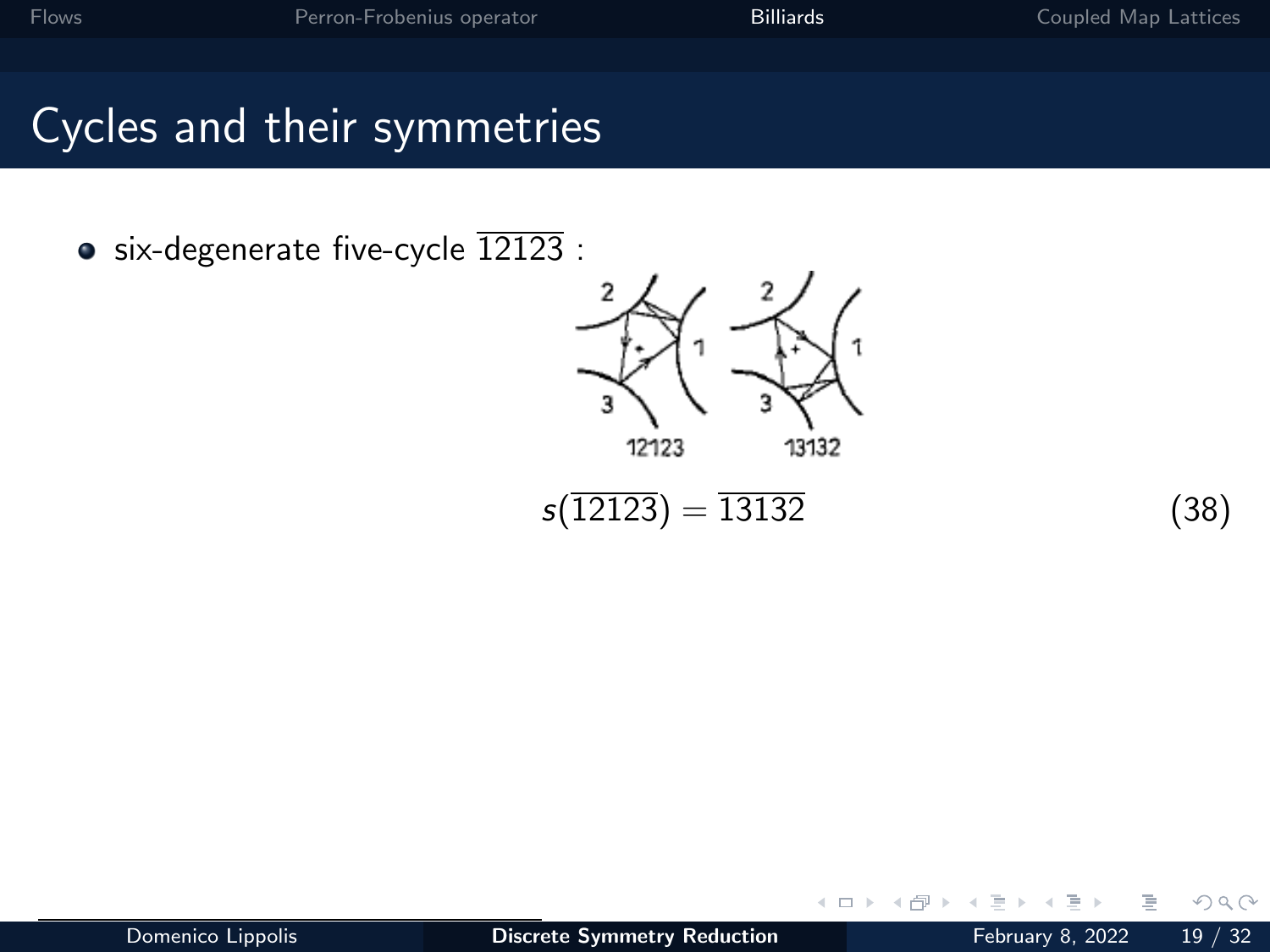# Cycles and their symmetries

- six-degenerate five-cycle $\overline{12123}$ :

$$s(\overline{12123}) = \overline{13132} \tag{38}$$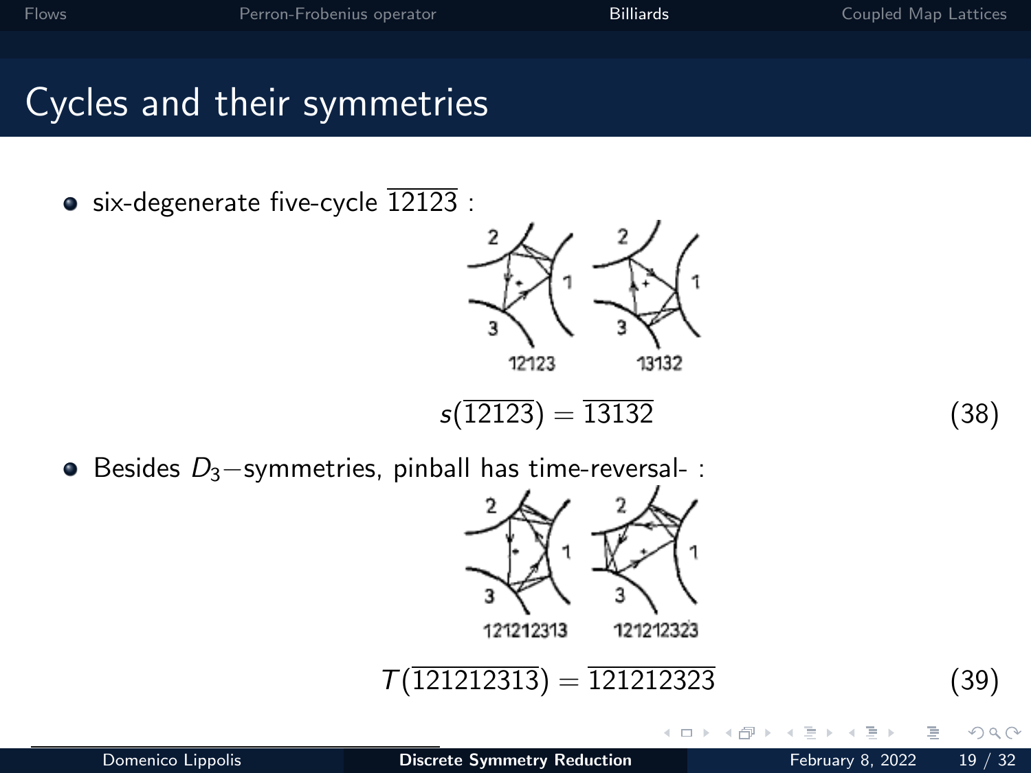# Cycles and their symmetries

- six-degenerate five-cycle $\overline{12123}$ :

$$s(\overline{12123}) = \overline{13132} \tag{38}$$

- Besides $D_3$−symmetries, pinball has time-reversal- :

$$T(\overline{121212313}) = \overline{121212323} \tag{39}$$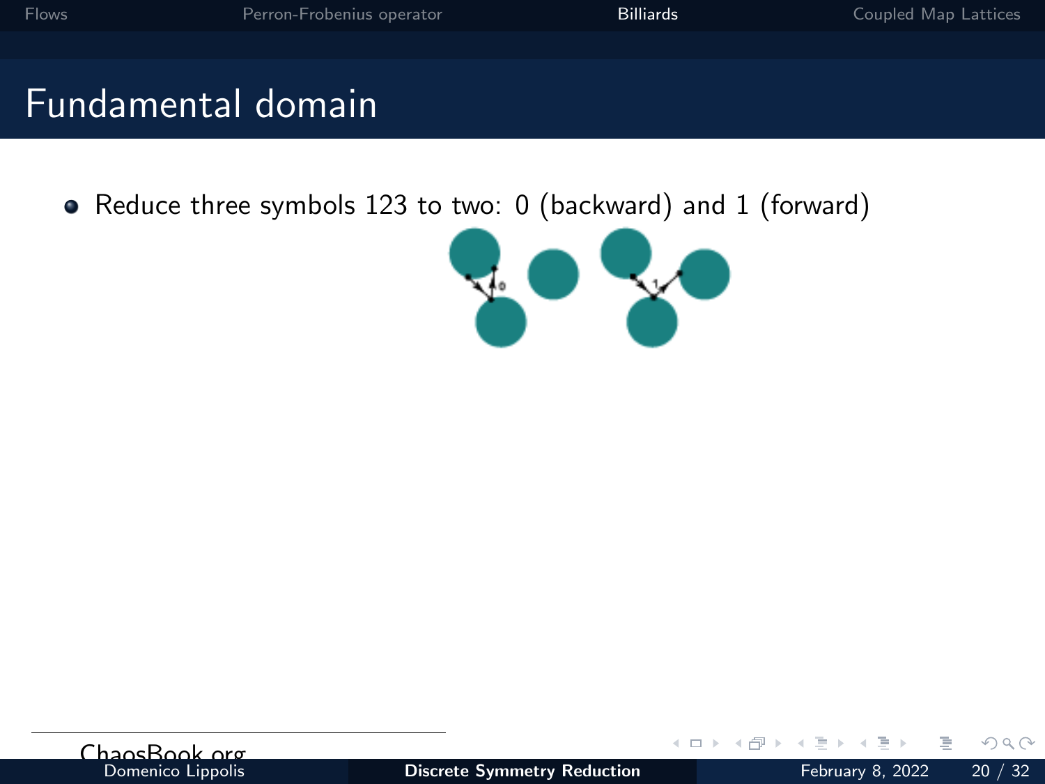# Fundamental domain

- Reduce three symbols 123 to two: 0 (backward) and 1 (forward)

ChaosBook.org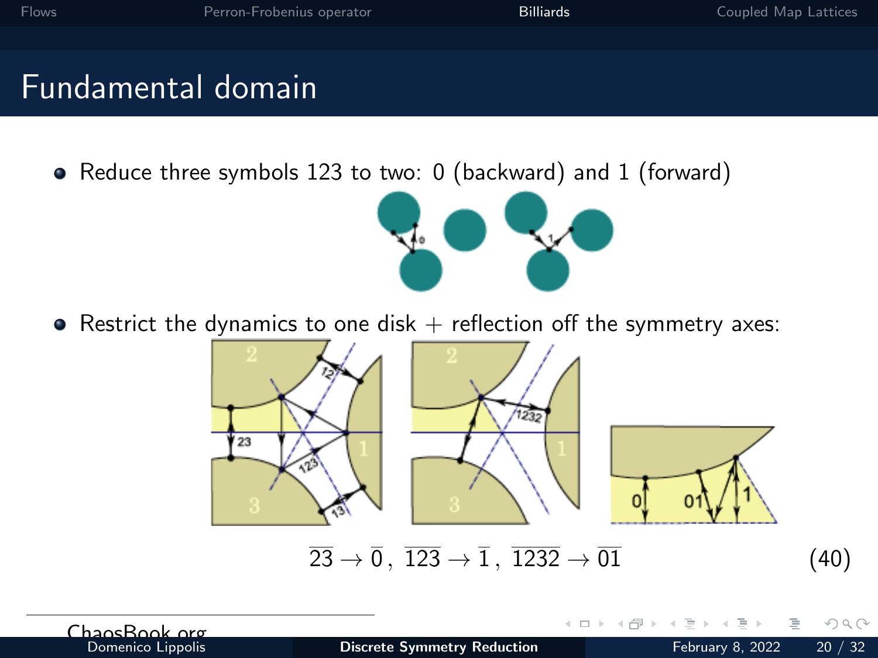# Fundamental domain

- Reduce three symbols 123 to two: 0 (backward) and 1 (forward)
- Restrict the dynamics to one disk + reflection off the symmetry axes:

$$\overline{23} \to \overline{0}\,,\ \overline{123} \to \overline{1}\,,\ \overline{1232} \to \overline{01} \tag{40}$$

ChaosBook.org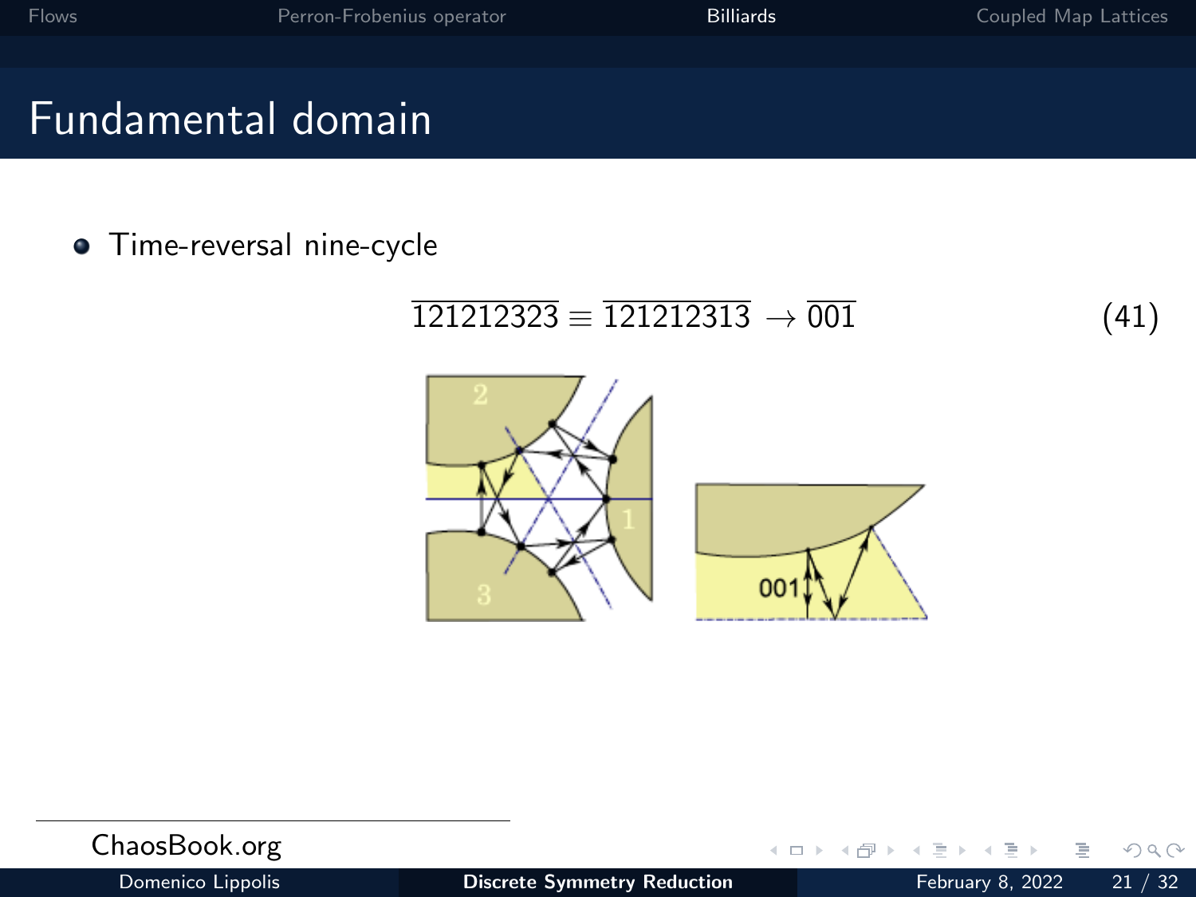# Fundamental domain

- Time-reversal nine-cycle

$$\overline{121212323} \equiv \overline{121212313} \to \overline{001} \tag{41}$$

ChaosBook.org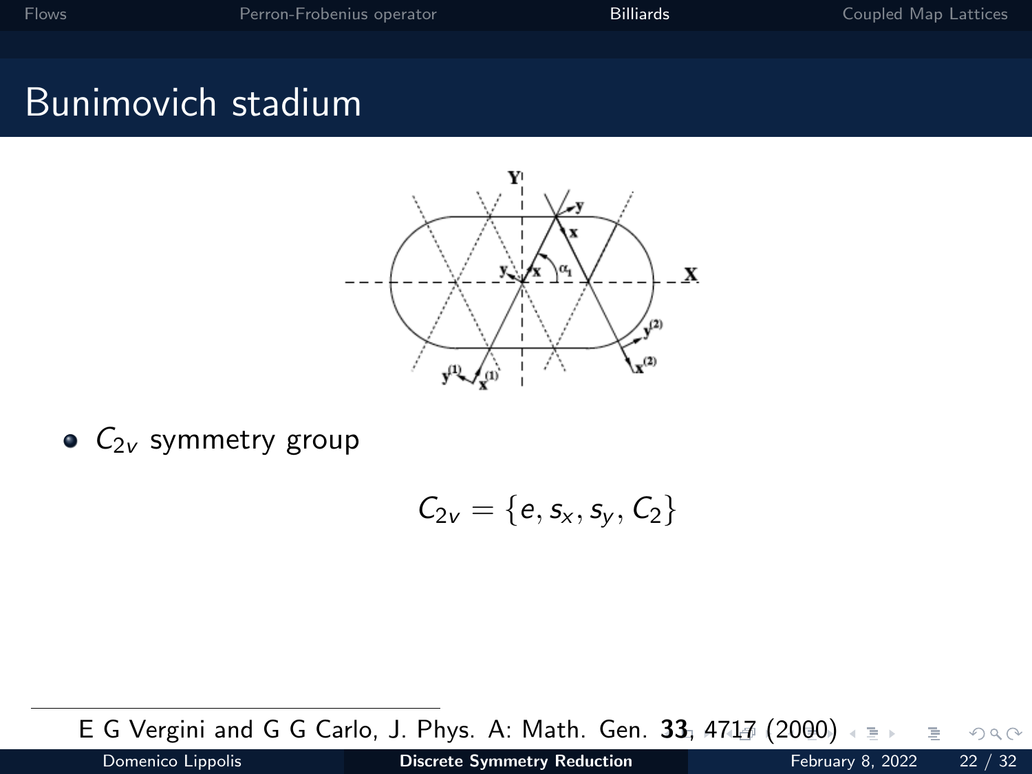# Bunimovich stadium

- $C_{2v}$ symmetry group

$$C_{2v} = \{e, s_x, s_y, C_2\}$$

E G Vergini and G G Carlo, J. Phys. A: Math. Gen. **33**, 4717 (2000)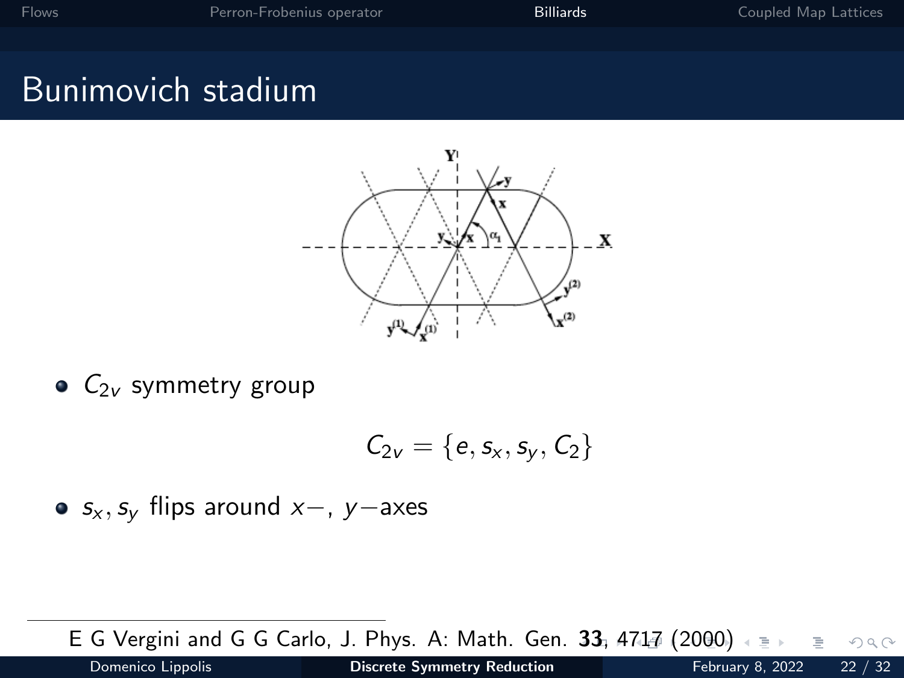# Bunimovich stadium

- $C_{2v}$ symmetry group

$$C_{2v} = \{e, s_x, s_y, C_2\}$$

- $s_x, s_y$ flips around $x-$, $y-$axes

E G Vergini and G G Carlo, J. Phys. A: Math. Gen. **33**, 4717 (2000)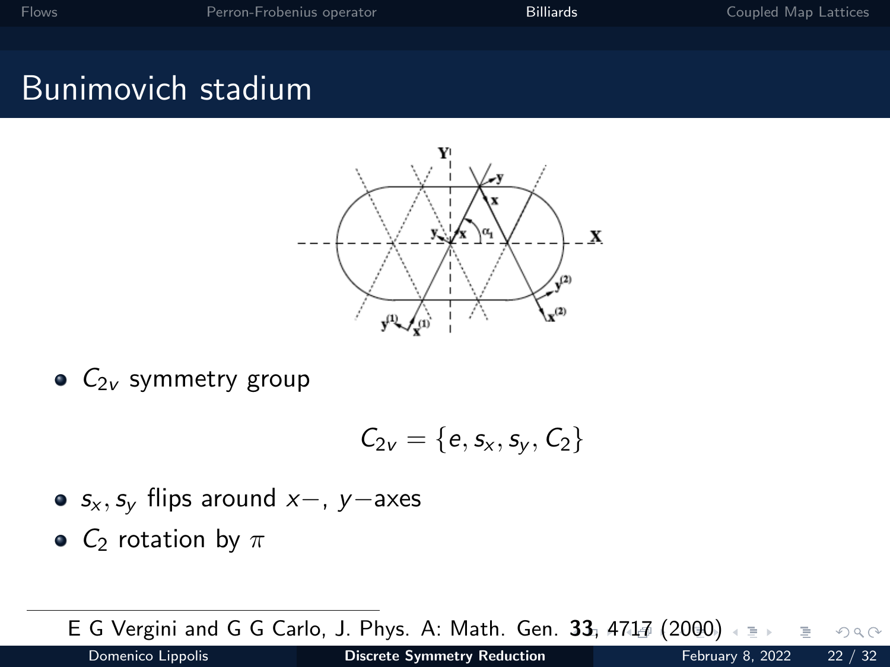# Bunimovich stadium

- $C_{2v}$ symmetry group

$$C_{2v} = \{e, s_x, s_y, C_2\}$$

- $s_x, s_y$ flips around $x-$, $y-$axes
- $C_2$ rotation by $\pi$

---

E G Vergini and G G Carlo, J. Phys. A: Math. Gen. **33**, 4717 (2000)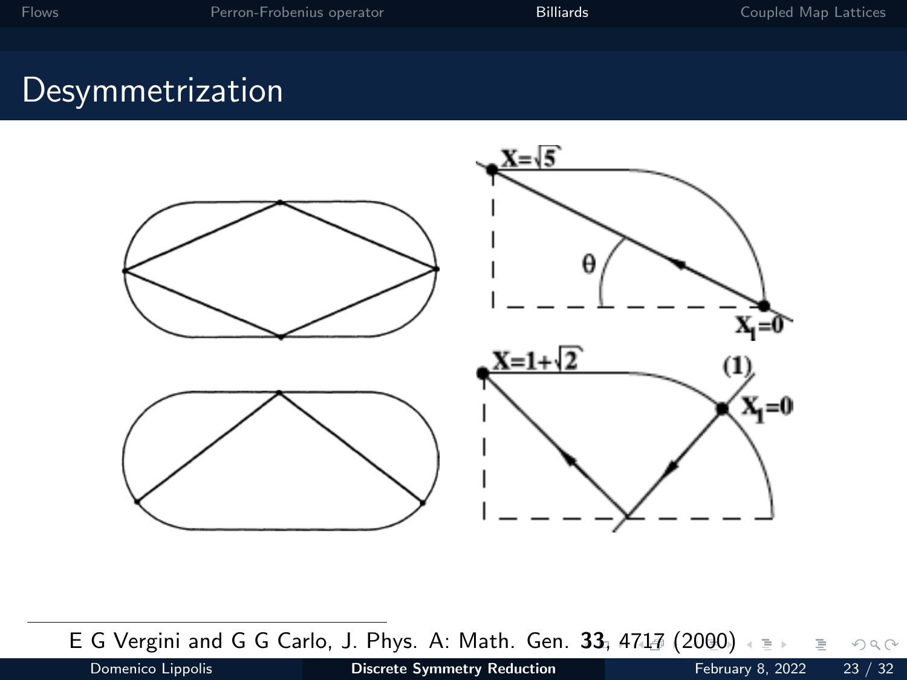# Desymmetrization

E G Vergini and G G Carlo, J. Phys. A: Math. Gen. **33**, 4717 (2000)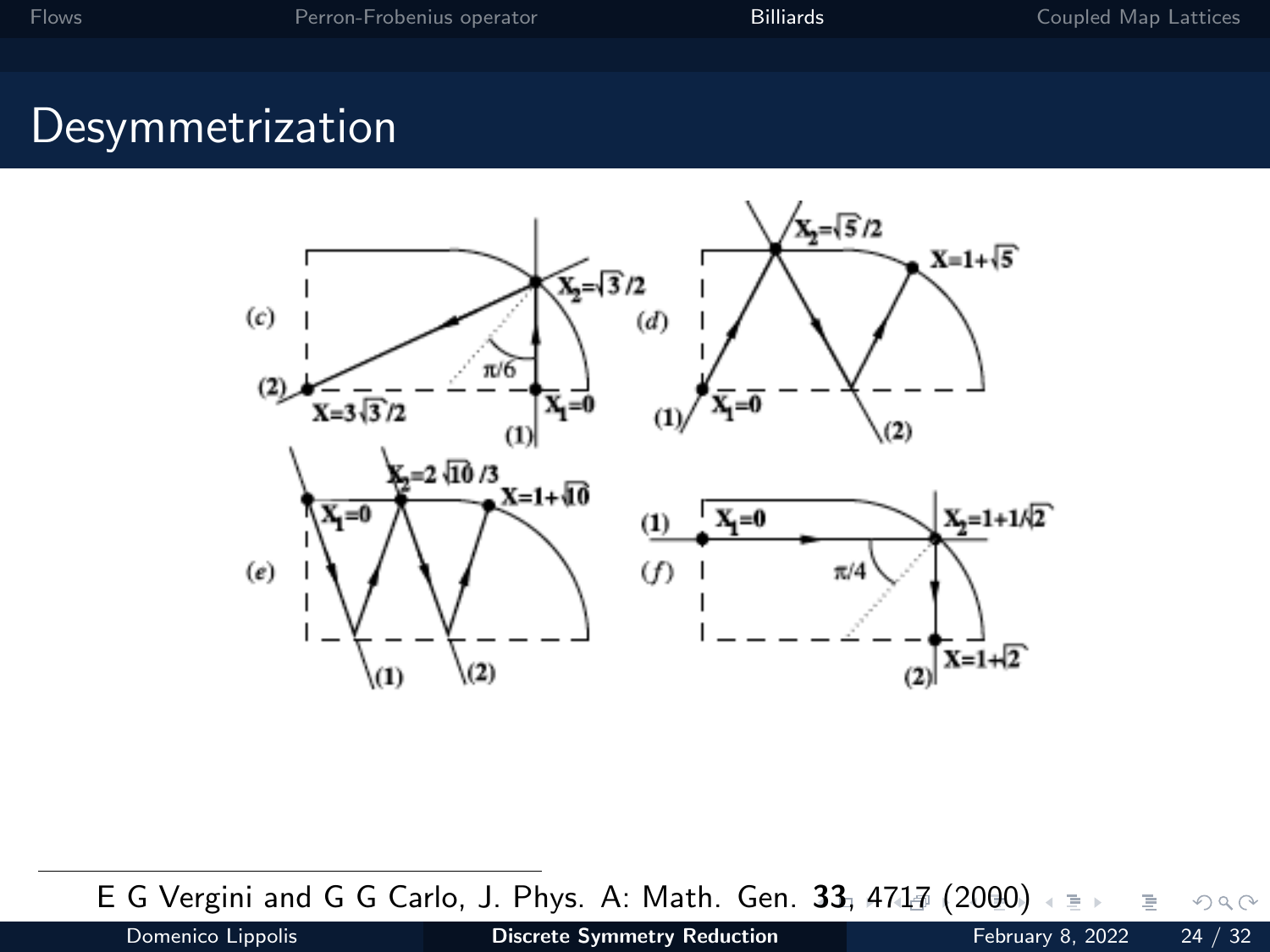# Desymmetrization

$(c)$ $X_2=\sqrt{3}/2$, $\pi/6$, $(2)$ $X=3\sqrt{3}/2$, $X_1=0$, $(1)$

$(d)$ $X_2=\sqrt{5}/2$, $X=1+\sqrt{5}$, $(1)$ $X_1=0$, $(2)$

$(e)$ $X_2=2\sqrt{10}/3$, $X=1+\sqrt{10}$, $X_1=0$, $(1)$, $(2)$

$(f)$ $(1)$ $X_1=0$, $X_2=1+1/\sqrt{2}$, $\pi/4$, $(2)$ $X=1+\sqrt{2}$

E G Vergini and G G Carlo, J. Phys. A: Math. Gen. **33**, 4717 (2000)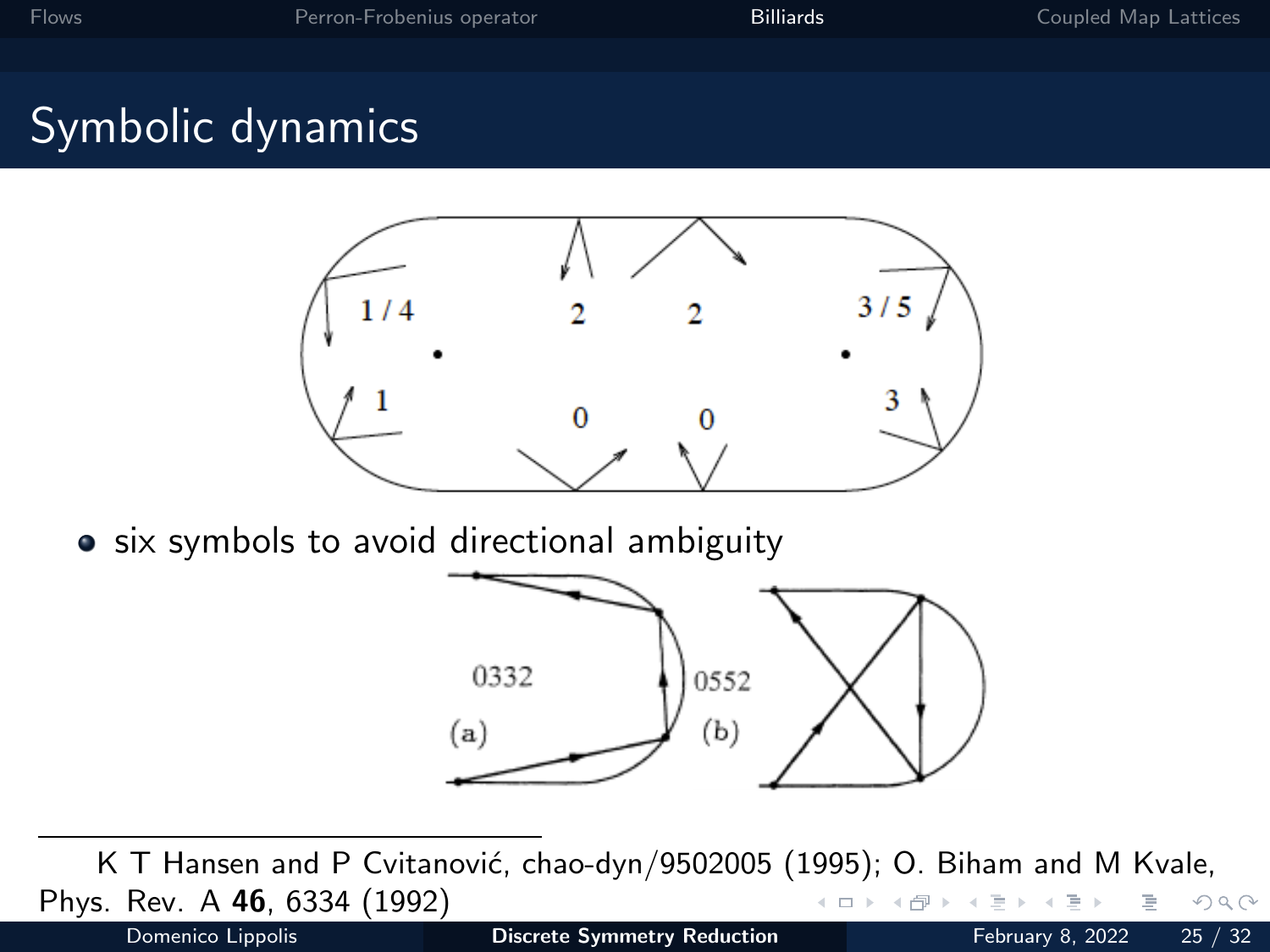# Symbolic dynamics

- six symbols to avoid directional ambiguity

K T Hansen and P Cvitanović, chao-dyn/9502005 (1995); O. Biham and M Kvale, Phys. Rev. A **46**, 6334 (1992)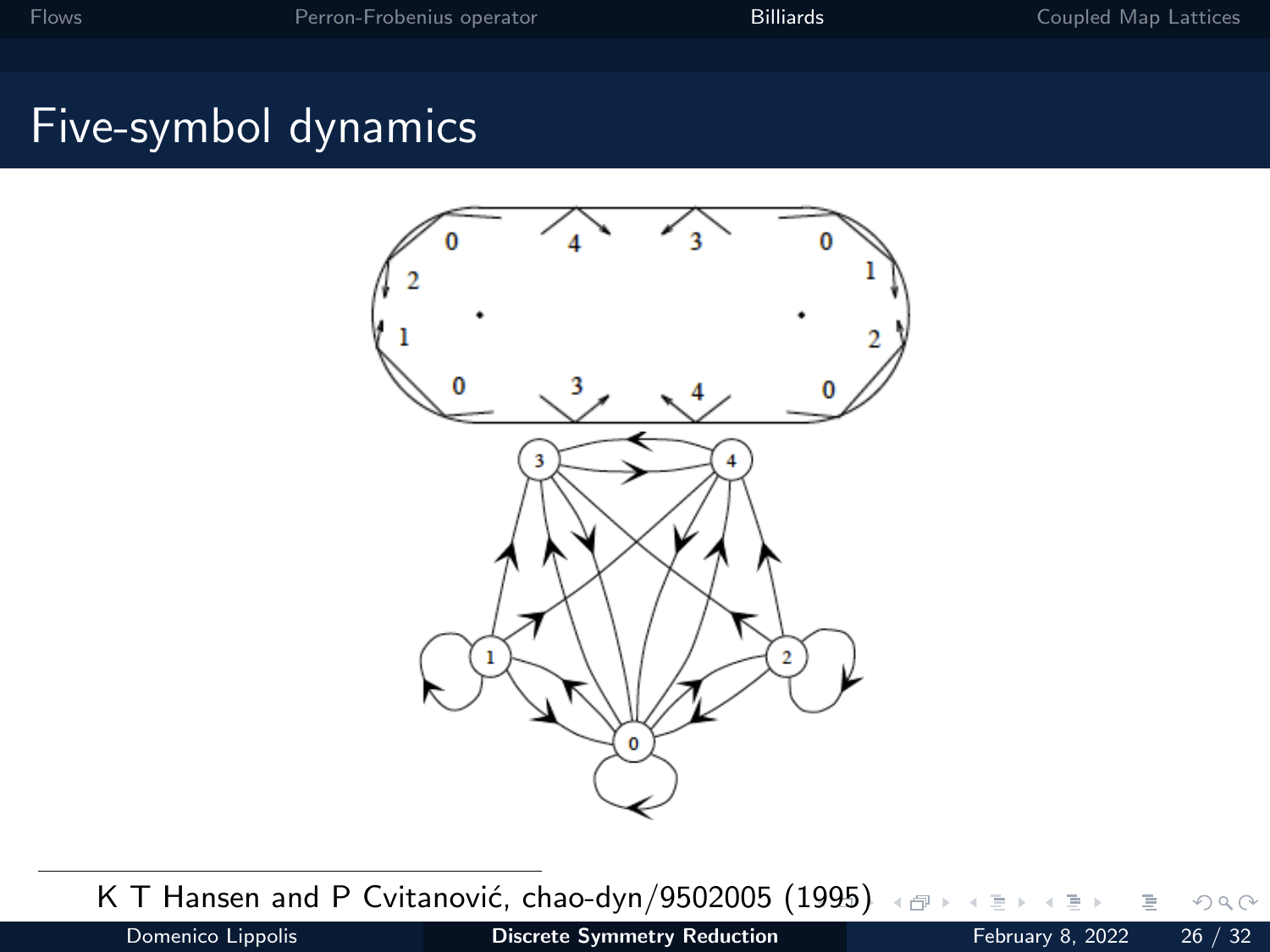# Five-symbol dynamics

K T Hansen and P Cvitanović, chao-dyn/9502005 (1995)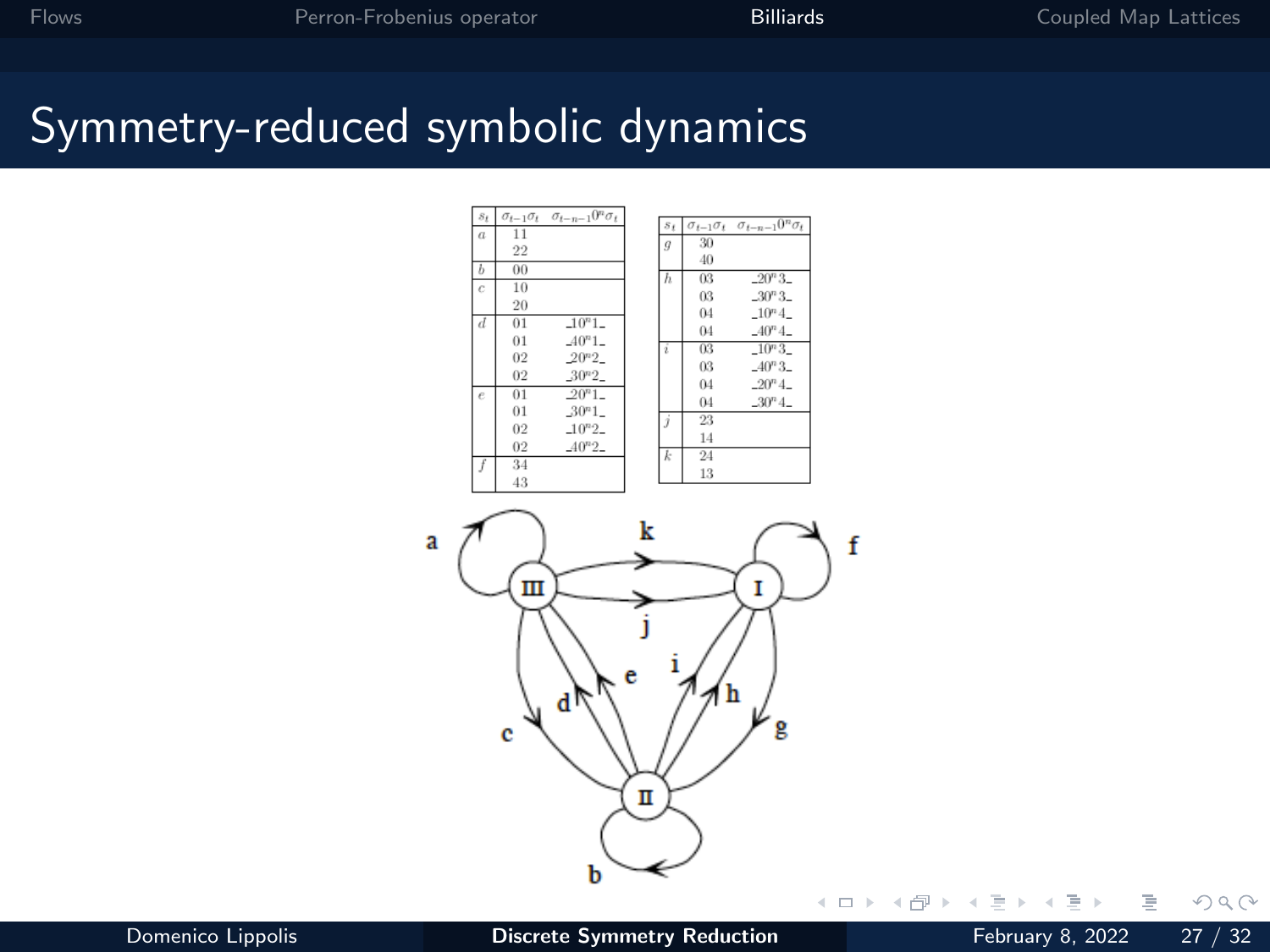# Symmetry-reduced symbolic dynamics

| $s_t$ | $\sigma_{t-1}\sigma_t$ | $\sigma_{t-n-1}0^n\sigma_t$ |
|---|---|---|
| $a$ | 11 | |
| | 22 | |
| $b$ | 00 | |
| $c$ | 10 | |
| | 20 | |
| $d$ | 01 | $\_10^n1\_$ |
| | 01 | $\_40^n1\_$ |
| | 02 | $\_20^n2\_$ |
| | 02 | $\_30^n2\_$ |
| $e$ | 01 | $\_20^n1\_$ |
| | 01 | $\_30^n1\_$ |
| | 02 | $\_10^n2\_$ |
| | 02 | $\_40^n2\_$ |
| $f$ | 34 | |
| | 43 | |

| $s_t$ | $\sigma_{t-1}\sigma_t$ | $\sigma_{t-n-1}0^n\sigma_t$ |
|---|---|---|
| $g$ | 30 | |
| | 40 | |
| $h$ | 03 | $\_20^n3\_$ |
| | 03 | $\_30^n3\_$ |
| | 04 | $\_10^n4\_$ |
| | 04 | $\_40^n4\_$ |
| $i$ | 03 | $\_10^n3\_$ |
| | 03 | $\_40^n3\_$ |
| | 04 | $\_20^n4\_$ |
| | 04 | $\_30^n4\_$ |
| $j$ | 23 | |
| | 14 | |
| $k$ | 24 | |
| | 13 | |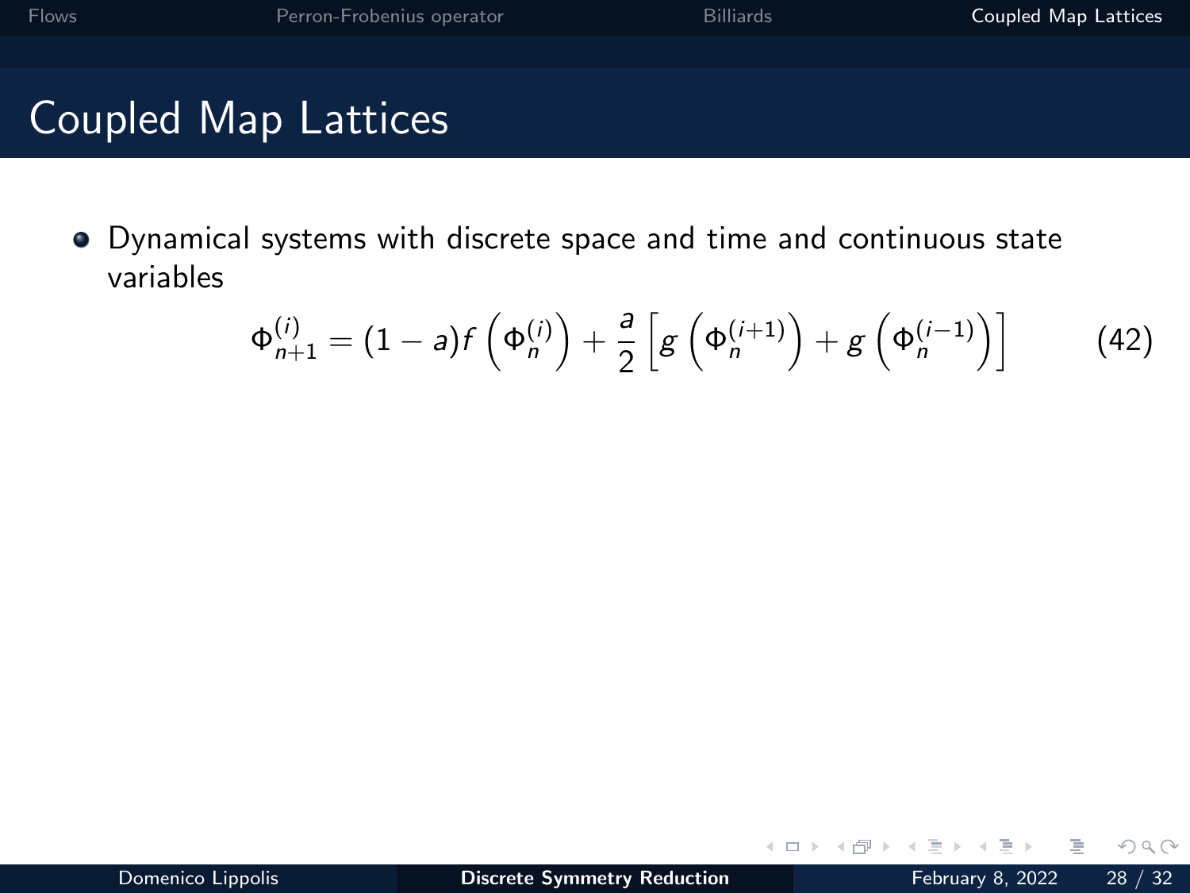# Coupled Map Lattices

- Dynamical systems with discrete space and time and continuous state variables

$$\Phi_{n+1}^{(i)} = (1-a)f\left(\Phi_n^{(i)}\right) + \frac{a}{2}\left[g\left(\Phi_n^{(i+1)}\right) + g\left(\Phi_n^{(i-1)}\right)\right] \tag{42}$$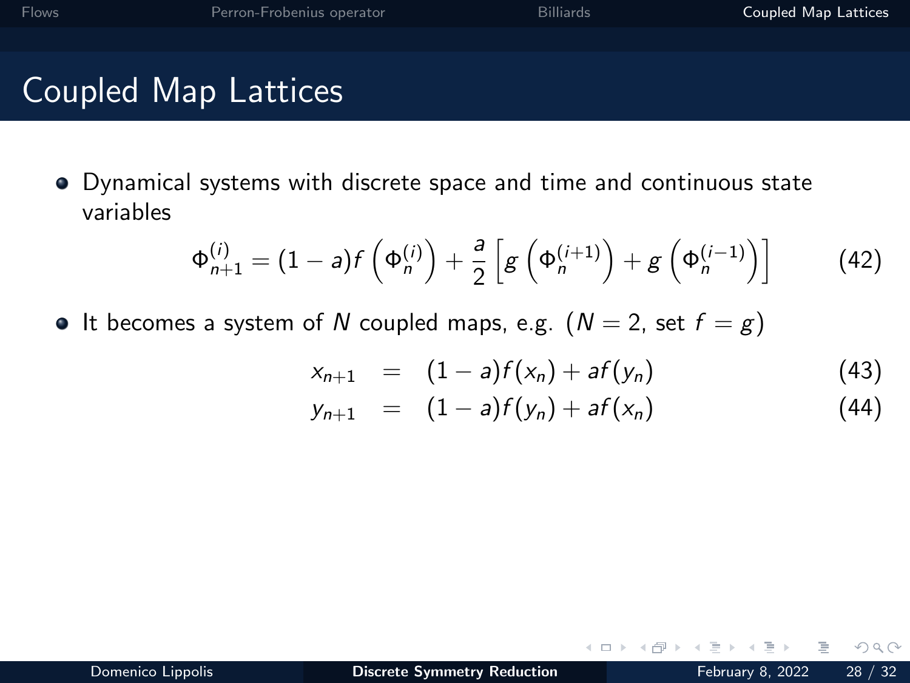# Coupled Map Lattices

- Dynamical systems with discrete space and time and continuous state variables

$$\Phi_{n+1}^{(i)} = (1-a) f\left(\Phi_n^{(i)}\right) + \frac{a}{2}\left[g\left(\Phi_n^{(i+1)}\right) + g\left(\Phi_n^{(i-1)}\right)\right] \tag{42}$$

- It becomes a system of $N$ coupled maps, e.g. ($N = 2$, set $f = g$)

$$x_{n+1} = (1-a) f(x_n) + a f(y_n) \tag{43}$$

$$y_{n+1} = (1-a) f(y_n) + a f(x_n) \tag{44}$$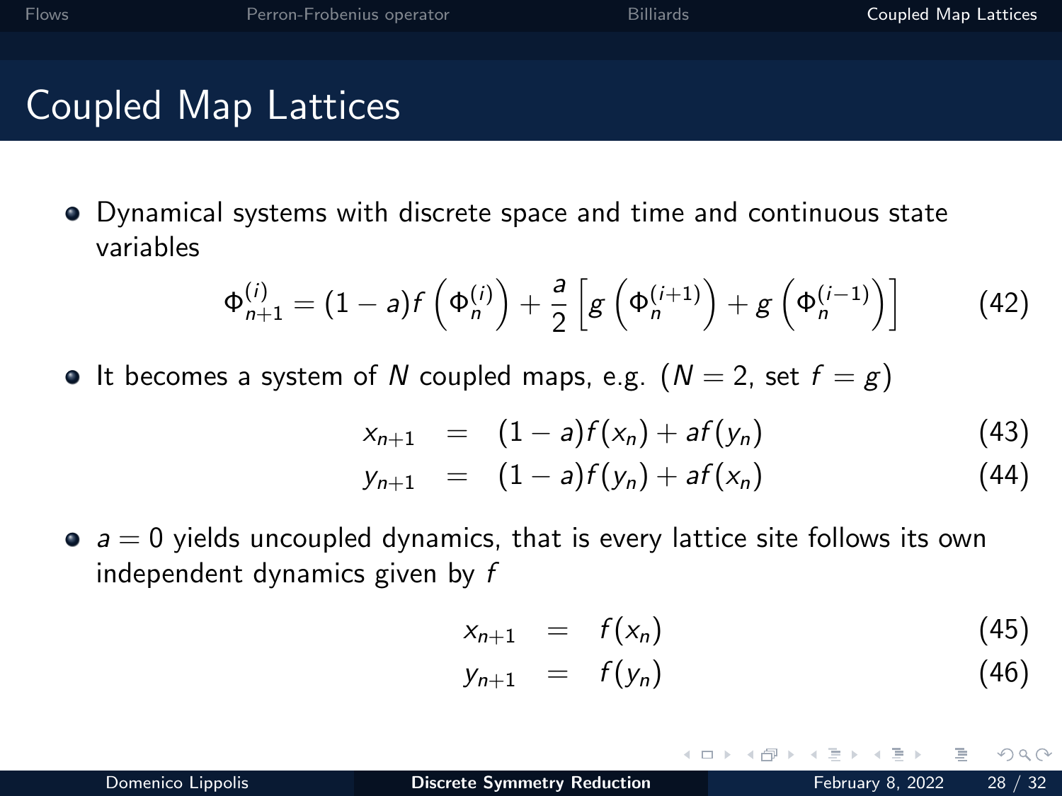# Coupled Map Lattices

- Dynamical systems with discrete space and time and continuous state variables

$$\Phi_{n+1}^{(i)} = (1-a) f\left(\Phi_n^{(i)}\right) + \frac{a}{2}\left[g\left(\Phi_n^{(i+1)}\right) + g\left(\Phi_n^{(i-1)}\right)\right] \tag{42}$$

- It becomes a system of $N$ coupled maps, e.g. ($N = 2$, set $f = g$)

$$x_{n+1} = (1-a) f(x_n) + a f(y_n) \tag{43}$$

$$y_{n+1} = (1-a) f(y_n) + a f(x_n) \tag{44}$$

- $a = 0$ yields uncoupled dynamics, that is every lattice site follows its own independent dynamics given by $f$

$$x_{n+1} = f(x_n) \tag{45}$$

$$y_{n+1} = f(y_n) \tag{46}$$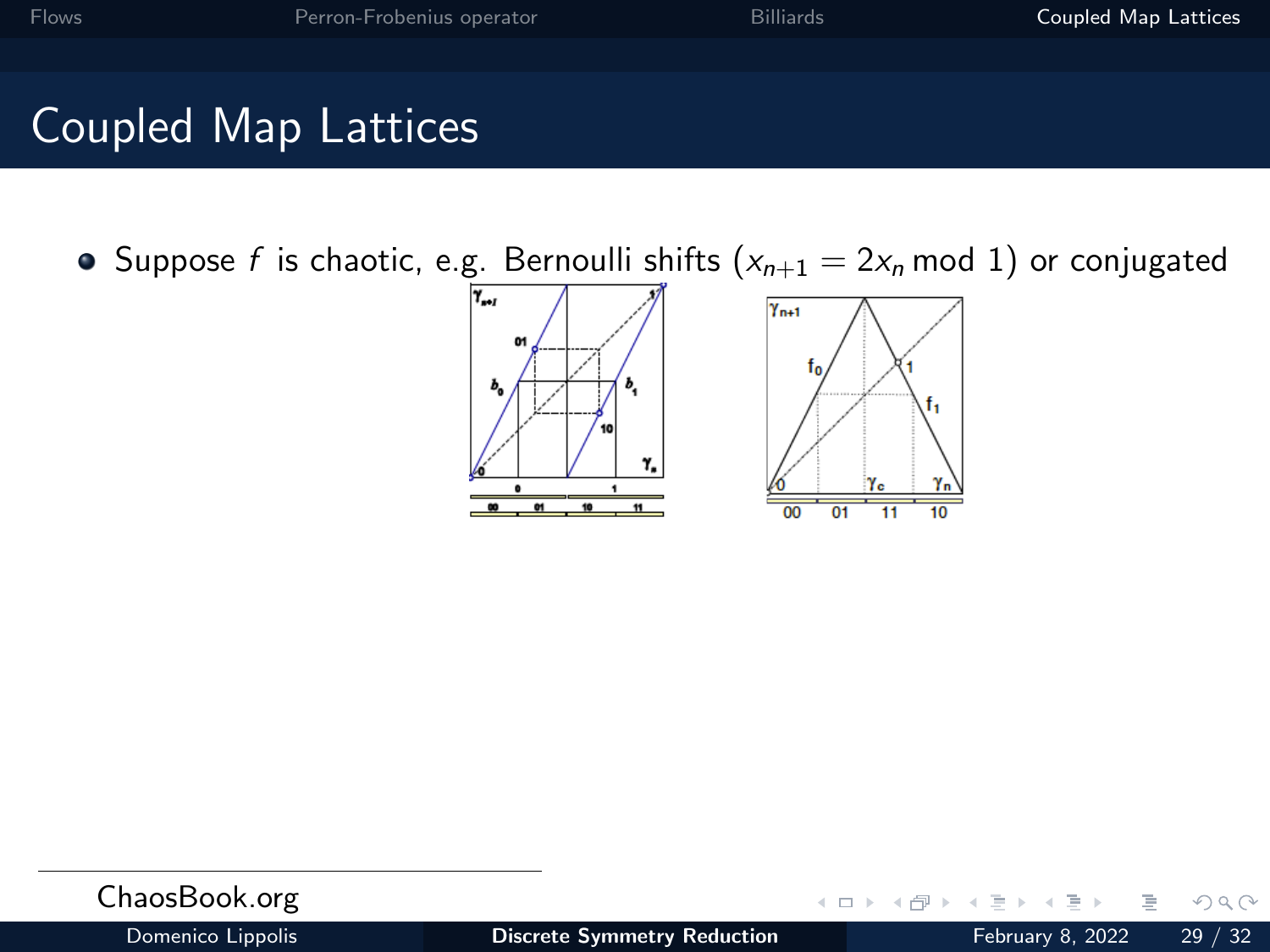# Coupled Map Lattices

- Suppose $f$ is chaotic, e.g. Bernoulli shifts ($x_{n+1} = 2x_n \bmod 1$) or conjugated

ChaosBook.org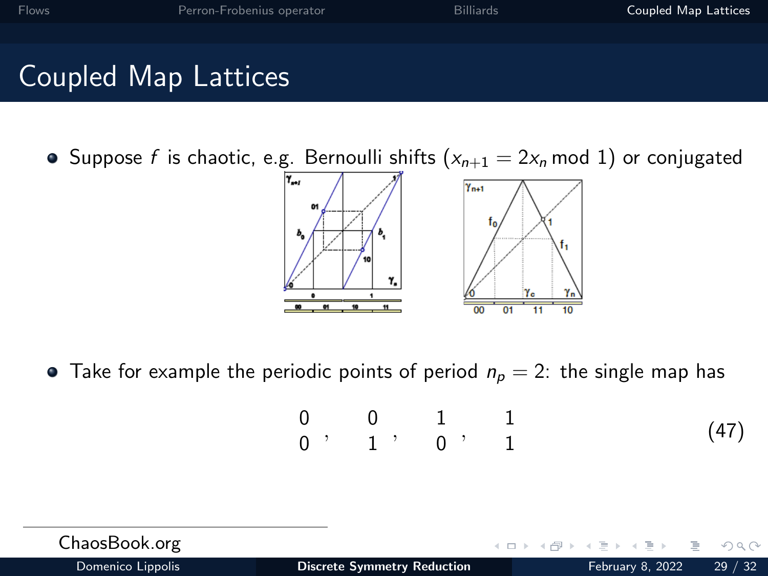# Coupled Map Lattices

- Suppose $f$ is chaotic, e.g. Bernoulli shifts ($x_{n+1} = 2x_n \bmod 1$) or conjugated

- Take for example the periodic points of period $n_p = 2$: the single map has

$$\begin{matrix} 0 \\ 0 \end{matrix}, \quad \begin{matrix} 0 \\ 1 \end{matrix}, \quad \begin{matrix} 1 \\ 0 \end{matrix}, \quad \begin{matrix} 1 \\ 1 \end{matrix} \tag{47}$$

ChaosBook.org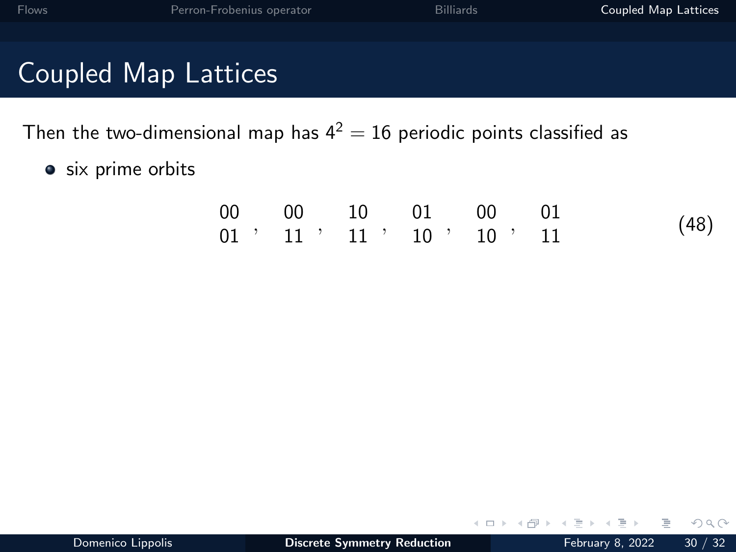# Coupled Map Lattices

Then the two-dimensional map has $4^2 = 16$ periodic points classified as

- six prime orbits

$$
\begin{matrix} 00 \\ 01 \end{matrix}\,, \quad \begin{matrix} 00 \\ 11 \end{matrix}\,, \quad \begin{matrix} 10 \\ 11 \end{matrix}\,, \quad \begin{matrix} 01 \\ 10 \end{matrix}\,, \quad \begin{matrix} 00 \\ 10 \end{matrix}\,, \quad \begin{matrix} 01 \\ 11 \end{matrix} \tag{48}
$$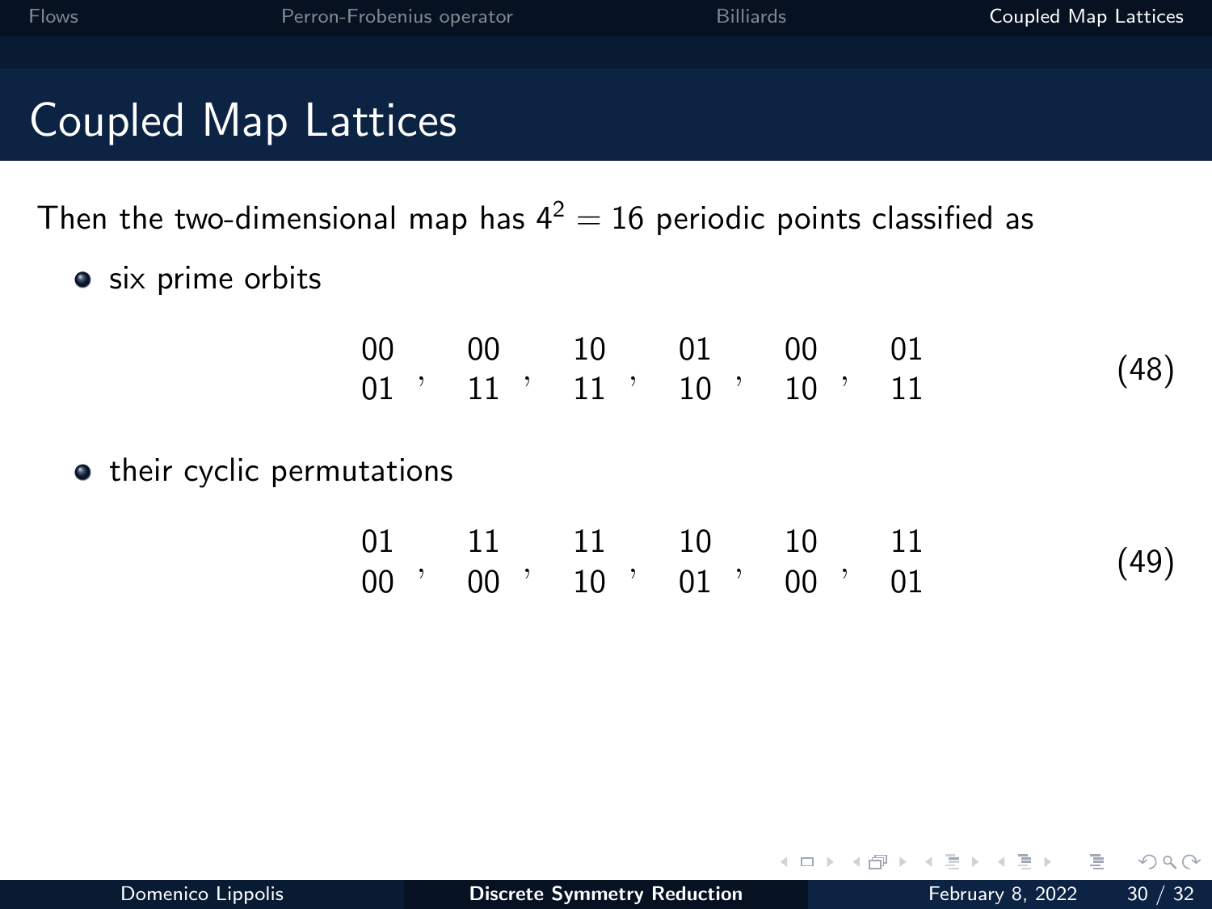# Coupled Map Lattices

Then the two-dimensional map has $4^2 = 16$ periodic points classified as

- six prime orbits

$$\begin{matrix} 00 \\ 01 \end{matrix}, \quad \begin{matrix} 00 \\ 11 \end{matrix}, \quad \begin{matrix} 10 \\ 11 \end{matrix}, \quad \begin{matrix} 01 \\ 10 \end{matrix}, \quad \begin{matrix} 00 \\ 10 \end{matrix}, \quad \begin{matrix} 01 \\ 11 \end{matrix} \tag{48}$$

- their cyclic permutations

$$\begin{matrix} 01 \\ 00 \end{matrix}, \quad \begin{matrix} 11 \\ 00 \end{matrix}, \quad \begin{matrix} 11 \\ 10 \end{matrix}, \quad \begin{matrix} 10 \\ 01 \end{matrix}, \quad \begin{matrix} 10 \\ 00 \end{matrix}, \quad \begin{matrix} 11 \\ 01 \end{matrix} \tag{49}$$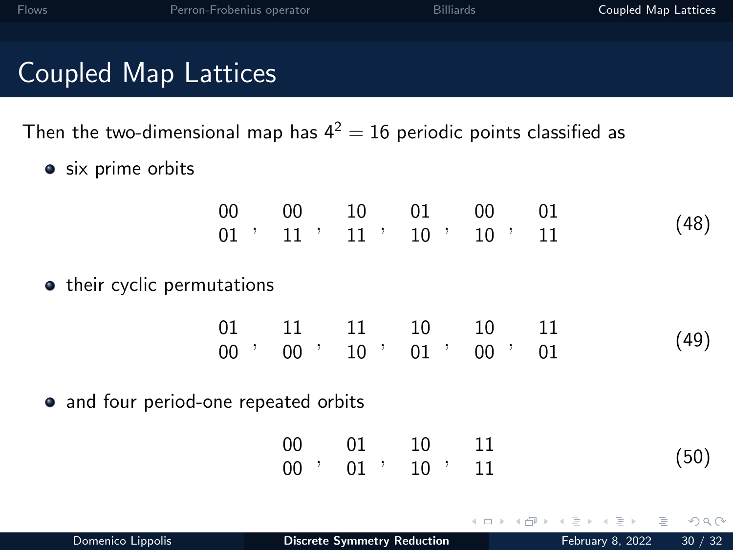# Coupled Map Lattices

Then the two-dimensional map has $4^2 = 16$ periodic points classified as

- six prime orbits

$$\begin{matrix} 00 \\ 01 \end{matrix}, \quad \begin{matrix} 00 \\ 11 \end{matrix}, \quad \begin{matrix} 10 \\ 11 \end{matrix}, \quad \begin{matrix} 01 \\ 10 \end{matrix}, \quad \begin{matrix} 00 \\ 10 \end{matrix}, \quad \begin{matrix} 01 \\ 11 \end{matrix} \tag{48}$$

- their cyclic permutations

$$\begin{matrix} 01 \\ 00 \end{matrix}, \quad \begin{matrix} 11 \\ 00 \end{matrix}, \quad \begin{matrix} 11 \\ 10 \end{matrix}, \quad \begin{matrix} 10 \\ 01 \end{matrix}, \quad \begin{matrix} 10 \\ 00 \end{matrix}, \quad \begin{matrix} 11 \\ 01 \end{matrix} \tag{49}$$

- and four period-one repeated orbits

$$\begin{matrix} 00 \\ 00 \end{matrix}, \quad \begin{matrix} 01 \\ 01 \end{matrix}, \quad \begin{matrix} 10 \\ 10 \end{matrix}, \quad \begin{matrix} 11 \\ 11 \end{matrix} \tag{50}$$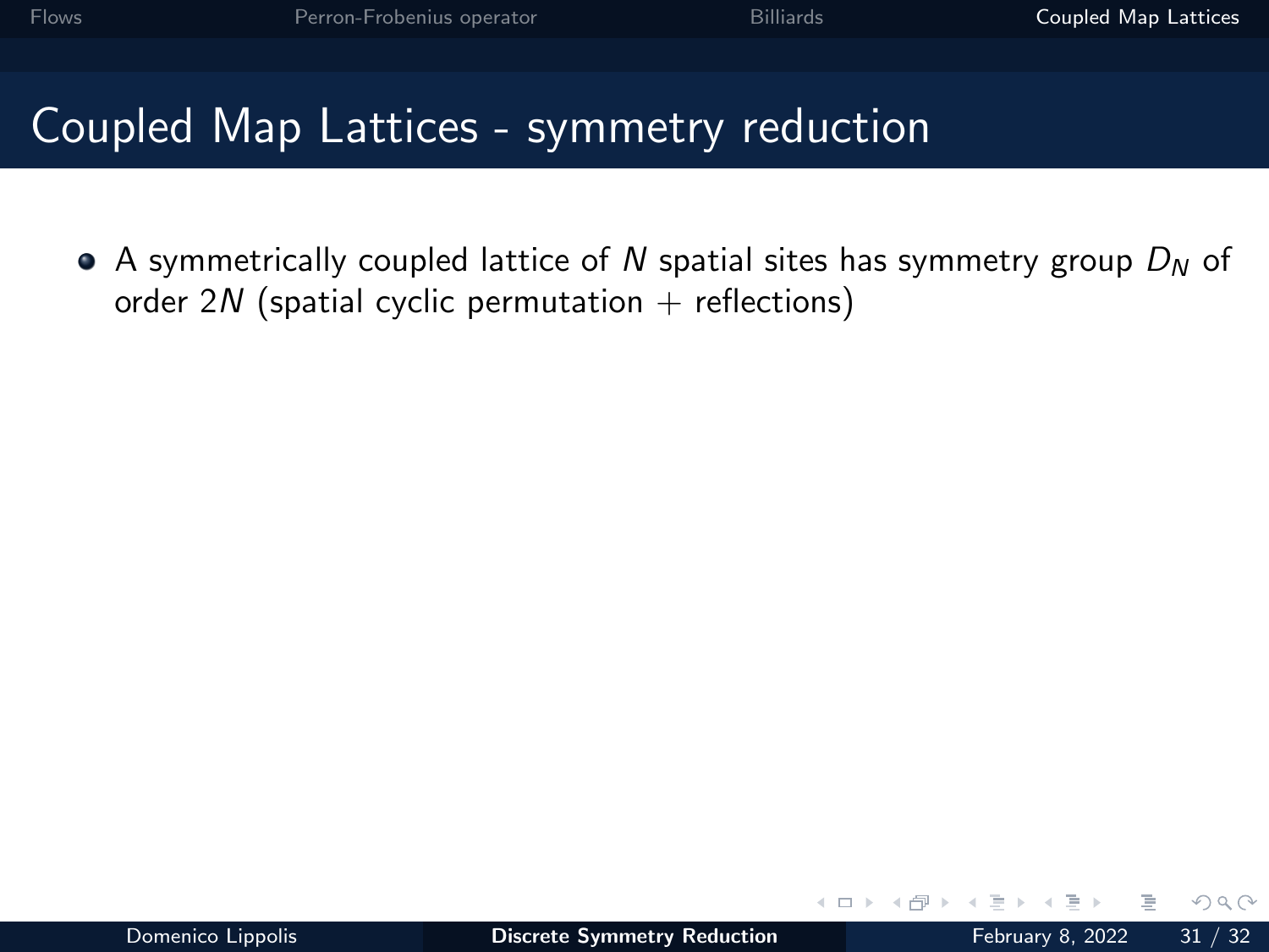# Coupled Map Lattices - symmetry reduction

- A symmetrically coupled lattice of $N$ spatial sites has symmetry group $D_N$ of order $2N$ (spatial cyclic permutation + reflections)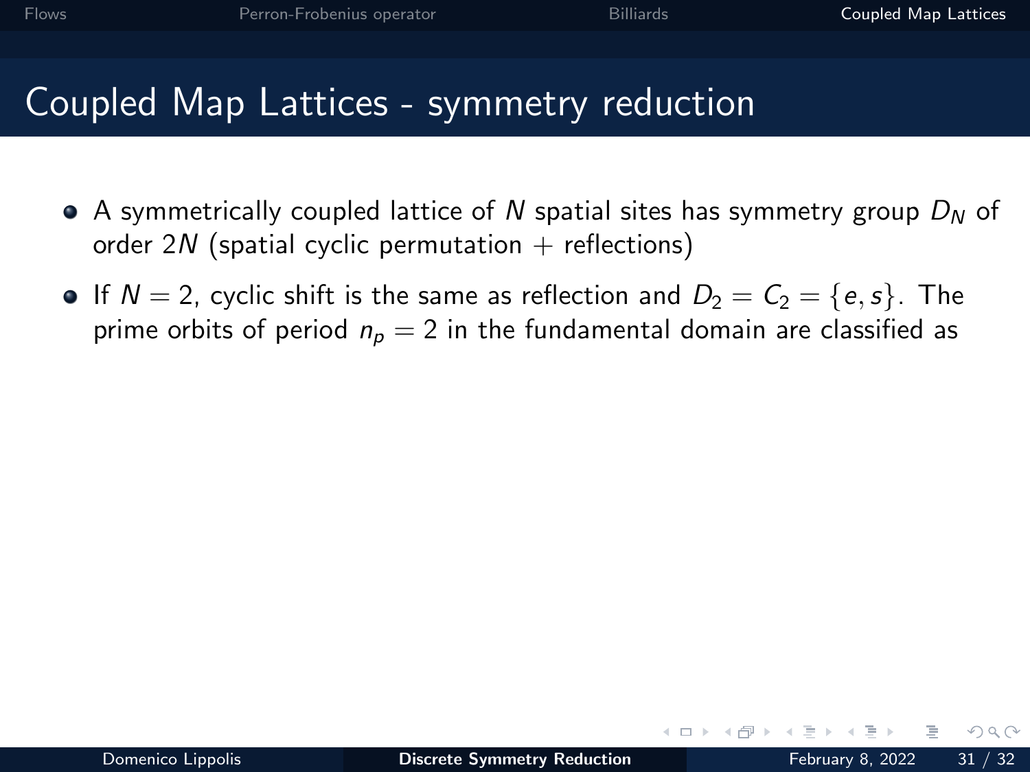# Coupled Map Lattices - symmetry reduction

- A symmetrically coupled lattice of $N$ spatial sites has symmetry group $D_N$ of order $2N$ (spatial cyclic permutation + reflections)
- If $N = 2$, cyclic shift is the same as reflection and $D_2 = C_2 = \{e, s\}$. The prime orbits of period $n_p = 2$ in the fundamental domain are classified as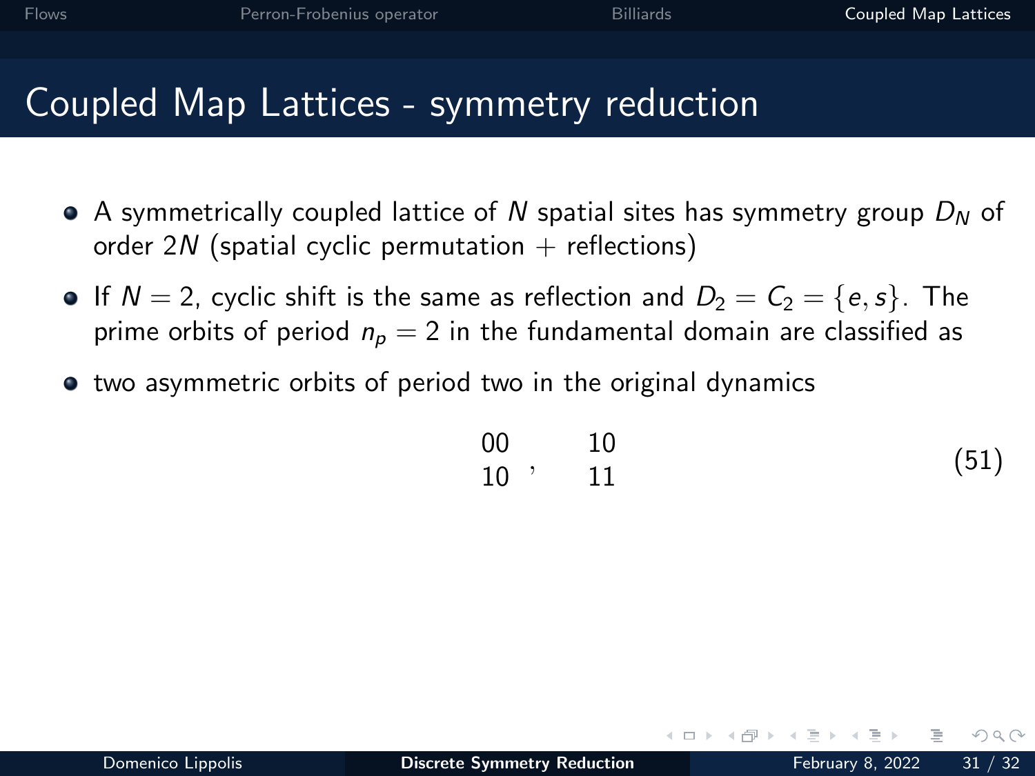# Coupled Map Lattices - symmetry reduction

- A symmetrically coupled lattice of $N$ spatial sites has symmetry group $D_N$ of order $2N$ (spatial cyclic permutation + reflections)
- If $N = 2$, cyclic shift is the same as reflection and $D_2 = C_2 = \{e, s\}$. The prime orbits of period $n_p = 2$ in the fundamental domain are classified as
- two asymmetric orbits of period two in the original dynamics

$$\begin{matrix} 00 \\ 10 \end{matrix} , \quad \begin{matrix} 10 \\ 11 \end{matrix} \tag{51}$$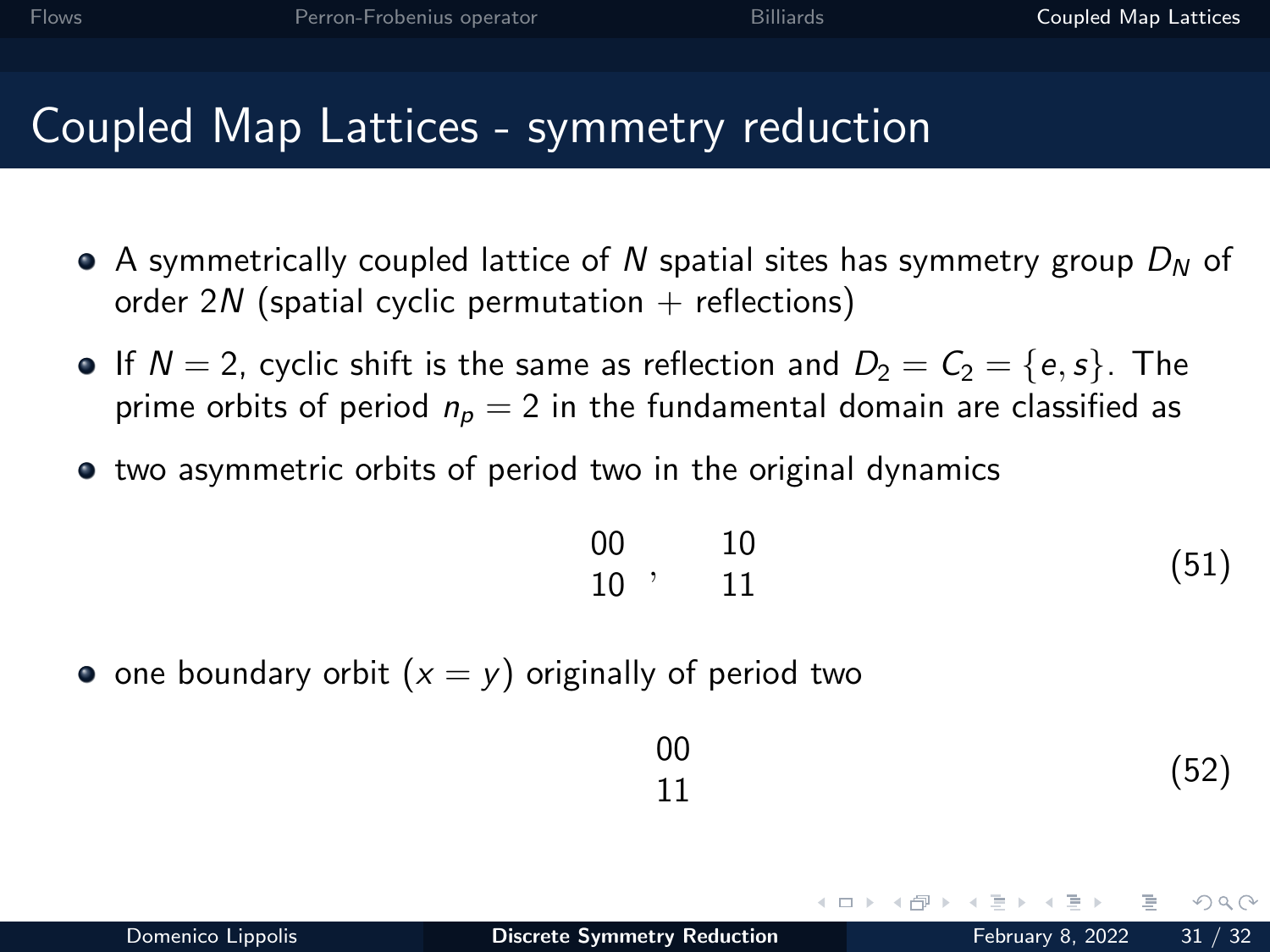# Coupled Map Lattices - symmetry reduction

- A symmetrically coupled lattice of $N$ spatial sites has symmetry group $D_N$ of order $2N$ (spatial cyclic permutation + reflections)
- If $N = 2$, cyclic shift is the same as reflection and $D_2 = C_2 = \{e, s\}$. The prime orbits of period $n_p = 2$ in the fundamental domain are classified as
- two asymmetric orbits of period two in the original dynamics

$$\begin{matrix} 00 \\ 10 \end{matrix}, \quad \begin{matrix} 10 \\ 11 \end{matrix} \tag{51}$$

- one boundary orbit $(x = y)$ originally of period two

$$\begin{matrix} 00 \\ 11 \end{matrix} \tag{52}$$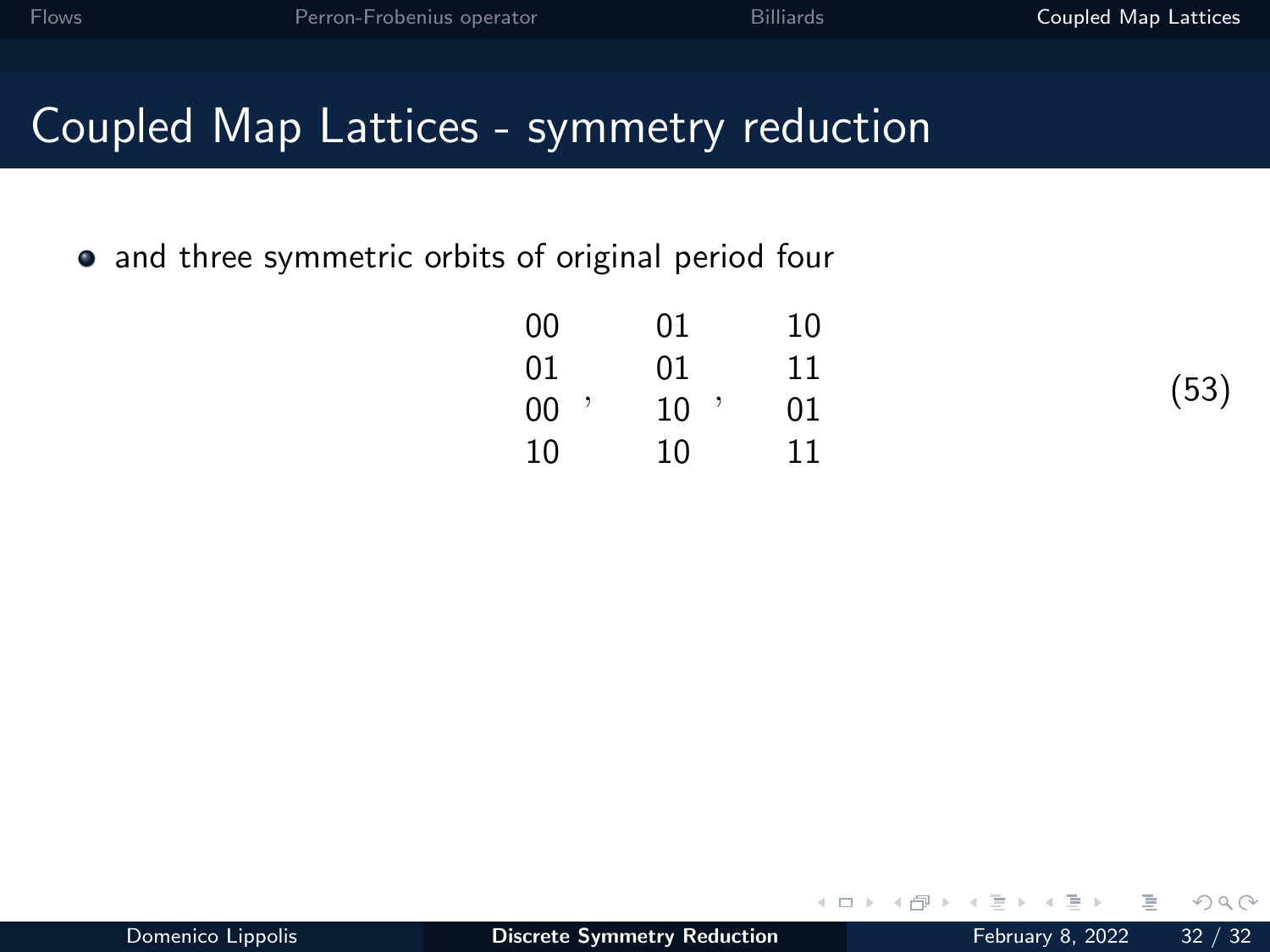## Coupled Map Lattices - symmetry reduction

- and three symmetric orbits of original period four

$$
\begin{matrix} 00 \\ 01 \\ 00 \\ 10 \end{matrix}\,, \qquad \begin{matrix} 01 \\ 01 \\ 10 \\ 10 \end{matrix}\,, \qquad \begin{matrix} 10 \\ 11 \\ 01 \\ 11 \end{matrix} \tag{53}
$$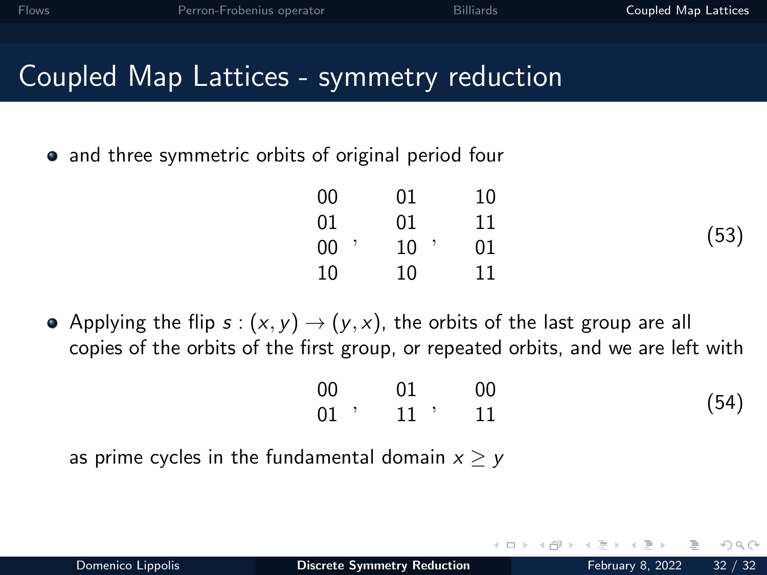# Coupled Map Lattices - symmetry reduction

- and three symmetric orbits of original period four

$$\begin{array}{c} 00 \\ 01 \\ 00 \\ 10 \end{array}, \quad \begin{array}{c} 01 \\ 01 \\ 10 \\ 10 \end{array}, \quad \begin{array}{c} 10 \\ 11 \\ 01 \\ 11 \end{array} \tag{53}$$

- Applying the flip $s : (x, y) \to (y, x)$, the orbits of the last group are all copies of the orbits of the first group, or repeated orbits, and we are left with

$$\begin{array}{c} 00 \\ 01 \end{array}, \quad \begin{array}{c} 01 \\ 11 \end{array}, \quad \begin{array}{c} 00 \\ 11 \end{array} \tag{54}$$

as prime cycles in the fundamental domain $x \geq y$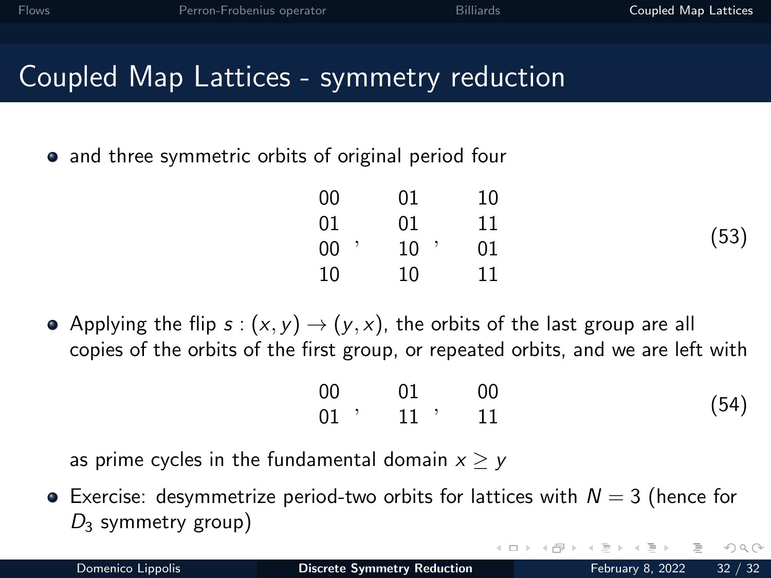## Coupled Map Lattices - symmetry reduction

- and three symmetric orbits of original period four

$$\begin{matrix} 00 \\ 01 \\ 00 \\ 10 \end{matrix}, \quad \begin{matrix} 01 \\ 01 \\ 10 \\ 10 \end{matrix}, \quad \begin{matrix} 10 \\ 11 \\ 01 \\ 11 \end{matrix} \tag{53}$$

- Applying the flip $s : (x, y) \to (y, x)$, the orbits of the last group are all copies of the orbits of the first group, or repeated orbits, and we are left with

$$\begin{matrix} 00 \\ 01 \end{matrix}, \quad \begin{matrix} 01 \\ 11 \end{matrix}, \quad \begin{matrix} 00 \\ 11 \end{matrix} \tag{54}$$

  as prime cycles in the fundamental domain $x \geq y$

- Exercise: desymmetrize period-two orbits for lattices with $N = 3$ (hence for $D_3$ symmetry group)